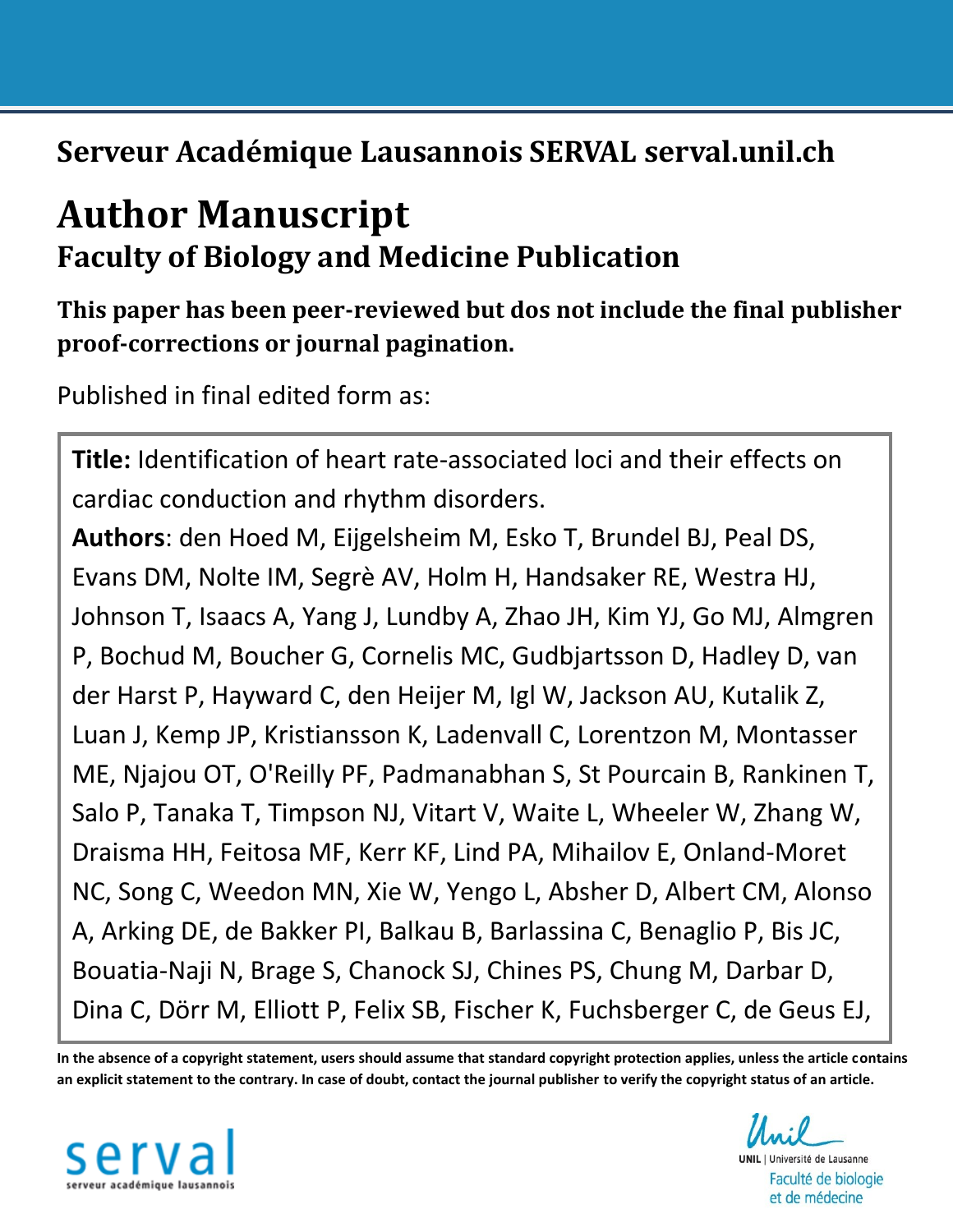**Serveur Académique Lausannois SERVAL serval.unil.ch**

# Author Manuscript

## Faculty of Biology and Medicine Publication

**This paper has been peer-reviewed but dos not include the final publisher proof-corrections or journal pagination.**

Published in final edited form as:

**Title:** Identification of heart rate-associated loci and their effects on cardiac conduction and rhythm disorders.

**Authors**: den Hoed M, Eijgelsheim M, Esko T, Brundel BJ, Peal DS, Evans DM, Nolte IM, Segrè AV, Holm H, Handsaker RE, Westra HJ, Johnson T, Isaacs A, Yang J, Lundby A, Zhao JH, Kim YJ, Go MJ, Almgren P, Bochud M, Boucher G, Cornelis MC, Gudbjartsson D, Hadley D, van der Harst P, Hayward C, den Heijer M, Igl W, Jackson AU, Kutalik Z, Luan J, Kemp JP, Kristiansson K, Ladenvall C, Lorentzon M, Montasser ME, Njajou OT, O'Reilly PF, Padmanabhan S, St Pourcain B, Rankinen T, Salo P, Tanaka T, Timpson NJ, Vitart V, Waite L, Wheeler W, Zhang W, Draisma HH, Feitosa MF, Kerr KF, Lind PA, Mihailov E, Onland-Moret NC, Song C, Weedon MN, Xie W, Yengo L, Absher D, Albert CM, Alonso A, Arking DE, de Bakker PI, Balkau B, Barlassina C, Benaglio P, Bis JC, Bouatia-Naji N, Brage S, Chanock SJ, Chines PS, Chung M, Darbar D, Dina C, Dörr M, Elliott P, Felix SB, Fischer K, Fuchsberger C, de Geus EJ,

**In the absence of a copyright statement, users should assume that standard copyright protection applies, unless the article contains an explicit statement to the contrary. In case of doubt, contact the journal publisher to verify the copyright status of an article.**

serval
serveur académique lausannois

UNIL | Université de Lausanne
Faculté de biologie et de médecine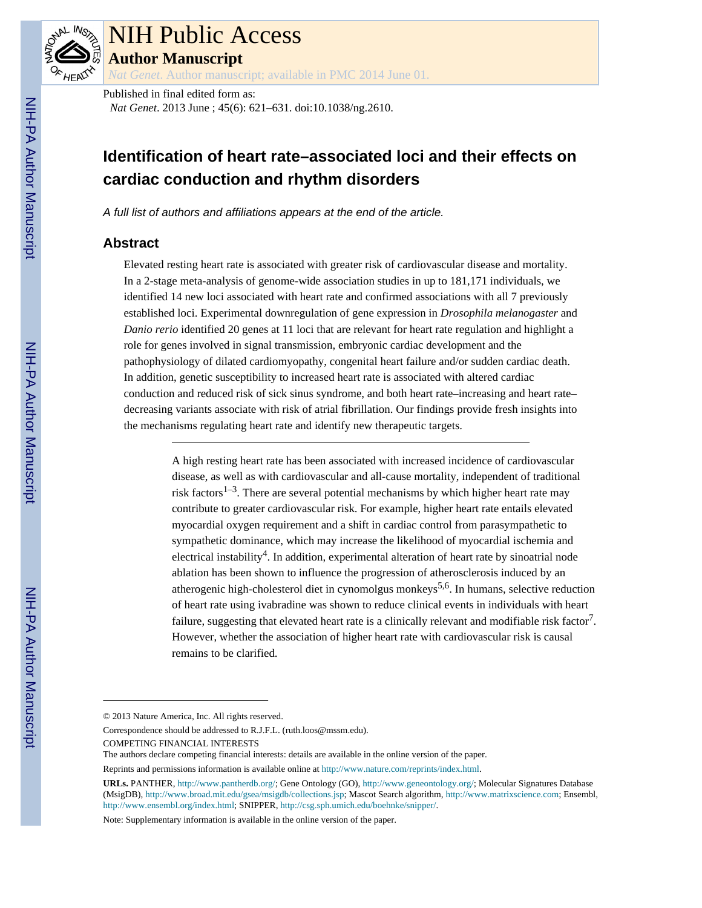# NIH Public Access

## Author Manuscript

*Nat Genet*. Author manuscript; available in PMC 2014 June 01.

Published in final edited form as:

*Nat Genet*. 2013 June ; 45(6): 621–631. doi:10.1038/ng.2610.

# Identification of heart rate–associated loci and their effects on cardiac conduction and rhythm disorders

*A full list of authors and affiliations appears at the end of the article.*

## Abstract

Elevated resting heart rate is associated with greater risk of cardiovascular disease and mortality. In a 2-stage meta-analysis of genome-wide association studies in up to 181,171 individuals, we identified 14 new loci associated with heart rate and confirmed associations with all 7 previously established loci. Experimental downregulation of gene expression in *Drosophila melanogaster* and *Danio rerio* identified 20 genes at 11 loci that are relevant for heart rate regulation and highlight a role for genes involved in signal transmission, embryonic cardiac development and the pathophysiology of dilated cardiomyopathy, congenital heart failure and/or sudden cardiac death. In addition, genetic susceptibility to increased heart rate is associated with altered cardiac conduction and reduced risk of sick sinus syndrome, and both heart rate–increasing and heart rate–decreasing variants associate with risk of atrial fibrillation. Our findings provide fresh insights into the mechanisms regulating heart rate and identify new therapeutic targets.

---

A high resting heart rate has been associated with increased incidence of cardiovascular disease, as well as with cardiovascular and all-cause mortality, independent of traditional risk factors[1–3]. There are several potential mechanisms by which higher heart rate may contribute to greater cardiovascular risk. For example, higher heart rate entails elevated myocardial oxygen requirement and a shift in cardiac control from parasympathetic to sympathetic dominance, which may increase the likelihood of myocardial ischemia and electrical instability[4]. In addition, experimental alteration of heart rate by sinoatrial node ablation has been shown to influence the progression of atherosclerosis induced by an atherogenic high-cholesterol diet in cynomolgus monkeys[5,6]. In humans, selective reduction of heart rate using ivabradine was shown to reduce clinical events in individuals with heart failure, suggesting that elevated heart rate is a clinically relevant and modifiable risk factor[7]. However, whether the association of higher heart rate with cardiovascular risk is causal remains to be clarified.

---

© 2013 Nature America, Inc. All rights reserved.

Correspondence should be addressed to R.J.F.L. (ruth.loos@mssm.edu).

COMPETING FINANCIAL INTERESTS

The authors declare competing financial interests: details are available in the online version of the paper.

Reprints and permissions information is available online at http://www.nature.com/reprints/index.html.

**URLs.** PANTHER, http://www.pantherdb.org/; Gene Ontology (GO), http://www.geneontology.org/; Molecular Signatures Database (MsigDB), http://www.broad.mit.edu/gsea/msigdb/collections.jsp; Mascot Search algorithm, http://www.matrixscience.com; Ensembl, http://www.ensembl.org/index.html; SNIPPER, http://csg.sph.umich.edu/boehnke/snipper/.

Note: Supplementary information is available in the online version of the paper.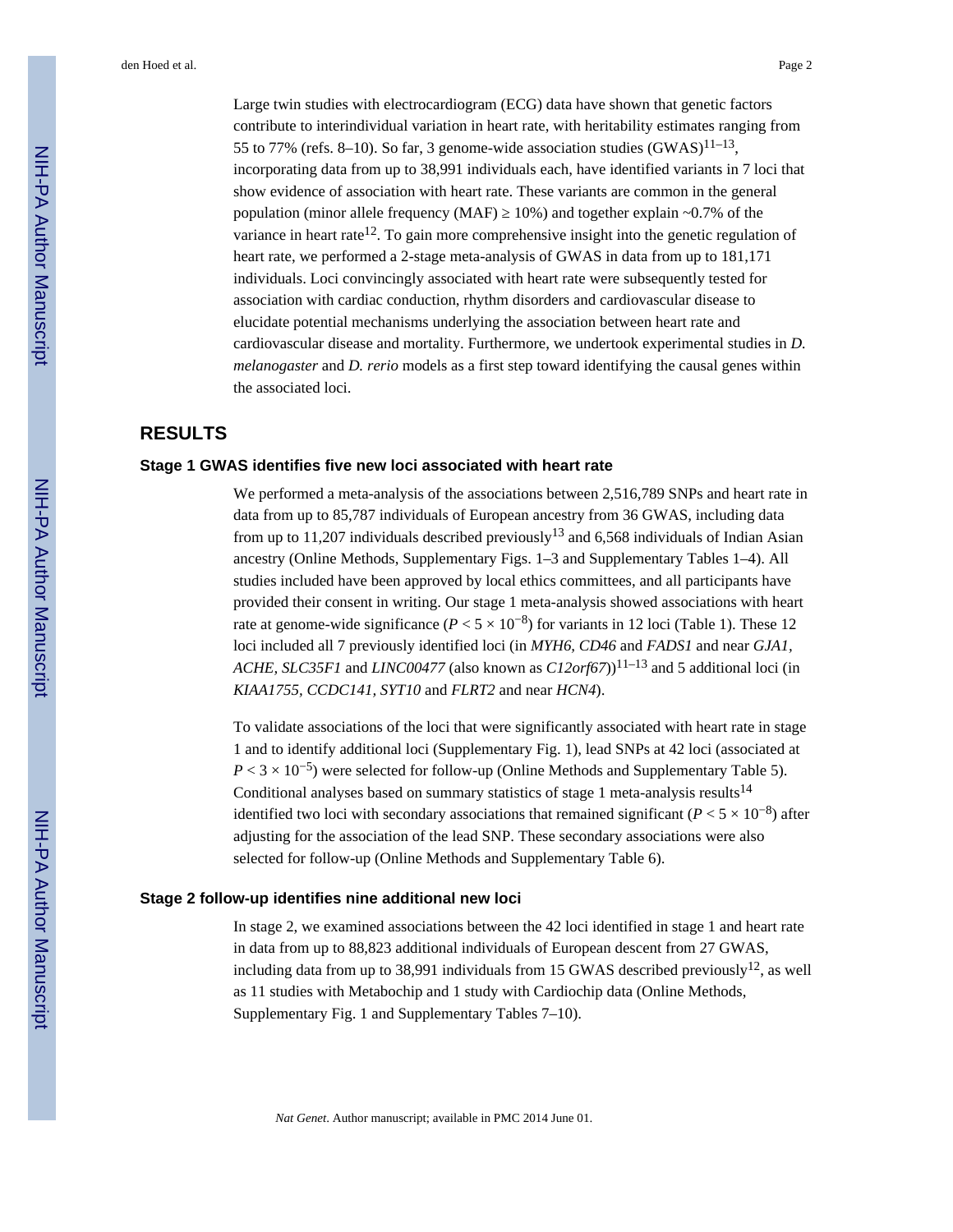Large twin studies with electrocardiogram (ECG) data have shown that genetic factors contribute to interindividual variation in heart rate, with heritability estimates ranging from 55 to 77% (refs. 8–10). So far, 3 genome-wide association studies (GWAS)[11–13], incorporating data from up to 38,991 individuals each, have identified variants in 7 loci that show evidence of association with heart rate. These variants are common in the general population (minor allele frequency (MAF) ≥ 10%) and together explain ~0.7% of the variance in heart rate[12]. To gain more comprehensive insight into the genetic regulation of heart rate, we performed a 2-stage meta-analysis of GWAS in data from up to 181,171 individuals. Loci convincingly associated with heart rate were subsequently tested for association with cardiac conduction, rhythm disorders and cardiovascular disease to elucidate potential mechanisms underlying the association between heart rate and cardiovascular disease and mortality. Furthermore, we undertook experimental studies in *D. melanogaster* and *D. rerio* models as a first step toward identifying the causal genes within the associated loci.

## RESULTS

### Stage 1 GWAS identifies five new loci associated with heart rate

We performed a meta-analysis of the associations between 2,516,789 SNPs and heart rate in data from up to 85,787 individuals of European ancestry from 36 GWAS, including data from up to 11,207 individuals described previously[13] and 6,568 individuals of Indian Asian ancestry (Online Methods, Supplementary Figs. 1–3 and Supplementary Tables 1–4). All studies included have been approved by local ethics committees, and all participants have provided their consent in writing. Our stage 1 meta-analysis showed associations with heart rate at genome-wide significance ($P < 5 \times 10^{-8}$) for variants in 12 loci (Table 1). These 12 loci included all 7 previously identified loci (in *MYH6, CD46* and *FADS1* and near *GJA1, ACHE, SLC35F1* and *LINC00477* (also known as *C12orf67*))[11–13] and 5 additional loci (in *KIAA1755, CCDC141, SYT10* and *FLRT2* and near *HCN4*).

To validate associations of the loci that were significantly associated with heart rate in stage 1 and to identify additional loci (Supplementary Fig. 1), lead SNPs at 42 loci (associated at $P < 3 \times 10^{-5}$) were selected for follow-up (Online Methods and Supplementary Table 5). Conditional analyses based on summary statistics of stage 1 meta-analysis results[14] identified two loci with secondary associations that remained significant ($P < 5 \times 10^{-8}$) after adjusting for the association of the lead SNP. These secondary associations were also selected for follow-up (Online Methods and Supplementary Table 6).

### Stage 2 follow-up identifies nine additional new loci

In stage 2, we examined associations between the 42 loci identified in stage 1 and heart rate in data from up to 88,823 additional individuals of European descent from 27 GWAS, including data from up to 38,991 individuals from 15 GWAS described previously[12], as well as 11 studies with Metabochip and 1 study with Cardiochip data (Online Methods, Supplementary Fig. 1 and Supplementary Tables 7–10).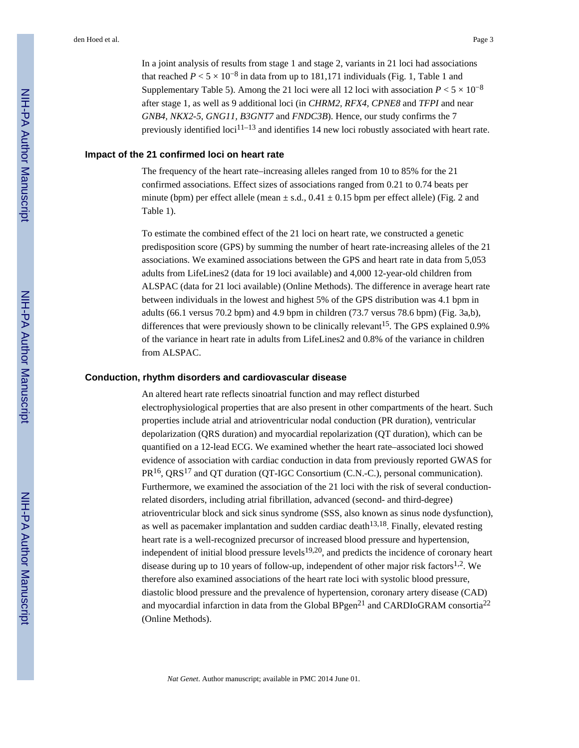In a joint analysis of results from stage 1 and stage 2, variants in 21 loci had associations that reached $P < 5 \times 10^{-8}$ in data from up to 181,171 individuals (Fig. 1, Table 1 and Supplementary Table 5). Among the 21 loci were all 12 loci with association $P < 5 \times 10^{-8}$ after stage 1, as well as 9 additional loci (in *CHRM2*, *RFX4*, *CPNE8* and *TFPI* and near *GNB4*, *NKX2-5*, *GNG11*, *B3GNT7* and *FNDC3B*). Hence, our study confirms the 7 previously identified loci[11–13] and identifies 14 new loci robustly associated with heart rate.

### Impact of the 21 confirmed loci on heart rate

The frequency of the heart rate–increasing alleles ranged from 10 to 85% for the 21 confirmed associations. Effect sizes of associations ranged from 0.21 to 0.74 beats per minute (bpm) per effect allele (mean ± s.d., 0.41 ± 0.15 bpm per effect allele) (Fig. 2 and Table 1).

To estimate the combined effect of the 21 loci on heart rate, we constructed a genetic predisposition score (GPS) by summing the number of heart rate-increasing alleles of the 21 associations. We examined associations between the GPS and heart rate in data from 5,053 adults from LifeLines2 (data for 19 loci available) and 4,000 12-year-old children from ALSPAC (data for 21 loci available) (Online Methods). The difference in average heart rate between individuals in the lowest and highest 5% of the GPS distribution was 4.1 bpm in adults (66.1 versus 70.2 bpm) and 4.9 bpm in children (73.7 versus 78.6 bpm) (Fig. 3a,b), differences that were previously shown to be clinically relevant[15]. The GPS explained 0.9% of the variance in heart rate in adults from LifeLines2 and 0.8% of the variance in children from ALSPAC.

### Conduction, rhythm disorders and cardiovascular disease

An altered heart rate reflects sinoatrial function and may reflect disturbed electrophysiological properties that are also present in other compartments of the heart. Such properties include atrial and atrioventricular nodal conduction (PR duration), ventricular depolarization (QRS duration) and myocardial repolarization (QT duration), which can be quantified on a 12-lead ECG. We examined whether the heart rate–associated loci showed evidence of association with cardiac conduction in data from previously reported GWAS for PR[16], QRS[17] and QT duration (QT-IGC Consortium (C.N.-C.), personal communication). Furthermore, we examined the association of the 21 loci with the risk of several conduction-related disorders, including atrial fibrillation, advanced (second- and third-degree) atrioventricular block and sick sinus syndrome (SSS, also known as sinus node dysfunction), as well as pacemaker implantation and sudden cardiac death[13,18]. Finally, elevated resting heart rate is a well-recognized precursor of increased blood pressure and hypertension, independent of initial blood pressure levels[19,20], and predicts the incidence of coronary heart disease during up to 10 years of follow-up, independent of other major risk factors[1,2]. We therefore also examined associations of the heart rate loci with systolic blood pressure, diastolic blood pressure and the prevalence of hypertension, coronary artery disease (CAD) and myocardial infarction in data from the Global BPgen[21] and CARDIoGRAM consortia[22] (Online Methods).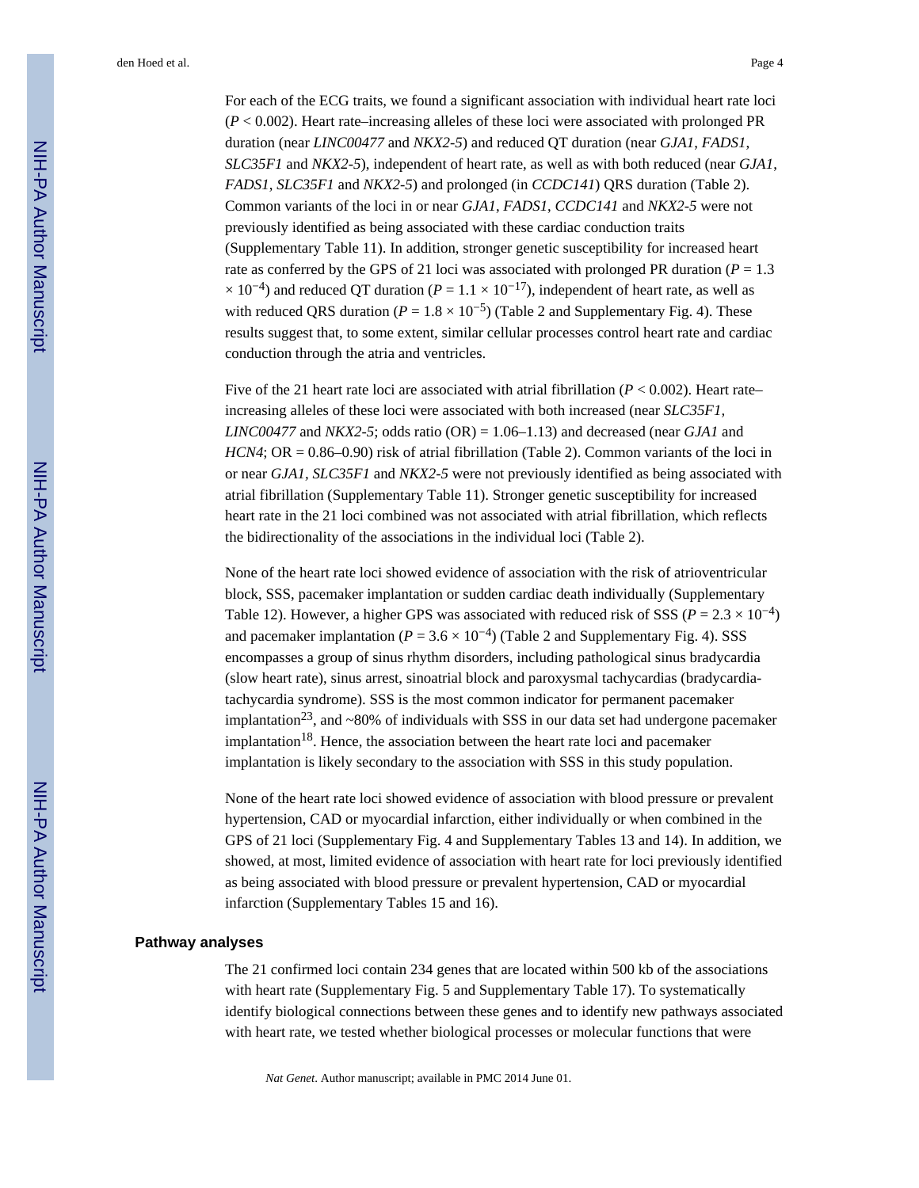For each of the ECG traits, we found a significant association with individual heart rate loci ($P < 0.002$). Heart rate–increasing alleles of these loci were associated with prolonged PR duration (near *LINC00477* and *NKX2-5*) and reduced QT duration (near *GJA1*, *FADS1*, *SLC35F1* and *NKX2-5*), independent of heart rate, as well as with both reduced (near *GJA1*, *FADS1*, *SLC35F1* and *NKX2-5*) and prolonged (in *CCDC141*) QRS duration (Table 2). Common variants of the loci in or near *GJA1*, *FADS1*, *CCDC141* and *NKX2-5* were not previously identified as being associated with these cardiac conduction traits (Supplementary Table 11). In addition, stronger genetic susceptibility for increased heart rate as conferred by the GPS of 21 loci was associated with prolonged PR duration ($P = 1.3 \times 10^{-4}$) and reduced QT duration ($P = 1.1 \times 10^{-17}$), independent of heart rate, as well as with reduced QRS duration ($P = 1.8 \times 10^{-5}$) (Table 2 and Supplementary Fig. 4). These results suggest that, to some extent, similar cellular processes control heart rate and cardiac conduction through the atria and ventricles.

Five of the 21 heart rate loci are associated with atrial fibrillation ($P < 0.002$). Heart rate–increasing alleles of these loci were associated with both increased (near *SLC35F1, LINC00477* and *NKX2-5*; odds ratio (OR) = 1.06–1.13) and decreased (near *GJA1* and *HCN4*; OR = 0.86–0.90) risk of atrial fibrillation (Table 2). Common variants of the loci in or near *GJA1*, *SLC35F1* and *NKX2-5* were not previously identified as being associated with atrial fibrillation (Supplementary Table 11). Stronger genetic susceptibility for increased heart rate in the 21 loci combined was not associated with atrial fibrillation, which reflects the bidirectionality of the associations in the individual loci (Table 2).

None of the heart rate loci showed evidence of association with the risk of atrioventricular block, SSS, pacemaker implantation or sudden cardiac death individually (Supplementary Table 12). However, a higher GPS was associated with reduced risk of SSS ($P = 2.3 \times 10^{-4}$) and pacemaker implantation ($P = 3.6 \times 10^{-4}$) (Table 2 and Supplementary Fig. 4). SSS encompasses a group of sinus rhythm disorders, including pathological sinus bradycardia (slow heart rate), sinus arrest, sinoatrial block and paroxysmal tachycardias (bradycardia-tachycardia syndrome). SSS is the most common indicator for permanent pacemaker implantation[23], and ~80% of individuals with SSS in our data set had undergone pacemaker implantation[18]. Hence, the association between the heart rate loci and pacemaker implantation is likely secondary to the association with SSS in this study population.

None of the heart rate loci showed evidence of association with blood pressure or prevalent hypertension, CAD or myocardial infarction, either individually or when combined in the GPS of 21 loci (Supplementary Fig. 4 and Supplementary Tables 13 and 14). In addition, we showed, at most, limited evidence of association with heart rate for loci previously identified as being associated with blood pressure or prevalent hypertension, CAD or myocardial infarction (Supplementary Tables 15 and 16).

## Pathway analyses

The 21 confirmed loci contain 234 genes that are located within 500 kb of the associations with heart rate (Supplementary Fig. 5 and Supplementary Table 17). To systematically identify biological connections between these genes and to identify new pathways associated with heart rate, we tested whether biological processes or molecular functions that were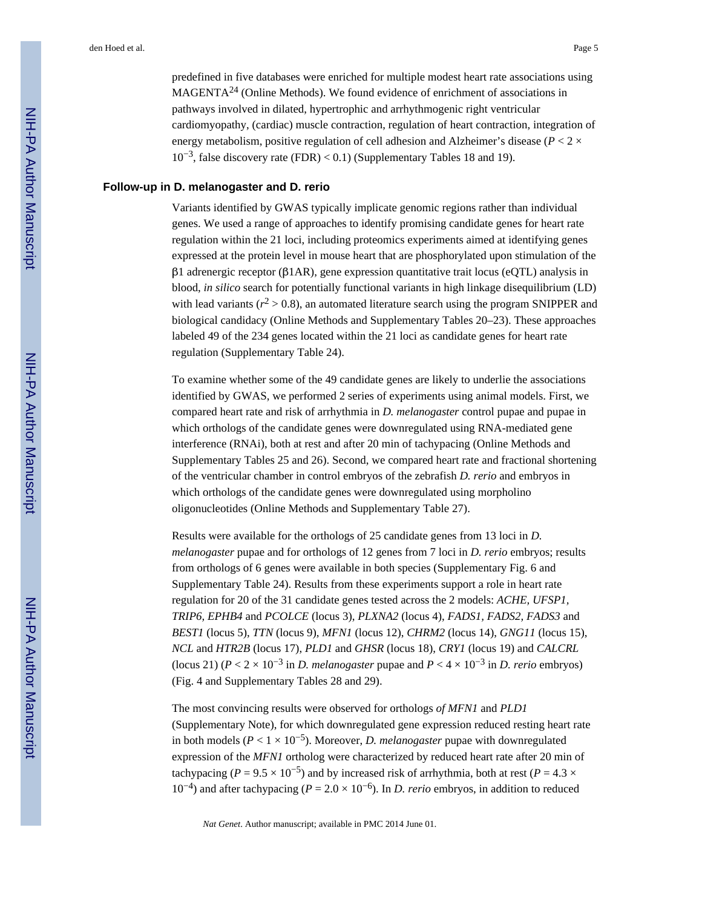predefined in five databases were enriched for multiple modest heart rate associations using MAGENTA[24] (Online Methods). We found evidence of enrichment of associations in pathways involved in dilated, hypertrophic and arrhythmogenic right ventricular cardiomyopathy, (cardiac) muscle contraction, regulation of heart contraction, integration of energy metabolism, positive regulation of cell adhesion and Alzheimer's disease ($P < 2 \times 10^{-3}$, false discovery rate (FDR) < 0.1) (Supplementary Tables 18 and 19).

### Follow-up in D. melanogaster and D. rerio

Variants identified by GWAS typically implicate genomic regions rather than individual genes. We used a range of approaches to identify promising candidate genes for heart rate regulation within the 21 loci, including proteomics experiments aimed at identifying genes expressed at the protein level in mouse heart that are phosphorylated upon stimulation of the β1 adrenergic receptor (β1AR), gene expression quantitative trait locus (eQTL) analysis in blood, *in silico* search for potentially functional variants in high linkage disequilibrium (LD) with lead variants ($r^2 > 0.8$), an automated literature search using the program SNIPPER and biological candidacy (Online Methods and Supplementary Tables 20–23). These approaches labeled 49 of the 234 genes located within the 21 loci as candidate genes for heart rate regulation (Supplementary Table 24).

To examine whether some of the 49 candidate genes are likely to underlie the associations identified by GWAS, we performed 2 series of experiments using animal models. First, we compared heart rate and risk of arrhythmia in *D. melanogaster* control pupae and pupae in which orthologs of the candidate genes were downregulated using RNA-mediated gene interference (RNAi), both at rest and after 20 min of tachypacing (Online Methods and Supplementary Tables 25 and 26). Second, we compared heart rate and fractional shortening of the ventricular chamber in control embryos of the zebrafish *D. rerio* and embryos in which orthologs of the candidate genes were downregulated using morpholino oligonucleotides (Online Methods and Supplementary Table 27).

Results were available for the orthologs of 25 candidate genes from 13 loci in *D. melanogaster* pupae and for orthologs of 12 genes from 7 loci in *D. rerio* embryos; results from orthologs of 6 genes were available in both species (Supplementary Fig. 6 and Supplementary Table 24). Results from these experiments support a role in heart rate regulation for 20 of the 31 candidate genes tested across the 2 models: *ACHE, UFSP1, TRIP6, EPHB4* and *PCOLCE* (locus 3), *PLXNA2* (locus 4), *FADS1, FADS2, FADS3* and *BEST1* (locus 5), *TTN* (locus 9), *MFN1* (locus 12), *CHRM2* (locus 14), *GNG11* (locus 15), *NCL* and *HTR2B* (locus 17), *PLD1* and *GHSR* (locus 18), *CRY1* (locus 19) and *CALCRL* (locus 21) ($P < 2 \times 10^{-3}$ in *D. melanogaster* pupae and $P < 4 \times 10^{-3}$ in *D. rerio* embryos) (Fig. 4 and Supplementary Tables 28 and 29).

The most convincing results were observed for orthologs *of MFN1* and *PLD1* (Supplementary Note), for which downregulated gene expression reduced resting heart rate in both models ($P < 1 \times 10^{-5}$). Moreover, *D. melanogaster* pupae with downregulated expression of the *MFN1* ortholog were characterized by reduced heart rate after 20 min of tachypacing ($P = 9.5 \times 10^{-5}$) and by increased risk of arrhythmia, both at rest ($P = 4.3 \times 10^{-4}$) and after tachypacing ($P = 2.0 \times 10^{-6}$). In *D. rerio* embryos, in addition to reduced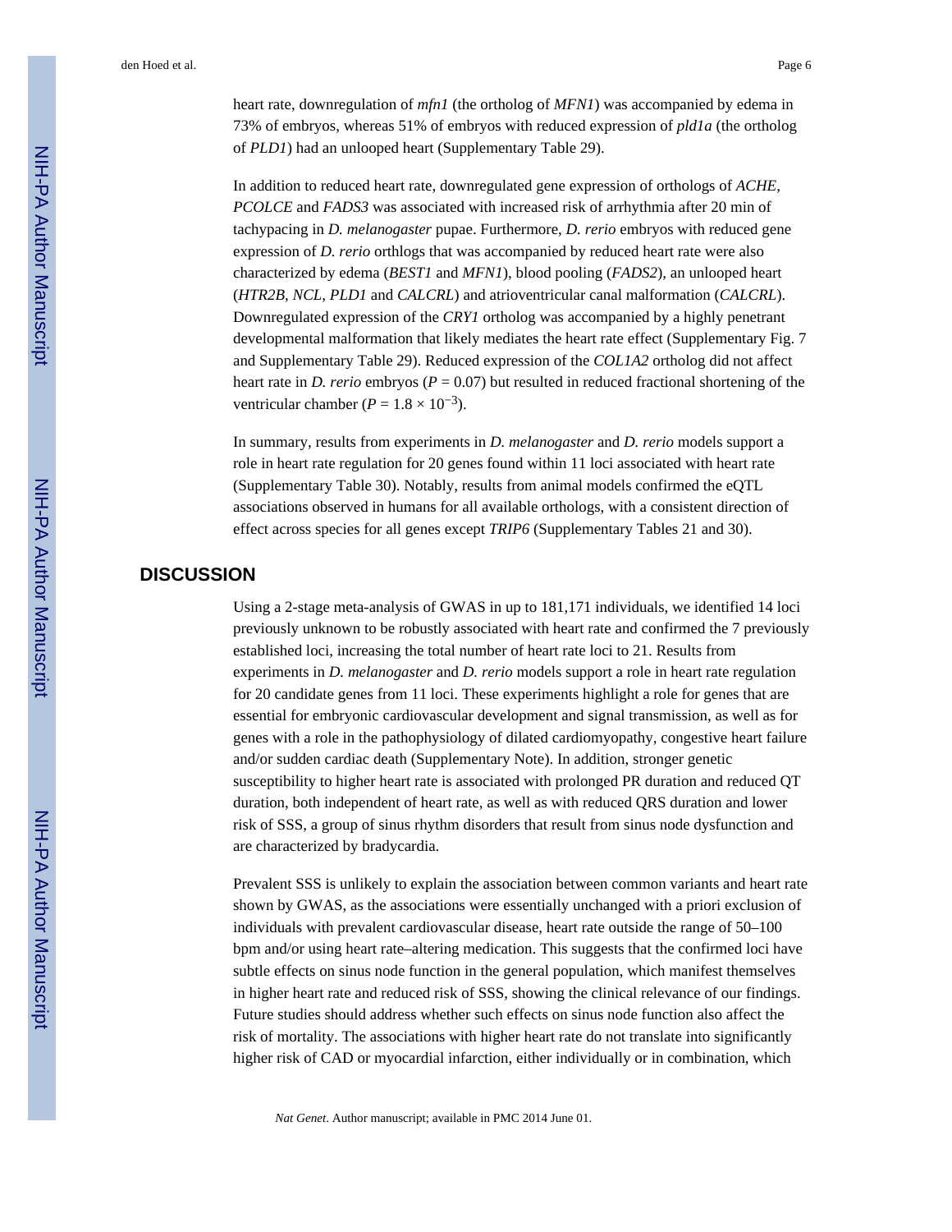heart rate, downregulation of *mfn1* (the ortholog of *MFN1*) was accompanied by edema in 73% of embryos, whereas 51% of embryos with reduced expression of *pld1a* (the ortholog of *PLD1*) had an unlooped heart (Supplementary Table 29).

In addition to reduced heart rate, downregulated gene expression of orthologs of *ACHE*, *PCOLCE* and *FADS3* was associated with increased risk of arrhythmia after 20 min of tachypacing in *D. melanogaster* pupae. Furthermore, *D. rerio* embryos with reduced gene expression of *D. rerio* orthlogs that was accompanied by reduced heart rate were also characterized by edema (*BEST1* and *MFN1*), blood pooling (*FADS2*), an unlooped heart (*HTR2B*, *NCL*, *PLD1* and *CALCRL*) and atrioventricular canal malformation (*CALCRL*). Downregulated expression of the *CRY1* ortholog was accompanied by a highly penetrant developmental malformation that likely mediates the heart rate effect (Supplementary Fig. 7 and Supplementary Table 29). Reduced expression of the *COL1A2* ortholog did not affect heart rate in *D. rerio* embryos ($P = 0.07$) but resulted in reduced fractional shortening of the ventricular chamber ($P = 1.8 \times 10^{-3}$).

In summary, results from experiments in *D. melanogaster* and *D. rerio* models support a role in heart rate regulation for 20 genes found within 11 loci associated with heart rate (Supplementary Table 30). Notably, results from animal models confirmed the eQTL associations observed in humans for all available orthologs, with a consistent direction of effect across species for all genes except *TRIP6* (Supplementary Tables 21 and 30).

## DISCUSSION

Using a 2-stage meta-analysis of GWAS in up to 181,171 individuals, we identified 14 loci previously unknown to be robustly associated with heart rate and confirmed the 7 previously established loci, increasing the total number of heart rate loci to 21. Results from experiments in *D. melanogaster* and *D. rerio* models support a role in heart rate regulation for 20 candidate genes from 11 loci. These experiments highlight a role for genes that are essential for embryonic cardiovascular development and signal transmission, as well as for genes with a role in the pathophysiology of dilated cardiomyopathy, congestive heart failure and/or sudden cardiac death (Supplementary Note). In addition, stronger genetic susceptibility to higher heart rate is associated with prolonged PR duration and reduced QT duration, both independent of heart rate, as well as with reduced QRS duration and lower risk of SSS, a group of sinus rhythm disorders that result from sinus node dysfunction and are characterized by bradycardia.

Prevalent SSS is unlikely to explain the association between common variants and heart rate shown by GWAS, as the associations were essentially unchanged with a priori exclusion of individuals with prevalent cardiovascular disease, heart rate outside the range of 50–100 bpm and/or using heart rate–altering medication. This suggests that the confirmed loci have subtle effects on sinus node function in the general population, which manifest themselves in higher heart rate and reduced risk of SSS, showing the clinical relevance of our findings. Future studies should address whether such effects on sinus node function also affect the risk of mortality. The associations with higher heart rate do not translate into significantly higher risk of CAD or myocardial infarction, either individually or in combination, which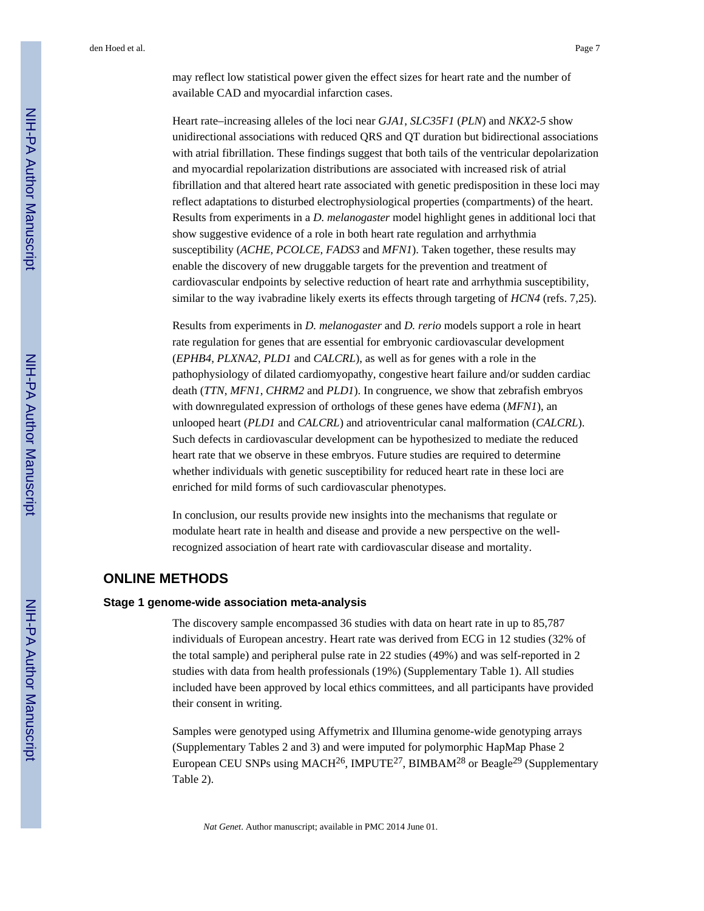may reflect low statistical power given the effect sizes for heart rate and the number of available CAD and myocardial infarction cases.

Heart rate–increasing alleles of the loci near *GJA1*, *SLC35F1* (*PLN*) and *NKX2-5* show unidirectional associations with reduced QRS and QT duration but bidirectional associations with atrial fibrillation. These findings suggest that both tails of the ventricular depolarization and myocardial repolarization distributions are associated with increased risk of atrial fibrillation and that altered heart rate associated with genetic predisposition in these loci may reflect adaptations to disturbed electrophysiological properties (compartments) of the heart. Results from experiments in a *D. melanogaster* model highlight genes in additional loci that show suggestive evidence of a role in both heart rate regulation and arrhythmia susceptibility (*ACHE*, *PCOLCE*, *FADS3* and *MFN1*). Taken together, these results may enable the discovery of new druggable targets for the prevention and treatment of cardiovascular endpoints by selective reduction of heart rate and arrhythmia susceptibility, similar to the way ivabradine likely exerts its effects through targeting of *HCN4* (refs. 7,25).

Results from experiments in *D. melanogaster* and *D. rerio* models support a role in heart rate regulation for genes that are essential for embryonic cardiovascular development (*EPHB4*, *PLXNA2*, *PLD1* and *CALCRL*), as well as for genes with a role in the pathophysiology of dilated cardiomyopathy, congestive heart failure and/or sudden cardiac death (*TTN*, *MFN1*, *CHRM2* and *PLD1*). In congruence, we show that zebrafish embryos with downregulated expression of orthologs of these genes have edema (*MFN1*), an unlooped heart (*PLD1* and *CALCRL*) and atrioventricular canal malformation (*CALCRL*). Such defects in cardiovascular development can be hypothesized to mediate the reduced heart rate that we observe in these embryos. Future studies are required to determine whether individuals with genetic susceptibility for reduced heart rate in these loci are enriched for mild forms of such cardiovascular phenotypes.

In conclusion, our results provide new insights into the mechanisms that regulate or modulate heart rate in health and disease and provide a new perspective on the well-recognized association of heart rate with cardiovascular disease and mortality.

## ONLINE METHODS

### Stage 1 genome-wide association meta-analysis

The discovery sample encompassed 36 studies with data on heart rate in up to 85,787 individuals of European ancestry. Heart rate was derived from ECG in 12 studies (32% of the total sample) and peripheral pulse rate in 22 studies (49%) and was self-reported in 2 studies with data from health professionals (19%) (Supplementary Table 1). All studies included have been approved by local ethics committees, and all participants have provided their consent in writing.

Samples were genotyped using Affymetrix and Illumina genome-wide genotyping arrays (Supplementary Tables 2 and 3) and were imputed for polymorphic HapMap Phase 2 European CEU SNPs using MACH[26], IMPUTE[27], BIMBAM[28] or Beagle[29] (Supplementary Table 2).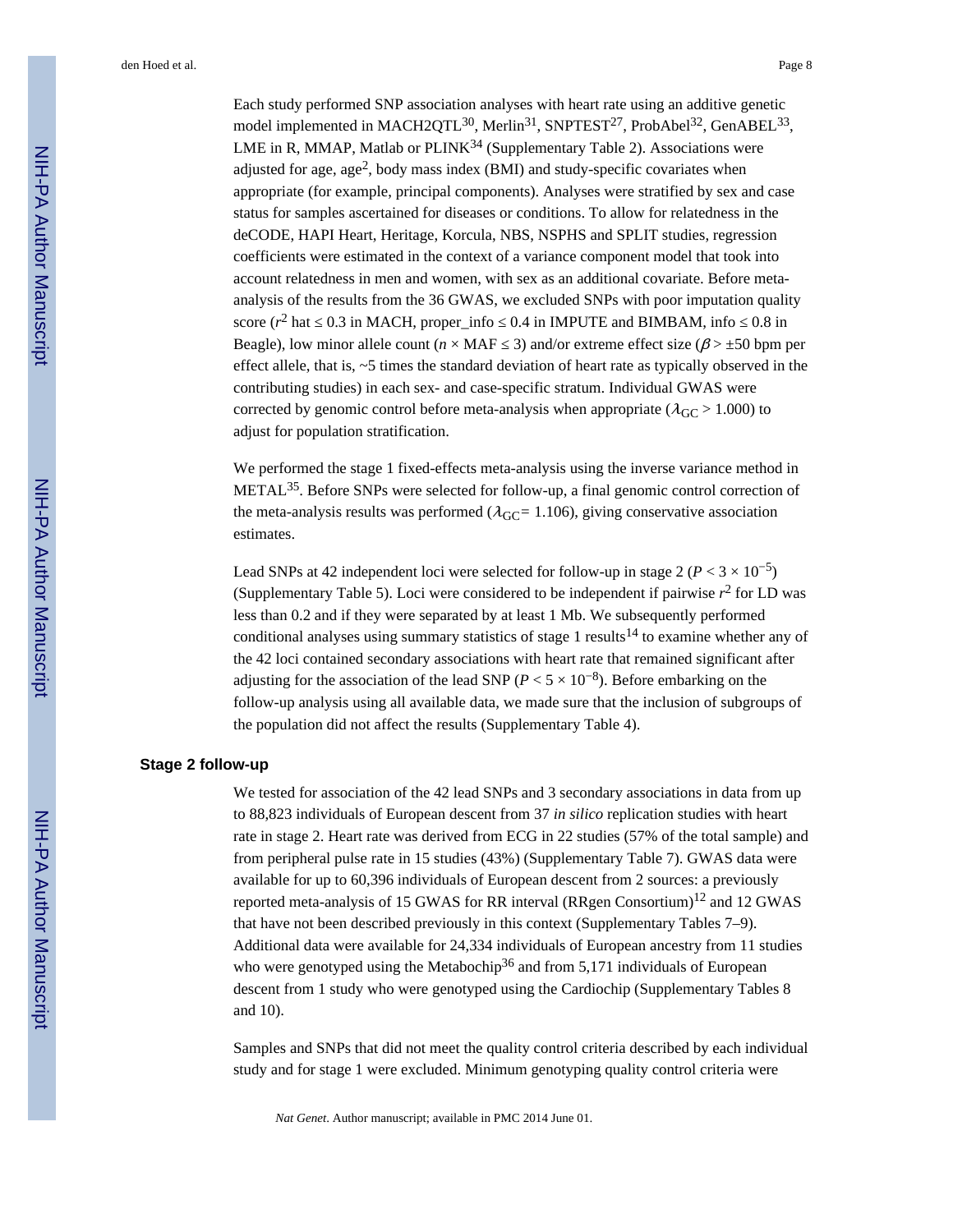Each study performed SNP association analyses with heart rate using an additive genetic model implemented in MACH2QTL[30], Merlin[31], SNPTEST[27], ProbAbel[32], GenABEL[33], LME in R, MMAP, Matlab or PLINK[34] (Supplementary Table 2). Associations were adjusted for age, age$^2$, body mass index (BMI) and study-specific covariates when appropriate (for example, principal components). Analyses were stratified by sex and case status for samples ascertained for diseases or conditions. To allow for relatedness in the deCODE, HAPI Heart, Heritage, Korcula, NBS, NSPHS and SPLIT studies, regression coefficients were estimated in the context of a variance component model that took into account relatedness in men and women, with sex as an additional covariate. Before meta-analysis of the results from the 36 GWAS, we excluded SNPs with poor imputation quality score ($r^2$ hat ≤ 0.3 in MACH, proper_info ≤ 0.4 in IMPUTE and BIMBAM, info ≤ 0.8 in Beagle), low minor allele count ($n \times \text{MAF} \leq 3$) and/or extreme effect size ($\beta > \pm 50$ bpm per effect allele, that is, ~5 times the standard deviation of heart rate as typically observed in the contributing studies) in each sex- and case-specific stratum. Individual GWAS were corrected by genomic control before meta-analysis when appropriate ($\lambda_{GC} > 1.000$) to adjust for population stratification.

We performed the stage 1 fixed-effects meta-analysis using the inverse variance method in METAL[35]. Before SNPs were selected for follow-up, a final genomic control correction of the meta-analysis results was performed ($\lambda_{GC} = 1.106$), giving conservative association estimates.

Lead SNPs at 42 independent loci were selected for follow-up in stage 2 ($P < 3 \times 10^{-5}$) (Supplementary Table 5). Loci were considered to be independent if pairwise $r^2$ for LD was less than 0.2 and if they were separated by at least 1 Mb. We subsequently performed conditional analyses using summary statistics of stage 1 results[14] to examine whether any of the 42 loci contained secondary associations with heart rate that remained significant after adjusting for the association of the lead SNP ($P < 5 \times 10^{-8}$). Before embarking on the follow-up analysis using all available data, we made sure that the inclusion of subgroups of the population did not affect the results (Supplementary Table 4).

### Stage 2 follow-up

We tested for association of the 42 lead SNPs and 3 secondary associations in data from up to 88,823 individuals of European descent from 37 *in silico* replication studies with heart rate in stage 2. Heart rate was derived from ECG in 22 studies (57% of the total sample) and from peripheral pulse rate in 15 studies (43%) (Supplementary Table 7). GWAS data were available for up to 60,396 individuals of European descent from 2 sources: a previously reported meta-analysis of 15 GWAS for RR interval (RRgen Consortium)[12] and 12 GWAS that have not been described previously in this context (Supplementary Tables 7–9). Additional data were available for 24,334 individuals of European ancestry from 11 studies who were genotyped using the Metabochip[36] and from 5,171 individuals of European descent from 1 study who were genotyped using the Cardiochip (Supplementary Tables 8 and 10).

Samples and SNPs that did not meet the quality control criteria described by each individual study and for stage 1 were excluded. Minimum genotyping quality control criteria were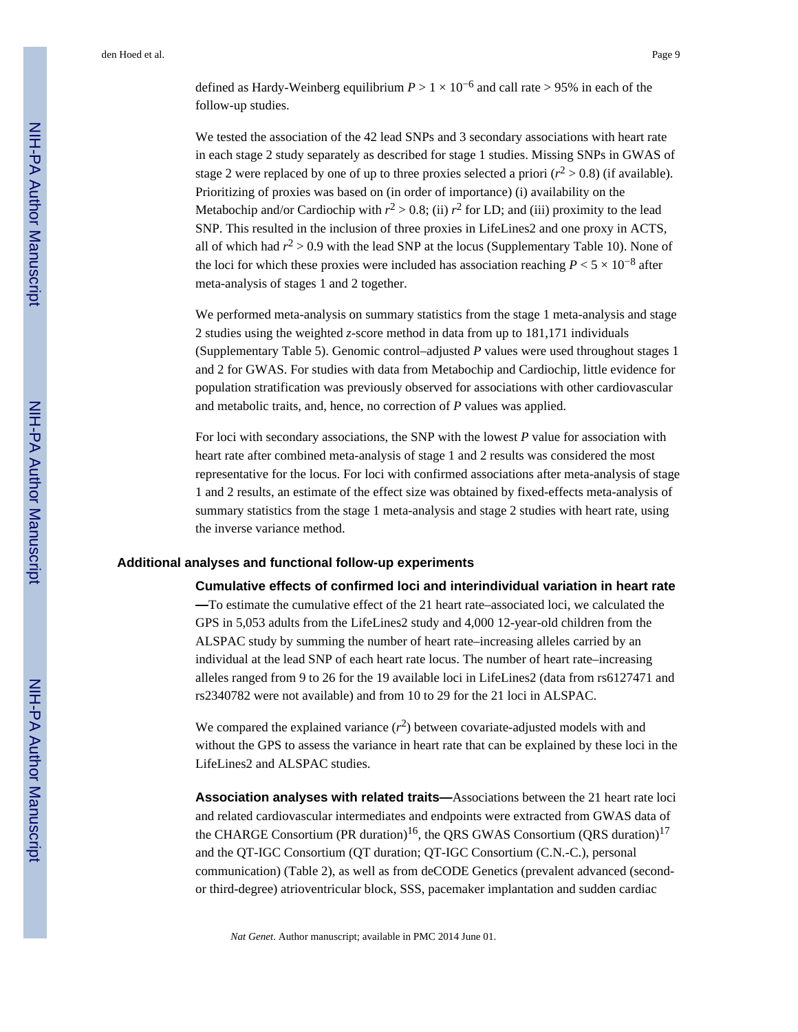defined as Hardy-Weinberg equilibrium $P > 1 \times 10^{-6}$ and call rate > 95% in each of the follow-up studies.

We tested the association of the 42 lead SNPs and 3 secondary associations with heart rate in each stage 2 study separately as described for stage 1 studies. Missing SNPs in GWAS of stage 2 were replaced by one of up to three proxies selected a priori ($r^2 > 0.8$) (if available). Prioritizing of proxies was based on (in order of importance) (i) availability on the Metabochip and/or Cardiochip with $r^2 > 0.8$; (ii) $r^2$ for LD; and (iii) proximity to the lead SNP. This resulted in the inclusion of three proxies in LifeLines2 and one proxy in ACTS, all of which had $r^2 > 0.9$ with the lead SNP at the locus (Supplementary Table 10). None of the loci for which these proxies were included has association reaching $P < 5 \times 10^{-8}$ after meta-analysis of stages 1 and 2 together.

We performed meta-analysis on summary statistics from the stage 1 meta-analysis and stage 2 studies using the weighted *z*-score method in data from up to 181,171 individuals (Supplementary Table 5). Genomic control–adjusted *P* values were used throughout stages 1 and 2 for GWAS. For studies with data from Metabochip and Cardiochip, little evidence for population stratification was previously observed for associations with other cardiovascular and metabolic traits, and, hence, no correction of *P* values was applied.

For loci with secondary associations, the SNP with the lowest *P* value for association with heart rate after combined meta-analysis of stage 1 and 2 results was considered the most representative for the locus. For loci with confirmed associations after meta-analysis of stage 1 and 2 results, an estimate of the effect size was obtained by fixed-effects meta-analysis of summary statistics from the stage 1 meta-analysis and stage 2 studies with heart rate, using the inverse variance method.

## Additional analyses and functional follow-up experiments

**Cumulative effects of confirmed loci and interindividual variation in heart rate —**To estimate the cumulative effect of the 21 heart rate–associated loci, we calculated the GPS in 5,053 adults from the LifeLines2 study and 4,000 12-year-old children from the ALSPAC study by summing the number of heart rate–increasing alleles carried by an individual at the lead SNP of each heart rate locus. The number of heart rate–increasing alleles ranged from 9 to 26 for the 19 available loci in LifeLines2 (data from rs6127471 and rs2340782 were not available) and from 10 to 29 for the 21 loci in ALSPAC.

We compared the explained variance ($r^2$) between covariate-adjusted models with and without the GPS to assess the variance in heart rate that can be explained by these loci in the LifeLines2 and ALSPAC studies.

**Association analyses with related traits—**Associations between the 21 heart rate loci and related cardiovascular intermediates and endpoints were extracted from GWAS data of the CHARGE Consortium (PR duration)[16], the QRS GWAS Consortium (QRS duration)[17] and the QT-IGC Consortium (QT duration; QT-IGC Consortium (C.N.-C.), personal communication) (Table 2), as well as from deCODE Genetics (prevalent advanced (second- or third-degree) atrioventricular block, SSS, pacemaker implantation and sudden cardiac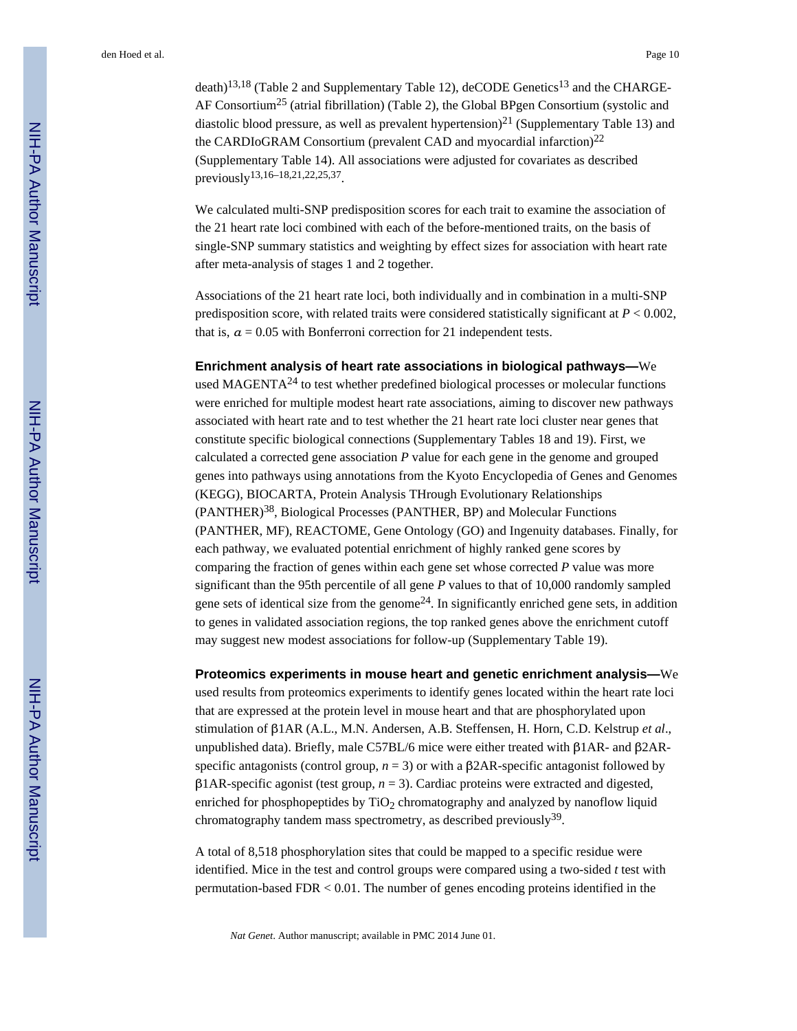death)[13,18] (Table 2 and Supplementary Table 12), deCODE Genetics[13] and the CHARGE-AF Consortium[25] (atrial fibrillation) (Table 2), the Global BPgen Consortium (systolic and diastolic blood pressure, as well as prevalent hypertension)[21] (Supplementary Table 13) and the CARDIoGRAM Consortium (prevalent CAD and myocardial infarction)[22] (Supplementary Table 14). All associations were adjusted for covariates as described previously[13,16–18,21,22,25,37].

We calculated multi-SNP predisposition scores for each trait to examine the association of the 21 heart rate loci combined with each of the before-mentioned traits, on the basis of single-SNP summary statistics and weighting by effect sizes for association with heart rate after meta-analysis of stages 1 and 2 together.

Associations of the 21 heart rate loci, both individually and in combination in a multi-SNP predisposition score, with related traits were considered statistically significant at $P < 0.002$, that is, $\alpha = 0.05$ with Bonferroni correction for 21 independent tests.

**Enrichment analysis of heart rate associations in biological pathways—**We used MAGENTA[24] to test whether predefined biological processes or molecular functions were enriched for multiple modest heart rate associations, aiming to discover new pathways associated with heart rate and to test whether the 21 heart rate loci cluster near genes that constitute specific biological connections (Supplementary Tables 18 and 19). First, we calculated a corrected gene association *P* value for each gene in the genome and grouped genes into pathways using annotations from the Kyoto Encyclopedia of Genes and Genomes (KEGG), BIOCARTA, Protein Analysis THrough Evolutionary Relationships (PANTHER)[38], Biological Processes (PANTHER, BP) and Molecular Functions (PANTHER, MF), REACTOME, Gene Ontology (GO) and Ingenuity databases. Finally, for each pathway, we evaluated potential enrichment of highly ranked gene scores by comparing the fraction of genes within each gene set whose corrected *P* value was more significant than the 95th percentile of all gene *P* values to that of 10,000 randomly sampled gene sets of identical size from the genome[24]. In significantly enriched gene sets, in addition to genes in validated association regions, the top ranked genes above the enrichment cutoff may suggest new modest associations for follow-up (Supplementary Table 19).

**Proteomics experiments in mouse heart and genetic enrichment analysis—**We used results from proteomics experiments to identify genes located within the heart rate loci that are expressed at the protein level in mouse heart and that are phosphorylated upon stimulation of β1AR (A.L., M.N. Andersen, A.B. Steffensen, H. Horn, C.D. Kelstrup *et al*., unpublished data). Briefly, male C57BL/6 mice were either treated with β1AR- and β2AR-specific antagonists (control group, $n = 3$) or with a β2AR-specific antagonist followed by β1AR-specific agonist (test group, $n = 3$). Cardiac proteins were extracted and digested, enriched for phosphopeptides by $TiO_2$ chromatography and analyzed by nanoflow liquid chromatography tandem mass spectrometry, as described previously[39].

A total of 8,518 phosphorylation sites that could be mapped to a specific residue were identified. Mice in the test and control groups were compared using a two-sided *t* test with permutation-based FDR < 0.01. The number of genes encoding proteins identified in the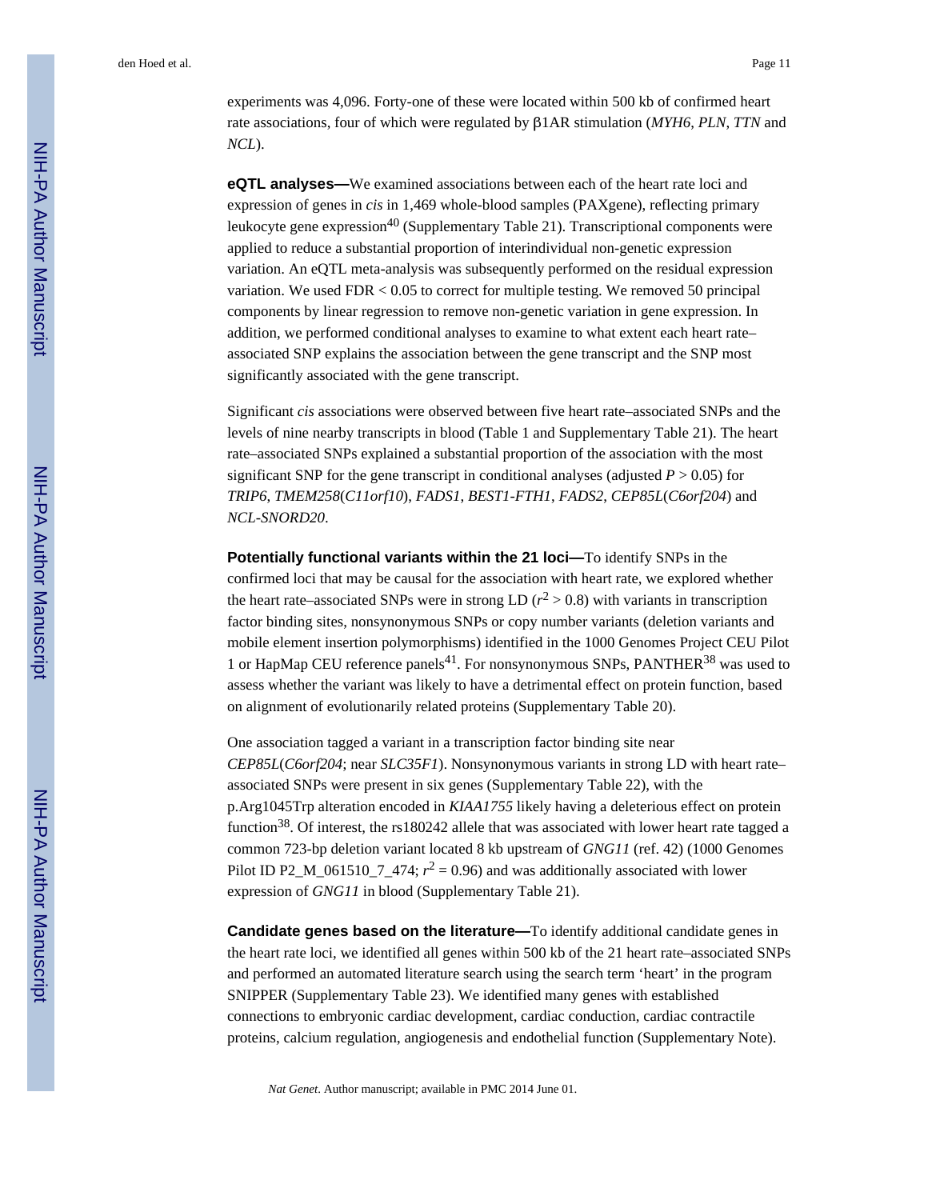experiments was 4,096. Forty-one of these were located within 500 kb of confirmed heart rate associations, four of which were regulated by β1AR stimulation (*MYH6*, *PLN*, *TTN* and *NCL*).

**eQTL analyses—**We examined associations between each of the heart rate loci and expression of genes in *cis* in 1,469 whole-blood samples (PAXgene), reflecting primary leukocyte gene expression[40] (Supplementary Table 21). Transcriptional components were applied to reduce a substantial proportion of interindividual non-genetic expression variation. An eQTL meta-analysis was subsequently performed on the residual expression variation. We used FDR < 0.05 to correct for multiple testing. We removed 50 principal components by linear regression to remove non-genetic variation in gene expression. In addition, we performed conditional analyses to examine to what extent each heart rate–associated SNP explains the association between the gene transcript and the SNP most significantly associated with the gene transcript.

Significant *cis* associations were observed between five heart rate–associated SNPs and the levels of nine nearby transcripts in blood (Table 1 and Supplementary Table 21). The heart rate–associated SNPs explained a substantial proportion of the association with the most significant SNP for the gene transcript in conditional analyses (adjusted $P > 0.05$) for *TRIP6*, *TMEM258*(*C11orf10*), *FADS1*, *BEST1-FTH1*, *FADS2*, *CEP85L*(*C6orf204*) and *NCL-SNORD20*.

**Potentially functional variants within the 21 loci—**To identify SNPs in the confirmed loci that may be causal for the association with heart rate, we explored whether the heart rate–associated SNPs were in strong LD ($r^2 > 0.8$) with variants in transcription factor binding sites, nonsynonymous SNPs or copy number variants (deletion variants and mobile element insertion polymorphisms) identified in the 1000 Genomes Project CEU Pilot 1 or HapMap CEU reference panels[41]. For nonsynonymous SNPs, PANTHER[38] was used to assess whether the variant was likely to have a detrimental effect on protein function, based on alignment of evolutionarily related proteins (Supplementary Table 20).

One association tagged a variant in a transcription factor binding site near *CEP85L*(*C6orf204*; near *SLC35F1*). Nonsynonymous variants in strong LD with heart rate–associated SNPs were present in six genes (Supplementary Table 22), with the p.Arg1045Trp alteration encoded in *KIAA1755* likely having a deleterious effect on protein function[38]. Of interest, the rs180242 allele that was associated with lower heart rate tagged a common 723-bp deletion variant located 8 kb upstream of *GNG11* (ref. 42) (1000 Genomes Pilot ID P2_M_061510_7_474; $r^2 = 0.96$) and was additionally associated with lower expression of *GNG11* in blood (Supplementary Table 21).

**Candidate genes based on the literature—**To identify additional candidate genes in the heart rate loci, we identified all genes within 500 kb of the 21 heart rate–associated SNPs and performed an automated literature search using the search term 'heart' in the program SNIPPER (Supplementary Table 23). We identified many genes with established connections to embryonic cardiac development, cardiac conduction, cardiac contractile proteins, calcium regulation, angiogenesis and endothelial function (Supplementary Note).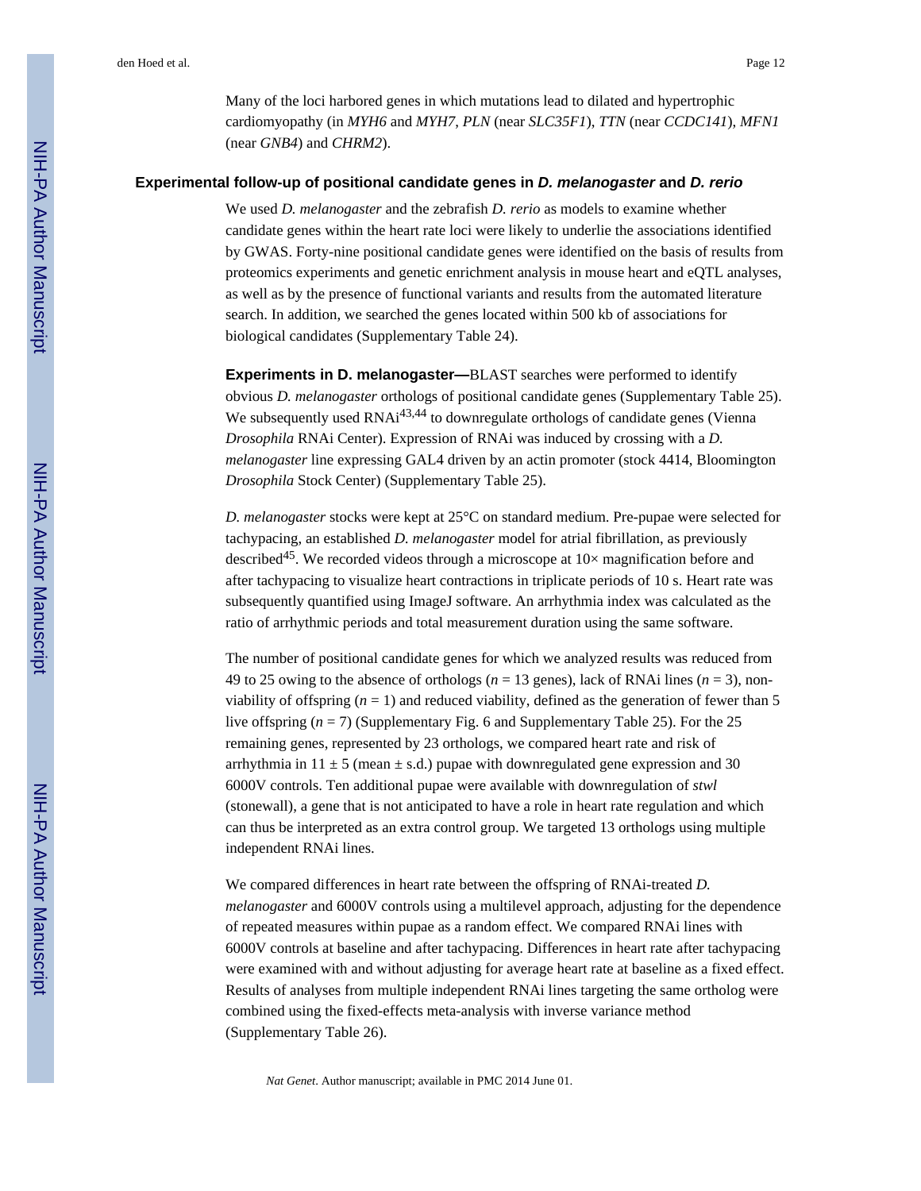Many of the loci harbored genes in which mutations lead to dilated and hypertrophic cardiomyopathy (in *MYH6* and *MYH7*, *PLN* (near *SLC35F1*), *TTN* (near *CCDC141*), *MFN1* (near *GNB4*) and *CHRM2*).

### Experimental follow-up of positional candidate genes in *D. melanogaster* and *D. rerio*

We used *D. melanogaster* and the zebrafish *D. rerio* as models to examine whether candidate genes within the heart rate loci were likely to underlie the associations identified by GWAS. Forty-nine positional candidate genes were identified on the basis of results from proteomics experiments and genetic enrichment analysis in mouse heart and eQTL analyses, as well as by the presence of functional variants and results from the automated literature search. In addition, we searched the genes located within 500 kb of associations for biological candidates (Supplementary Table 24).

**Experiments in D. melanogaster—**BLAST searches were performed to identify obvious *D. melanogaster* orthologs of positional candidate genes (Supplementary Table 25). We subsequently used RNAi[43,44] to downregulate orthologs of candidate genes (Vienna *Drosophila* RNAi Center). Expression of RNAi was induced by crossing with a *D. melanogaster* line expressing GAL4 driven by an actin promoter (stock 4414, Bloomington *Drosophila* Stock Center) (Supplementary Table 25).

*D. melanogaster* stocks were kept at 25°C on standard medium. Pre-pupae were selected for tachypacing, an established *D. melanogaster* model for atrial fibrillation, as previously described[45]. We recorded videos through a microscope at 10× magnification before and after tachypacing to visualize heart contractions in triplicate periods of 10 s. Heart rate was subsequently quantified using ImageJ software. An arrhythmia index was calculated as the ratio of arrhythmic periods and total measurement duration using the same software.

The number of positional candidate genes for which we analyzed results was reduced from 49 to 25 owing to the absence of orthologs ($n$ = 13 genes), lack of RNAi lines ($n$ = 3), non-viability of offspring ($n$ = 1) and reduced viability, defined as the generation of fewer than 5 live offspring ($n$ = 7) (Supplementary Fig. 6 and Supplementary Table 25). For the 25 remaining genes, represented by 23 orthologs, we compared heart rate and risk of arrhythmia in 11 ± 5 (mean ± s.d.) pupae with downregulated gene expression and 30 6000V controls. Ten additional pupae were available with downregulation of *stwl* (stonewall), a gene that is not anticipated to have a role in heart rate regulation and which can thus be interpreted as an extra control group. We targeted 13 orthologs using multiple independent RNAi lines.

We compared differences in heart rate between the offspring of RNAi-treated *D. melanogaster* and 6000V controls using a multilevel approach, adjusting for the dependence of repeated measures within pupae as a random effect. We compared RNAi lines with 6000V controls at baseline and after tachypacing. Differences in heart rate after tachypacing were examined with and without adjusting for average heart rate at baseline as a fixed effect. Results of analyses from multiple independent RNAi lines targeting the same ortholog were combined using the fixed-effects meta-analysis with inverse variance method (Supplementary Table 26).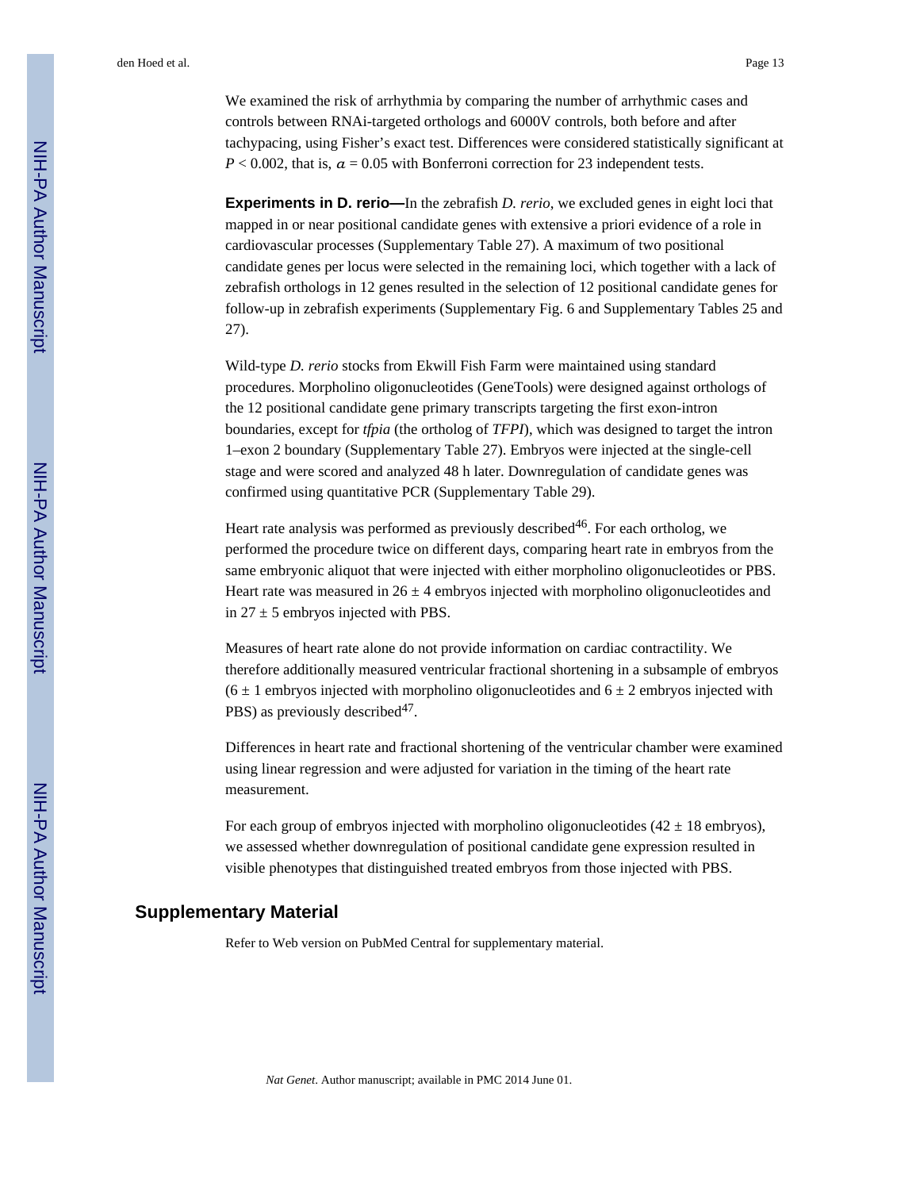We examined the risk of arrhythmia by comparing the number of arrhythmic cases and controls between RNAi-targeted orthologs and 6000V controls, both before and after tachypacing, using Fisher's exact test. Differences were considered statistically significant at $P < 0.002$, that is, $\alpha = 0.05$ with Bonferroni correction for 23 independent tests.

**Experiments in D. rerio—**In the zebrafish *D. rerio*, we excluded genes in eight loci that mapped in or near positional candidate genes with extensive a priori evidence of a role in cardiovascular processes (Supplementary Table 27). A maximum of two positional candidate genes per locus were selected in the remaining loci, which together with a lack of zebrafish orthologs in 12 genes resulted in the selection of 12 positional candidate genes for follow-up in zebrafish experiments (Supplementary Fig. 6 and Supplementary Tables 25 and 27).

Wild-type *D. rerio* stocks from Ekwill Fish Farm were maintained using standard procedures. Morpholino oligonucleotides (GeneTools) were designed against orthologs of the 12 positional candidate gene primary transcripts targeting the first exon-intron boundaries, except for *tfpia* (the ortholog of *TFPI*), which was designed to target the intron 1–exon 2 boundary (Supplementary Table 27). Embryos were injected at the single-cell stage and were scored and analyzed 48 h later. Downregulation of candidate genes was confirmed using quantitative PCR (Supplementary Table 29).

Heart rate analysis was performed as previously described[46]. For each ortholog, we performed the procedure twice on different days, comparing heart rate in embryos from the same embryonic aliquot that were injected with either morpholino oligonucleotides or PBS. Heart rate was measured in $26 \pm 4$ embryos injected with morpholino oligonucleotides and in $27 \pm 5$ embryos injected with PBS.

Measures of heart rate alone do not provide information on cardiac contractility. We therefore additionally measured ventricular fractional shortening in a subsample of embryos ($6 \pm 1$ embryos injected with morpholino oligonucleotides and $6 \pm 2$ embryos injected with PBS) as previously described[47].

Differences in heart rate and fractional shortening of the ventricular chamber were examined using linear regression and were adjusted for variation in the timing of the heart rate measurement.

For each group of embryos injected with morpholino oligonucleotides ($42 \pm 18$ embryos), we assessed whether downregulation of positional candidate gene expression resulted in visible phenotypes that distinguished treated embryos from those injected with PBS.

## Supplementary Material

Refer to Web version on PubMed Central for supplementary material.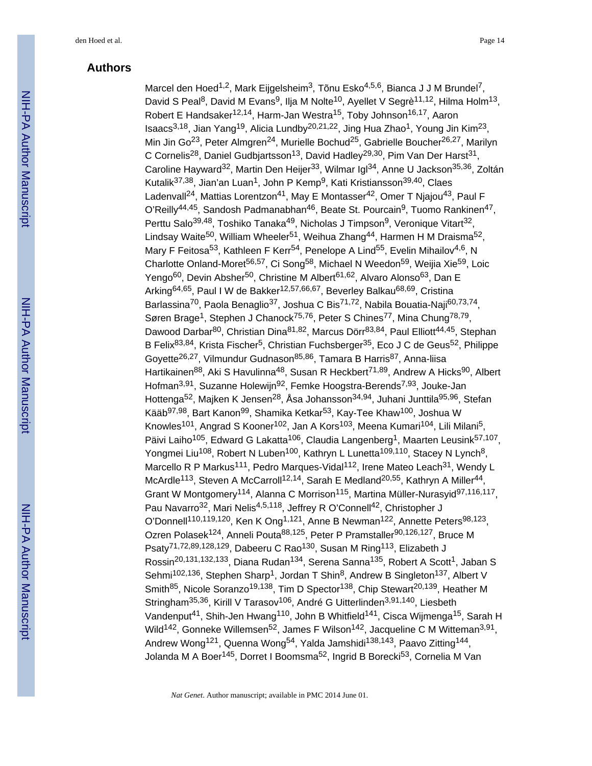## Authors

Marcel den Hoed[1,2], Mark Eijgelsheim[3], Tõnu Esko[4,5,6], Bianca J J M Brundel[7], David S Peal[8], David M Evans[9], Ilja M Nolte[10], Ayellet V Segrè[11,12], Hilma Holm[13], Robert E Handsaker[12,14], Harm-Jan Westra[15], Toby Johnson[16,17], Aaron Isaacs[3,18], Jian Yang[19], Alicia Lundby[20,21,22], Jing Hua Zhao[1], Young Jin Kim[23], Min Jin Go[23], Peter Almgren[24], Murielle Bochud[25], Gabrielle Boucher[26,27], Marilyn C Cornelis[28], Daniel Gudbjartsson[13], David Hadley[29,30], Pim Van Der Harst[31], Caroline Hayward[32], Martin Den Heijer[33], Wilmar Igl[34], Anne U Jackson[35,36], Zoltán Kutalik[37,38], Jian'an Luan[1], John P Kemp[9], Kati Kristiansson[39,40], Claes Ladenvall[24], Mattias Lorentzon[41], May E Montasser[42], Omer T Njajou[43], Paul F O'Reilly[44,45], Sandosh Padmanabhan[46], Beate St. Pourcain[9], Tuomo Rankinen[47], Perttu Salo[39,48], Toshiko Tanaka[49], Nicholas J Timpson[9], Veronique Vitart[32], Lindsay Waite[50], William Wheeler[51], Weihua Zhang[44], Harmen H M Draisma[52], Mary F Feitosa[53], Kathleen F Kerr[54], Penelope A Lind[55], Evelin Mihailov[4,6], N Charlotte Onland-Moret[56,57], Ci Song[58], Michael N Weedon[59], Weijia Xie[59], Loic Yengo[60], Devin Absher[50], Christine M Albert[61,62], Alvaro Alonso[63], Dan E Arking[64,65], Paul I W de Bakker[12,57,66,67], Beverley Balkau[68,69], Cristina Barlassina[70], Paola Benaglio[37], Joshua C Bis[71,72], Nabila Bouatia-Naji[60,73,74], Søren Brage[1], Stephen J Chanock[75,76], Peter S Chines[77], Mina Chung[78,79], Dawood Darbar[80], Christian Dina[81,82], Marcus Dörr[83,84], Paul Elliott[44,45], Stephan B Felix[83,84], Krista Fischer[5], Christian Fuchsberger[35], Eco J C de Geus[52], Philippe Goyette[26,27], Vilmundur Gudnason[85,86], Tamara B Harris[87], Anna-liisa Hartikainen[88], Aki S Havulinna[48], Susan R Heckbert[71,89], Andrew A Hicks[90], Albert Hofman[3,91], Suzanne Holewijn[92], Femke Hoogstra-Berends[7,93], Jouke-Jan Hottenga[52], Majken K Jensen[28], Åsa Johansson[34,94], Juhani Junttila[95,96], Stefan Kääb[97,98], Bart Kanon[99], Shamika Ketkar[53], Kay-Tee Khaw[100], Joshua W Knowles[101], Angrad S Kooner[102], Jan A Kors[103], Meena Kumari[104], Lili Milani[5], Päivi Laiho[105], Edward G Lakatta[106], Claudia Langenberg[1], Maarten Leusink[57,107], Yongmei Liu[108], Robert N Luben[100], Kathryn L Lunetta[109,110], Stacey N Lynch[8], Marcello R P Markus[111], Pedro Marques-Vidal[112], Irene Mateo Leach[31], Wendy L McArdle[113], Steven A McCarroll[12,14], Sarah E Medland[20,55], Kathryn A Miller[44], Grant W Montgomery[114], Alanna C Morrison[115], Martina Müller-Nurasyid[97,116,117], Pau Navarro[32], Mari Nelis[4,5,118], Jeffrey R O'Connell[42], Christopher J O'Donnell[110,119,120], Ken K Ong[1,121], Anne B Newman[122], Annette Peters[98,123], Ozren Polasek[124], Anneli Pouta[88,125], Peter P Pramstaller[90,126,127], Bruce M Psaty[71,72,89,128,129], Dabeeru C Rao[130], Susan M Ring[113], Elizabeth J Rossin[20,131,132,133], Diana Rudan[134], Serena Sanna[135], Robert A Scott[1], Jaban S Sehmi[102,136], Stephen Sharp[1], Jordan T Shin[8], Andrew B Singleton[137], Albert V Smith[85], Nicole Soranzo[19,138], Tim D Spector[138], Chip Stewart[20,139], Heather M Stringham[35,36], Kirill V Tarasov[106], André G Uitterlinden[3,91,140], Liesbeth Vandenput[41], Shih-Jen Hwang[110], John B Whitfield[141], Cisca Wijmenga[15], Sarah H Wild[142], Gonneke Willemsen[52], James F Wilson[142], Jacqueline C M Witteman[3,91], Andrew Wong[121], Quenna Wong[54], Yalda Jamshidi[138,143], Paavo Zitting[144], Jolanda M A Boer[145], Dorret I Boomsma[52], Ingrid B Borecki[53], Cornelia M Van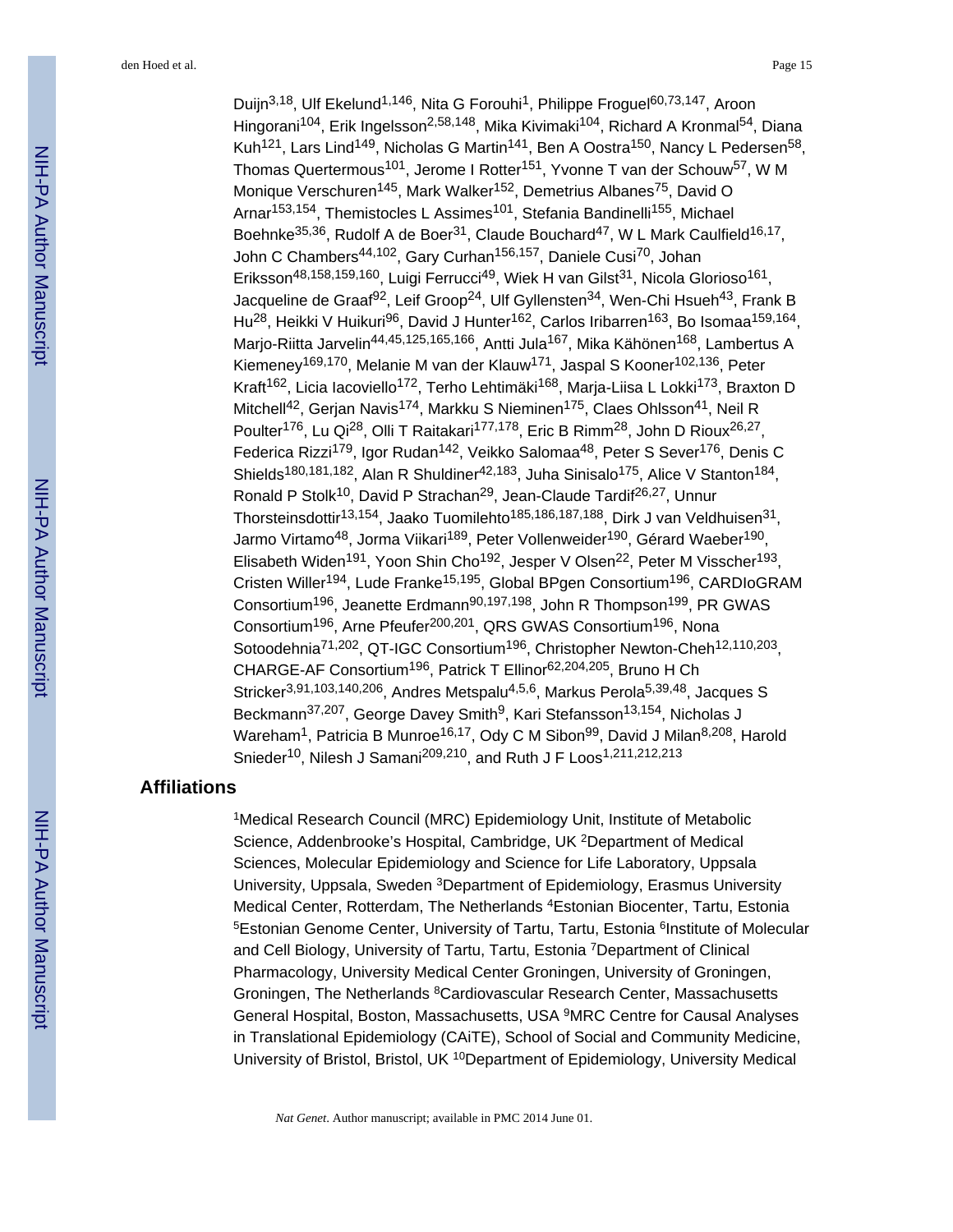Duijn[3,18], Ulf Ekelund[1,146], Nita G Forouhi[1], Philippe Froguel[60,73,147], Aroon Hingorani[104], Erik Ingelsson[2,58,148], Mika Kivimaki[104], Richard A Kronmal[54], Diana Kuh[121], Lars Lind[149], Nicholas G Martin[141], Ben A Oostra[150], Nancy L Pedersen[58], Thomas Quertermous[101], Jerome I Rotter[151], Yvonne T van der Schouw[57], W M Monique Verschuren[145], Mark Walker[152], Demetrius Albanes[75], David O Arnar[153,154], Themistocles L Assimes[101], Stefania Bandinelli[155], Michael Boehnke[35,36], Rudolf A de Boer[31], Claude Bouchard[47], W L Mark Caulfield[16,17], John C Chambers[44,102], Gary Curhan[156,157], Daniele Cusi[70], Johan Eriksson[48,158,159,160], Luigi Ferrucci[49], Wiek H van Gilst[31], Nicola Glorioso[161], Jacqueline de Graaf[92], Leif Groop[24], Ulf Gyllensten[34], Wen-Chi Hsueh[43], Frank B Hu[28], Heikki V Huikuri[96], David J Hunter[162], Carlos Iribarren[163], Bo Isomaa[159,164], Marjo-Riitta Jarvelin[44,45,125,165,166], Antti Jula[167], Mika Kähönen[168], Lambertus A Kiemeney[169,170], Melanie M van der Klauw[171], Jaspal S Kooner[102,136], Peter Kraft[162], Licia Iacoviello[172], Terho Lehtimäki[168], Marja-Liisa L Lokki[173], Braxton D Mitchell[42], Gerjan Navis[174], Markku S Nieminen[175], Claes Ohlsson[41], Neil R Poulter[176], Lu Qi[28], Olli T Raitakari[177,178], Eric B Rimm[28], John D Rioux[26,27], Federica Rizzi[179], Igor Rudan[142], Veikko Salomaa[48], Peter S Sever[176], Denis C Shields[180,181,182], Alan R Shuldiner[42,183], Juha Sinisalo[175], Alice V Stanton[184], Ronald P Stolk[10], David P Strachan[29], Jean-Claude Tardif[26,27], Unnur Thorsteinsdottir[13,154], Jaako Tuomilehto[185,186,187,188], Dirk J van Veldhuisen[31], Jarmo Virtamo[48], Jorma Viikari[189], Peter Vollenweider[190], Gérard Waeber[190], Elisabeth Widen[191], Yoon Shin Cho[192], Jesper V Olsen[22], Peter M Visscher[193], Cristen Willer[194], Lude Franke[15,195], Global BPgen Consortium[196], CARDIoGRAM Consortium[196], Jeanette Erdmann[90,197,198], John R Thompson[199], PR GWAS Consortium[196], Arne Pfeufer[200,201], QRS GWAS Consortium[196], Nona Sotoodehnia[71,202], QT-IGC Consortium[196], Christopher Newton-Cheh[12,110,203], CHARGE-AF Consortium[196], Patrick T Ellinor[62,204,205], Bruno H Ch Stricker[3,91,103,140,206], Andres Metspalu[4,5,6], Markus Perola[5,39,48], Jacques S Beckmann[37,207], George Davey Smith[9], Kari Stefansson[13,154], Nicholas J Wareham[1], Patricia B Munroe[16,17], Ody C M Sibon[99], David J Milan[8,208], Harold Snieder[10], Nilesh J Samani[209,210], and Ruth J F Loos[1,211,212,213]

## Affiliations

[1]Medical Research Council (MRC) Epidemiology Unit, Institute of Metabolic Science, Addenbrooke's Hospital, Cambridge, UK [2]Department of Medical Sciences, Molecular Epidemiology and Science for Life Laboratory, Uppsala University, Uppsala, Sweden [3]Department of Epidemiology, Erasmus University Medical Center, Rotterdam, The Netherlands [4]Estonian Biocenter, Tartu, Estonia [5]Estonian Genome Center, University of Tartu, Tartu, Estonia [6]Institute of Molecular and Cell Biology, University of Tartu, Tartu, Estonia [7]Department of Clinical Pharmacology, University Medical Center Groningen, University of Groningen, Groningen, The Netherlands [8]Cardiovascular Research Center, Massachusetts General Hospital, Boston, Massachusetts, USA [9]MRC Centre for Causal Analyses in Translational Epidemiology (CAiTE), School of Social and Community Medicine, University of Bristol, Bristol, UK [10]Department of Epidemiology, University Medical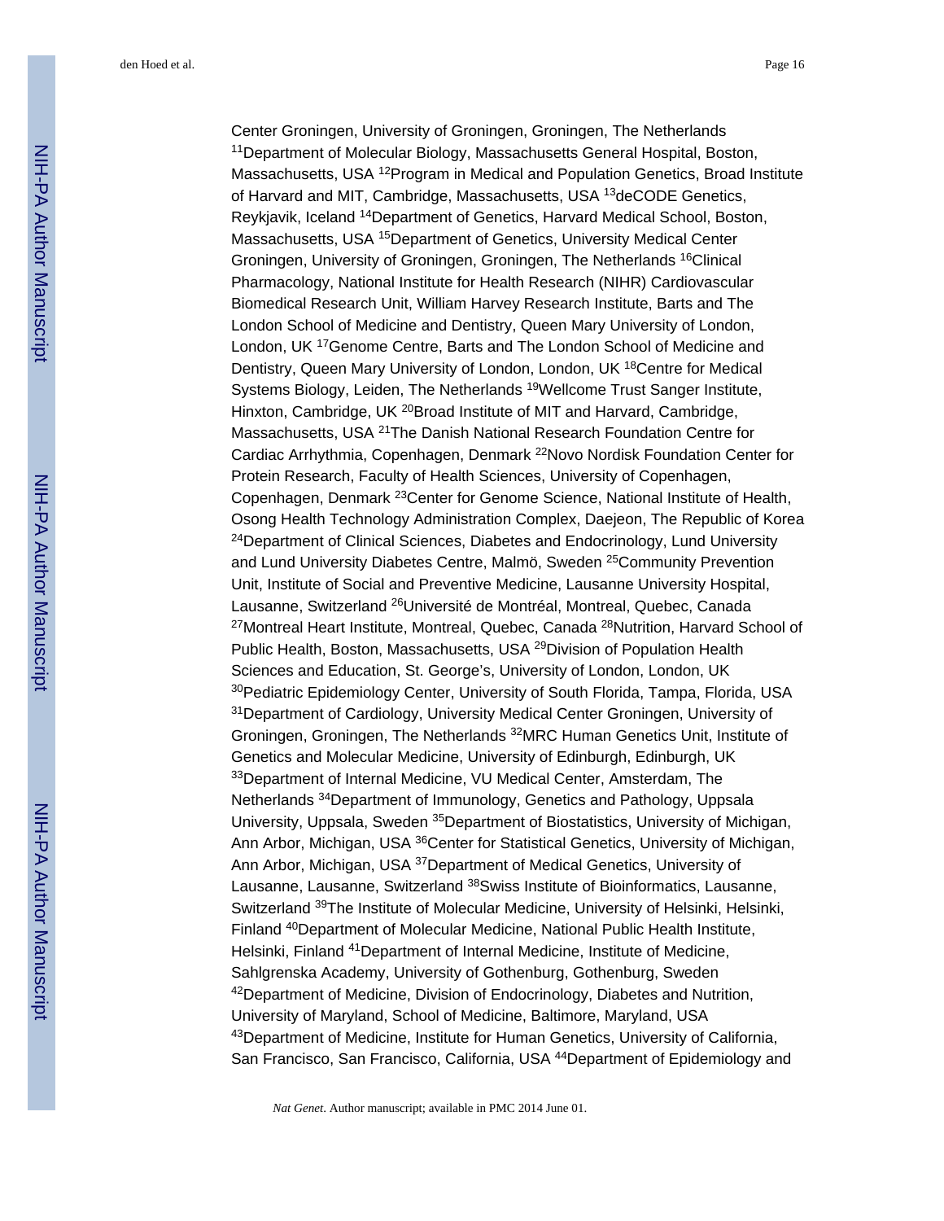Center Groningen, University of Groningen, Groningen, The Netherlands [11]Department of Molecular Biology, Massachusetts General Hospital, Boston, Massachusetts, USA [12]Program in Medical and Population Genetics, Broad Institute of Harvard and MIT, Cambridge, Massachusetts, USA [13]deCODE Genetics, Reykjavik, Iceland [14]Department of Genetics, Harvard Medical School, Boston, Massachusetts, USA [15]Department of Genetics, University Medical Center Groningen, University of Groningen, Groningen, The Netherlands [16]Clinical Pharmacology, National Institute for Health Research (NIHR) Cardiovascular Biomedical Research Unit, William Harvey Research Institute, Barts and The London School of Medicine and Dentistry, Queen Mary University of London, London, UK [17]Genome Centre, Barts and The London School of Medicine and Dentistry, Queen Mary University of London, London, UK [18]Centre for Medical Systems Biology, Leiden, The Netherlands [19]Wellcome Trust Sanger Institute, Hinxton, Cambridge, UK [20]Broad Institute of MIT and Harvard, Cambridge, Massachusetts, USA [21]The Danish National Research Foundation Centre for Cardiac Arrhythmia, Copenhagen, Denmark [22]Novo Nordisk Foundation Center for Protein Research, Faculty of Health Sciences, University of Copenhagen, Copenhagen, Denmark [23]Center for Genome Science, National Institute of Health, Osong Health Technology Administration Complex, Daejeon, The Republic of Korea [24]Department of Clinical Sciences, Diabetes and Endocrinology, Lund University and Lund University Diabetes Centre, Malmö, Sweden [25]Community Prevention Unit, Institute of Social and Preventive Medicine, Lausanne University Hospital, Lausanne, Switzerland [26]Université de Montréal, Montreal, Quebec, Canada [27]Montreal Heart Institute, Montreal, Quebec, Canada [28]Nutrition, Harvard School of Public Health, Boston, Massachusetts, USA [29]Division of Population Health Sciences and Education, St. George's, University of London, London, UK [30]Pediatric Epidemiology Center, University of South Florida, Tampa, Florida, USA [31]Department of Cardiology, University Medical Center Groningen, University of Groningen, Groningen, The Netherlands [32]MRC Human Genetics Unit, Institute of Genetics and Molecular Medicine, University of Edinburgh, Edinburgh, UK [33]Department of Internal Medicine, VU Medical Center, Amsterdam, The Netherlands [34]Department of Immunology, Genetics and Pathology, Uppsala University, Uppsala, Sweden [35]Department of Biostatistics, University of Michigan, Ann Arbor, Michigan, USA [36]Center for Statistical Genetics, University of Michigan, Ann Arbor, Michigan, USA [37]Department of Medical Genetics, University of Lausanne, Lausanne, Switzerland [38]Swiss Institute of Bioinformatics, Lausanne, Switzerland [39]The Institute of Molecular Medicine, University of Helsinki, Helsinki, Finland [40]Department of Molecular Medicine, National Public Health Institute, Helsinki, Finland [41]Department of Internal Medicine, Institute of Medicine, Sahlgrenska Academy, University of Gothenburg, Gothenburg, Sweden [42]Department of Medicine, Division of Endocrinology, Diabetes and Nutrition, University of Maryland, School of Medicine, Baltimore, Maryland, USA [43]Department of Medicine, Institute for Human Genetics, University of California, San Francisco, San Francisco, California, USA [44]Department of Epidemiology and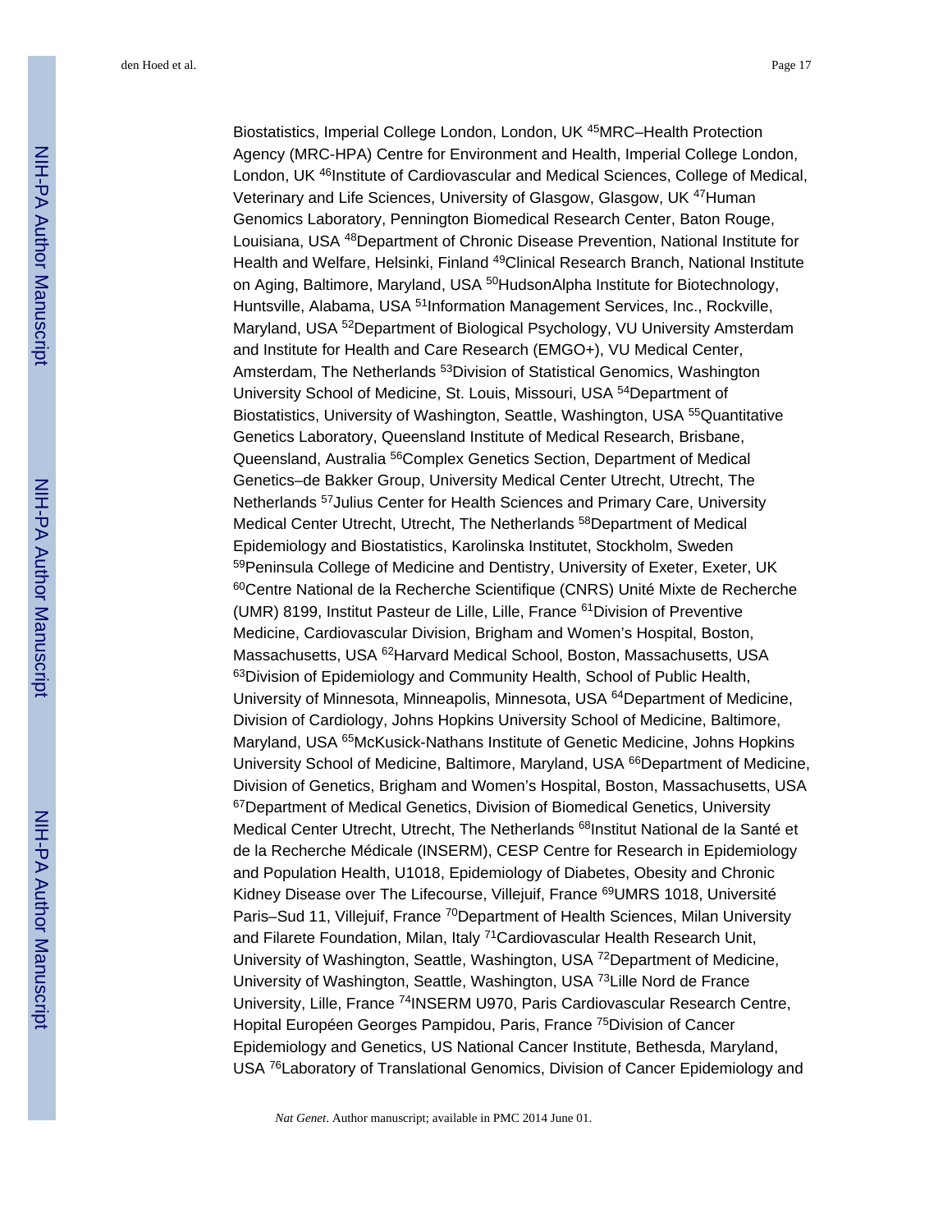Biostatistics, Imperial College London, London, UK [45]MRC–Health Protection Agency (MRC-HPA) Centre for Environment and Health, Imperial College London, London, UK [46]Institute of Cardiovascular and Medical Sciences, College of Medical, Veterinary and Life Sciences, University of Glasgow, Glasgow, UK [47]Human Genomics Laboratory, Pennington Biomedical Research Center, Baton Rouge, Louisiana, USA [48]Department of Chronic Disease Prevention, National Institute for Health and Welfare, Helsinki, Finland [49]Clinical Research Branch, National Institute on Aging, Baltimore, Maryland, USA [50]HudsonAlpha Institute for Biotechnology, Huntsville, Alabama, USA [51]Information Management Services, Inc., Rockville, Maryland, USA [52]Department of Biological Psychology, VU University Amsterdam and Institute for Health and Care Research (EMGO+), VU Medical Center, Amsterdam, The Netherlands [53]Division of Statistical Genomics, Washington University School of Medicine, St. Louis, Missouri, USA [54]Department of Biostatistics, University of Washington, Seattle, Washington, USA [55]Quantitative Genetics Laboratory, Queensland Institute of Medical Research, Brisbane, Queensland, Australia [56]Complex Genetics Section, Department of Medical Genetics–de Bakker Group, University Medical Center Utrecht, Utrecht, The Netherlands [57]Julius Center for Health Sciences and Primary Care, University Medical Center Utrecht, Utrecht, The Netherlands [58]Department of Medical Epidemiology and Biostatistics, Karolinska Institutet, Stockholm, Sweden [59]Peninsula College of Medicine and Dentistry, University of Exeter, Exeter, UK [60]Centre National de la Recherche Scientifique (CNRS) Unité Mixte de Recherche (UMR) 8199, Institut Pasteur de Lille, Lille, France [61]Division of Preventive Medicine, Cardiovascular Division, Brigham and Women's Hospital, Boston, Massachusetts, USA [62]Harvard Medical School, Boston, Massachusetts, USA [63]Division of Epidemiology and Community Health, School of Public Health, University of Minnesota, Minneapolis, Minnesota, USA [64]Department of Medicine, Division of Cardiology, Johns Hopkins University School of Medicine, Baltimore, Maryland, USA [65]McKusick-Nathans Institute of Genetic Medicine, Johns Hopkins University School of Medicine, Baltimore, Maryland, USA [66]Department of Medicine, Division of Genetics, Brigham and Women's Hospital, Boston, Massachusetts, USA [67]Department of Medical Genetics, Division of Biomedical Genetics, University Medical Center Utrecht, Utrecht, The Netherlands [68]Institut National de la Santé et de la Recherche Médicale (INSERM), CESP Centre for Research in Epidemiology and Population Health, U1018, Epidemiology of Diabetes, Obesity and Chronic Kidney Disease over The Lifecourse, Villejuif, France [69]UMRS 1018, Université Paris–Sud 11, Villejuif, France [70]Department of Health Sciences, Milan University and Filarete Foundation, Milan, Italy [71]Cardiovascular Health Research Unit, University of Washington, Seattle, Washington, USA [72]Department of Medicine, University of Washington, Seattle, Washington, USA [73]Lille Nord de France University, Lille, France [74]INSERM U970, Paris Cardiovascular Research Centre, Hopital Européen Georges Pampidou, Paris, France [75]Division of Cancer Epidemiology and Genetics, US National Cancer Institute, Bethesda, Maryland, USA [76]Laboratory of Translational Genomics, Division of Cancer Epidemiology and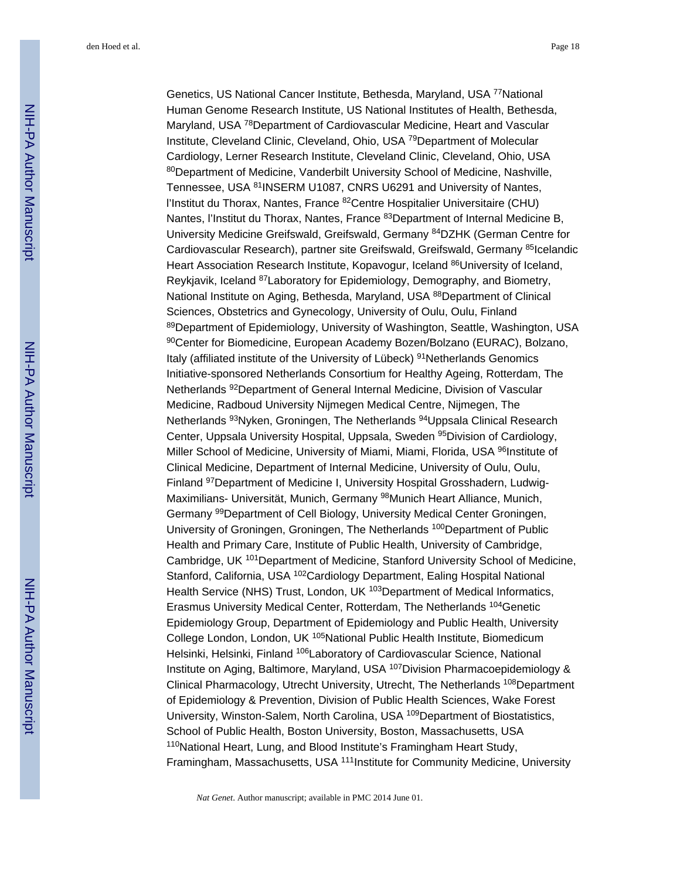Genetics, US National Cancer Institute, Bethesda, Maryland, USA [77]National Human Genome Research Institute, US National Institutes of Health, Bethesda, Maryland, USA [78]Department of Cardiovascular Medicine, Heart and Vascular Institute, Cleveland Clinic, Cleveland, Ohio, USA [79]Department of Molecular Cardiology, Lerner Research Institute, Cleveland Clinic, Cleveland, Ohio, USA [80]Department of Medicine, Vanderbilt University School of Medicine, Nashville, Tennessee, USA [81]INSERM U1087, CNRS U6291 and University of Nantes, l'Institut du Thorax, Nantes, France [82]Centre Hospitalier Universitaire (CHU) Nantes, l'Institut du Thorax, Nantes, France [83]Department of Internal Medicine B, University Medicine Greifswald, Greifswald, Germany [84]DZHK (German Centre for Cardiovascular Research), partner site Greifswald, Greifswald, Germany [85]Icelandic Heart Association Research Institute, Kopavogur, Iceland [86]University of Iceland, Reykjavik, Iceland [87]Laboratory for Epidemiology, Demography, and Biometry, National Institute on Aging, Bethesda, Maryland, USA [88]Department of Clinical Sciences, Obstetrics and Gynecology, University of Oulu, Oulu, Finland [89]Department of Epidemiology, University of Washington, Seattle, Washington, USA [90]Center for Biomedicine, European Academy Bozen/Bolzano (EURAC), Bolzano, Italy (affiliated institute of the University of Lübeck) [91]Netherlands Genomics Initiative-sponsored Netherlands Consortium for Healthy Ageing, Rotterdam, The Netherlands [92]Department of General Internal Medicine, Division of Vascular Medicine, Radboud University Nijmegen Medical Centre, Nijmegen, The Netherlands [93]Nyken, Groningen, The Netherlands [94]Uppsala Clinical Research Center, Uppsala University Hospital, Uppsala, Sweden [95]Division of Cardiology, Miller School of Medicine, University of Miami, Miami, Florida, USA [96]Institute of Clinical Medicine, Department of Internal Medicine, University of Oulu, Oulu, Finland [97]Department of Medicine I, University Hospital Grosshadern, Ludwig-Maximilians- Universität, Munich, Germany [98]Munich Heart Alliance, Munich, Germany [99]Department of Cell Biology, University Medical Center Groningen, University of Groningen, Groningen, The Netherlands [100]Department of Public Health and Primary Care, Institute of Public Health, University of Cambridge, Cambridge, UK [101]Department of Medicine, Stanford University School of Medicine, Stanford, California, USA [102]Cardiology Department, Ealing Hospital National Health Service (NHS) Trust, London, UK [103]Department of Medical Informatics, Erasmus University Medical Center, Rotterdam, The Netherlands [104]Genetic Epidemiology Group, Department of Epidemiology and Public Health, University College London, London, UK [105]National Public Health Institute, Biomedicum Helsinki, Helsinki, Finland [106]Laboratory of Cardiovascular Science, National Institute on Aging, Baltimore, Maryland, USA [107]Division Pharmacoepidemiology & Clinical Pharmacology, Utrecht University, Utrecht, The Netherlands [108]Department of Epidemiology & Prevention, Division of Public Health Sciences, Wake Forest University, Winston-Salem, North Carolina, USA [109]Department of Biostatistics, School of Public Health, Boston University, Boston, Massachusetts, USA [110]National Heart, Lung, and Blood Institute's Framingham Heart Study, Framingham, Massachusetts, USA [111]Institute for Community Medicine, University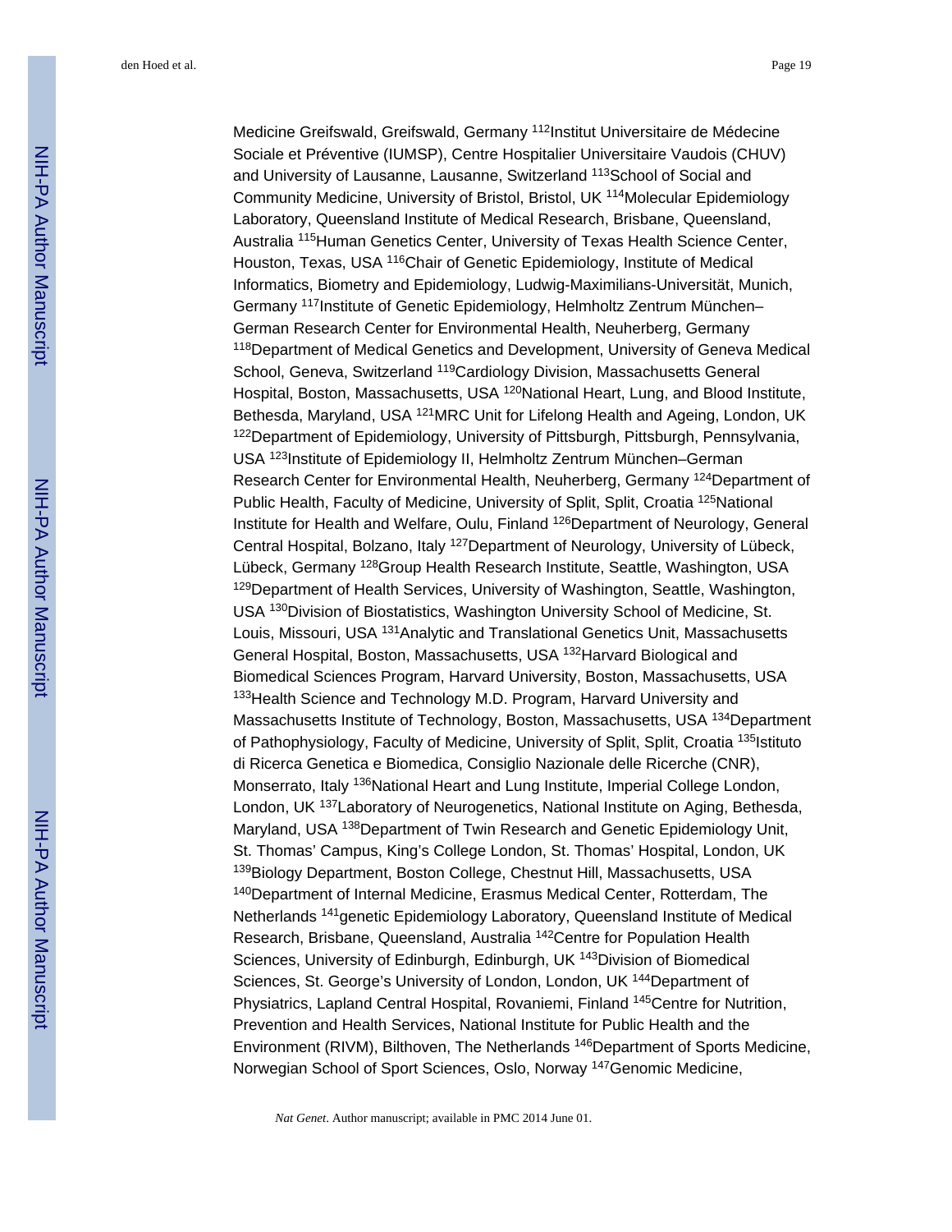Medicine Greifswald, Greifswald, Germany [112]Institut Universitaire de Médecine Sociale et Préventive (IUMSP), Centre Hospitalier Universitaire Vaudois (CHUV) and University of Lausanne, Lausanne, Switzerland [113]School of Social and Community Medicine, University of Bristol, Bristol, UK [114]Molecular Epidemiology Laboratory, Queensland Institute of Medical Research, Brisbane, Queensland, Australia [115]Human Genetics Center, University of Texas Health Science Center, Houston, Texas, USA [116]Chair of Genetic Epidemiology, Institute of Medical Informatics, Biometry and Epidemiology, Ludwig-Maximilians-Universität, Munich, Germany [117]Institute of Genetic Epidemiology, Helmholtz Zentrum München–German Research Center for Environmental Health, Neuherberg, Germany [118]Department of Medical Genetics and Development, University of Geneva Medical School, Geneva, Switzerland [119]Cardiology Division, Massachusetts General Hospital, Boston, Massachusetts, USA [120]National Heart, Lung, and Blood Institute, Bethesda, Maryland, USA [121]MRC Unit for Lifelong Health and Ageing, London, UK [122]Department of Epidemiology, University of Pittsburgh, Pittsburgh, Pennsylvania, USA [123]Institute of Epidemiology II, Helmholtz Zentrum München–German Research Center for Environmental Health, Neuherberg, Germany [124]Department of Public Health, Faculty of Medicine, University of Split, Split, Croatia [125]National Institute for Health and Welfare, Oulu, Finland [126]Department of Neurology, General Central Hospital, Bolzano, Italy [127]Department of Neurology, University of Lübeck, Lübeck, Germany [128]Group Health Research Institute, Seattle, Washington, USA [129]Department of Health Services, University of Washington, Seattle, Washington, USA [130]Division of Biostatistics, Washington University School of Medicine, St. Louis, Missouri, USA [131]Analytic and Translational Genetics Unit, Massachusetts General Hospital, Boston, Massachusetts, USA [132]Harvard Biological and Biomedical Sciences Program, Harvard University, Boston, Massachusetts, USA [133]Health Science and Technology M.D. Program, Harvard University and Massachusetts Institute of Technology, Boston, Massachusetts, USA [134]Department of Pathophysiology, Faculty of Medicine, University of Split, Split, Croatia [135]Istituto di Ricerca Genetica e Biomedica, Consiglio Nazionale delle Ricerche (CNR), Monserrato, Italy [136]National Heart and Lung Institute, Imperial College London, London, UK [137]Laboratory of Neurogenetics, National Institute on Aging, Bethesda, Maryland, USA [138]Department of Twin Research and Genetic Epidemiology Unit, St. Thomas' Campus, King's College London, St. Thomas' Hospital, London, UK [139]Biology Department, Boston College, Chestnut Hill, Massachusetts, USA [140]Department of Internal Medicine, Erasmus Medical Center, Rotterdam, The Netherlands [141]genetic Epidemiology Laboratory, Queensland Institute of Medical Research, Brisbane, Queensland, Australia [142]Centre for Population Health Sciences, University of Edinburgh, Edinburgh, UK [143]Division of Biomedical Sciences, St. George's University of London, London, UK [144]Department of Physiatrics, Lapland Central Hospital, Rovaniemi, Finland [145]Centre for Nutrition, Prevention and Health Services, National Institute for Public Health and the Environment (RIVM), Bilthoven, The Netherlands [146]Department of Sports Medicine, Norwegian School of Sport Sciences, Oslo, Norway [147]Genomic Medicine,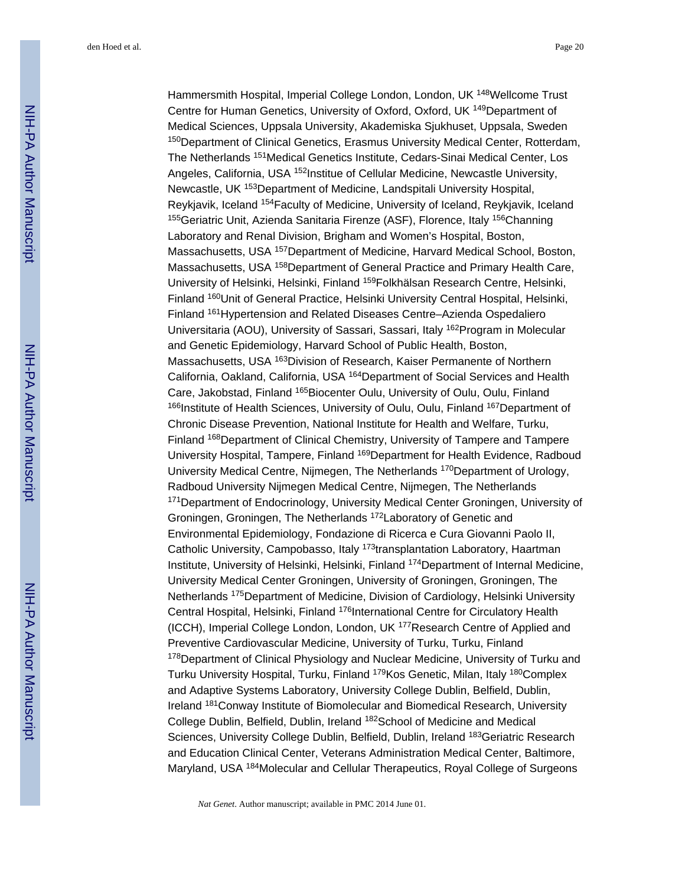Hammersmith Hospital, Imperial College London, London, UK [148]Wellcome Trust Centre for Human Genetics, University of Oxford, Oxford, UK [149]Department of Medical Sciences, Uppsala University, Akademiska Sjukhuset, Uppsala, Sweden [150]Department of Clinical Genetics, Erasmus University Medical Center, Rotterdam, The Netherlands [151]Medical Genetics Institute, Cedars-Sinai Medical Center, Los Angeles, California, USA [152]Institue of Cellular Medicine, Newcastle University, Newcastle, UK [153]Department of Medicine, Landspitali University Hospital, Reykjavik, Iceland [154]Faculty of Medicine, University of Iceland, Reykjavik, Iceland [155]Geriatric Unit, Azienda Sanitaria Firenze (ASF), Florence, Italy [156]Channing Laboratory and Renal Division, Brigham and Women's Hospital, Boston, Massachusetts, USA [157]Department of Medicine, Harvard Medical School, Boston, Massachusetts, USA [158]Department of General Practice and Primary Health Care, University of Helsinki, Helsinki, Finland [159]Folkhälsan Research Centre, Helsinki, Finland [160]Unit of General Practice, Helsinki University Central Hospital, Helsinki, Finland [161]Hypertension and Related Diseases Centre–Azienda Ospedaliero Universitaria (AOU), University of Sassari, Sassari, Italy [162]Program in Molecular and Genetic Epidemiology, Harvard School of Public Health, Boston, Massachusetts, USA [163]Division of Research, Kaiser Permanente of Northern California, Oakland, California, USA [164]Department of Social Services and Health Care, Jakobstad, Finland [165]Biocenter Oulu, University of Oulu, Oulu, Finland [166]Institute of Health Sciences, University of Oulu, Oulu, Finland [167]Department of Chronic Disease Prevention, National Institute for Health and Welfare, Turku, Finland [168]Department of Clinical Chemistry, University of Tampere and Tampere University Hospital, Tampere, Finland [169]Department for Health Evidence, Radboud University Medical Centre, Nijmegen, The Netherlands [170]Department of Urology, Radboud University Nijmegen Medical Centre, Nijmegen, The Netherlands [171]Department of Endocrinology, University Medical Center Groningen, University of Groningen, Groningen, The Netherlands [172]Laboratory of Genetic and Environmental Epidemiology, Fondazione di Ricerca e Cura Giovanni Paolo II, Catholic University, Campobasso, Italy [173]transplantation Laboratory, Haartman Institute, University of Helsinki, Helsinki, Finland [174]Department of Internal Medicine, University Medical Center Groningen, University of Groningen, Groningen, The Netherlands [175]Department of Medicine, Division of Cardiology, Helsinki University Central Hospital, Helsinki, Finland [176]International Centre for Circulatory Health (ICCH), Imperial College London, London, UK [177]Research Centre of Applied and Preventive Cardiovascular Medicine, University of Turku, Turku, Finland [178]Department of Clinical Physiology and Nuclear Medicine, University of Turku and Turku University Hospital, Turku, Finland [179]Kos Genetic, Milan, Italy [180]Complex and Adaptive Systems Laboratory, University College Dublin, Belfield, Dublin, Ireland [181]Conway Institute of Biomolecular and Biomedical Research, University College Dublin, Belfield, Dublin, Ireland [182]School of Medicine and Medical Sciences, University College Dublin, Belfield, Dublin, Ireland [183]Geriatric Research and Education Clinical Center, Veterans Administration Medical Center, Baltimore, Maryland, USA [184]Molecular and Cellular Therapeutics, Royal College of Surgeons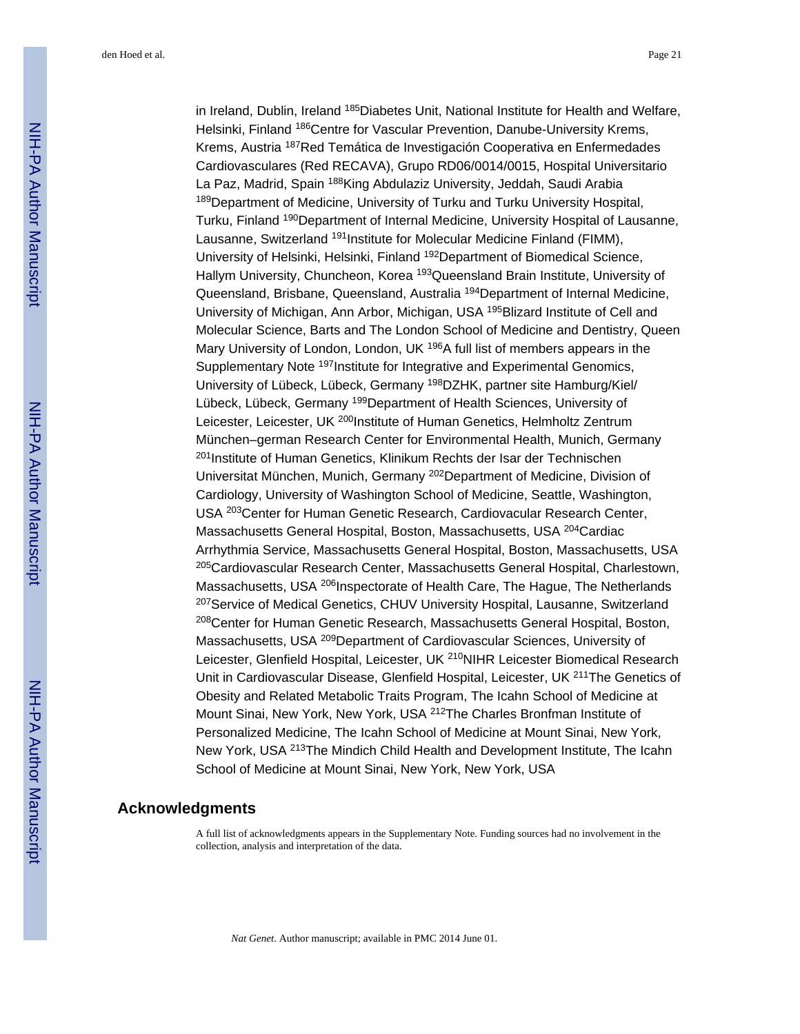in Ireland, Dublin, Ireland [185]Diabetes Unit, National Institute for Health and Welfare, Helsinki, Finland [186]Centre for Vascular Prevention, Danube-University Krems, Krems, Austria [187]Red Temática de Investigación Cooperativa en Enfermedades Cardiovasculares (Red RECAVA), Grupo RD06/0014/0015, Hospital Universitario La Paz, Madrid, Spain [188]King Abdulaziz University, Jeddah, Saudi Arabia [189]Department of Medicine, University of Turku and Turku University Hospital, Turku, Finland [190]Department of Internal Medicine, University Hospital of Lausanne, Lausanne, Switzerland [191]Institute for Molecular Medicine Finland (FIMM), University of Helsinki, Helsinki, Finland [192]Department of Biomedical Science, Hallym University, Chuncheon, Korea [193]Queensland Brain Institute, University of Queensland, Brisbane, Queensland, Australia [194]Department of Internal Medicine, University of Michigan, Ann Arbor, Michigan, USA [195]Blizard Institute of Cell and Molecular Science, Barts and The London School of Medicine and Dentistry, Queen Mary University of London, London, UK [196]A full list of members appears in the Supplementary Note [197]Institute for Integrative and Experimental Genomics, University of Lübeck, Lübeck, Germany [198]DZHK, partner site Hamburg/Kiel/ Lübeck, Lübeck, Germany [199]Department of Health Sciences, University of Leicester, Leicester, UK [200]Institute of Human Genetics, Helmholtz Zentrum München–german Research Center for Environmental Health, Munich, Germany [201]Institute of Human Genetics, Klinikum Rechts der Isar der Technischen Universitat München, Munich, Germany [202]Department of Medicine, Division of Cardiology, University of Washington School of Medicine, Seattle, Washington, USA [203]Center for Human Genetic Research, Cardiovacular Research Center, Massachusetts General Hospital, Boston, Massachusetts, USA [204]Cardiac Arrhythmia Service, Massachusetts General Hospital, Boston, Massachusetts, USA [205]Cardiovascular Research Center, Massachusetts General Hospital, Charlestown, Massachusetts, USA [206]Inspectorate of Health Care, The Hague, The Netherlands [207]Service of Medical Genetics, CHUV University Hospital, Lausanne, Switzerland [208]Center for Human Genetic Research, Massachusetts General Hospital, Boston, Massachusetts, USA [209]Department of Cardiovascular Sciences, University of Leicester, Glenfield Hospital, Leicester, UK [210]NIHR Leicester Biomedical Research Unit in Cardiovascular Disease, Glenfield Hospital, Leicester, UK [211]The Genetics of Obesity and Related Metabolic Traits Program, The Icahn School of Medicine at Mount Sinai, New York, New York, USA [212]The Charles Bronfman Institute of Personalized Medicine, The Icahn School of Medicine at Mount Sinai, New York, New York, USA [213]The Mindich Child Health and Development Institute, The Icahn School of Medicine at Mount Sinai, New York, New York, USA

## Acknowledgments

A full list of acknowledgments appears in the Supplementary Note. Funding sources had no involvement in the collection, analysis and interpretation of the data.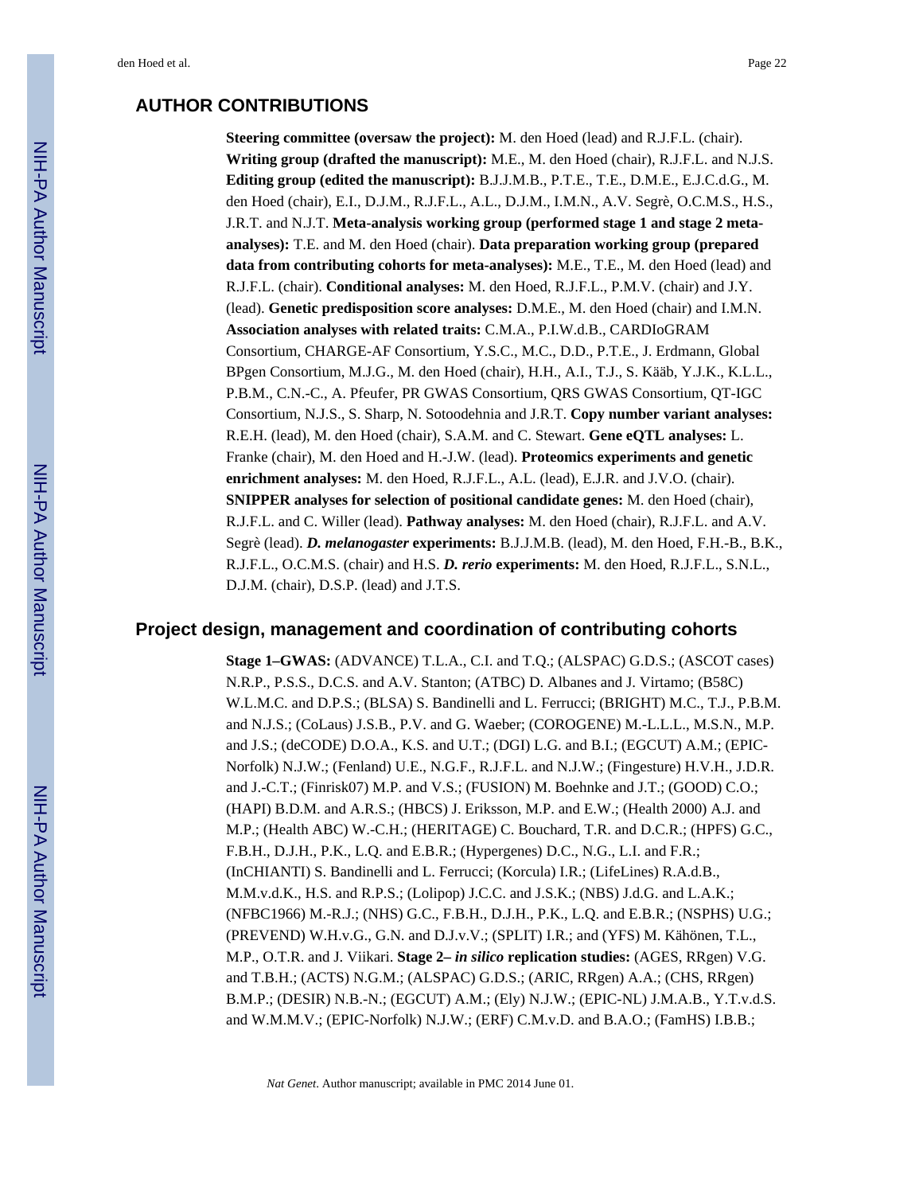## AUTHOR CONTRIBUTIONS

**Steering committee (oversaw the project):** M. den Hoed (lead) and R.J.F.L. (chair). **Writing group (drafted the manuscript):** M.E., M. den Hoed (chair), R.J.F.L. and N.J.S. **Editing group (edited the manuscript):** B.J.J.M.B., P.T.E., T.E., D.M.E., E.J.C.d.G., M. den Hoed (chair), E.I., D.J.M., R.J.F.L., A.L., D.J.M., I.M.N., A.V. Segrè, O.C.M.S., H.S., J.R.T. and N.J.T. **Meta-analysis working group (performed stage 1 and stage 2 meta-analyses):** T.E. and M. den Hoed (chair). **Data preparation working group (prepared data from contributing cohorts for meta-analyses):** M.E., T.E., M. den Hoed (lead) and R.J.F.L. (chair). **Conditional analyses:** M. den Hoed, R.J.F.L., P.M.V. (chair) and J.Y. (lead). **Genetic predisposition score analyses:** D.M.E., M. den Hoed (chair) and I.M.N. **Association analyses with related traits:** C.M.A., P.I.W.d.B., CARDIoGRAM Consortium, CHARGE-AF Consortium, Y.S.C., M.C., D.D., P.T.E., J. Erdmann, Global BPgen Consortium, M.J.G., M. den Hoed (chair), H.H., A.I., T.J., S. Kääb, Y.J.K., K.L.L., P.B.M., C.N.-C., A. Pfeufer, PR GWAS Consortium, QRS GWAS Consortium, QT-IGC Consortium, N.J.S., S. Sharp, N. Sotoodehnia and J.R.T. **Copy number variant analyses:** R.E.H. (lead), M. den Hoed (chair), S.A.M. and C. Stewart. **Gene eQTL analyses:** L. Franke (chair), M. den Hoed and H.-J.W. (lead). **Proteomics experiments and genetic enrichment analyses:** M. den Hoed, R.J.F.L., A.L. (lead), E.J.R. and J.V.O. (chair). **SNIPPER analyses for selection of positional candidate genes:** M. den Hoed (chair), R.J.F.L. and C. Willer (lead). **Pathway analyses:** M. den Hoed (chair), R.J.F.L. and A.V. Segrè (lead). ***D. melanogaster* experiments:** B.J.J.M.B. (lead), M. den Hoed, F.H.-B., B.K., R.J.F.L., O.C.M.S. (chair) and H.S. ***D. rerio* experiments:** M. den Hoed, R.J.F.L., S.N.L., D.J.M. (chair), D.S.P. (lead) and J.T.S.

## Project design, management and coordination of contributing cohorts

**Stage 1–GWAS:** (ADVANCE) T.L.A., C.I. and T.Q.; (ALSPAC) G.D.S.; (ASCOT cases) N.R.P., P.S.S., D.C.S. and A.V. Stanton; (ATBC) D. Albanes and J. Virtamo; (B58C) W.L.M.C. and D.P.S.; (BLSA) S. Bandinelli and L. Ferrucci; (BRIGHT) M.C., T.J., P.B.M. and N.J.S.; (CoLaus) J.S.B., P.V. and G. Waeber; (COROGENE) M.-L.L.L., M.S.N., M.P. and J.S.; (deCODE) D.O.A., K.S. and U.T.; (DGI) L.G. and B.I.; (EGCUT) A.M.; (EPIC-Norfolk) N.J.W.; (Fenland) U.E., N.G.F., R.J.F.L. and N.J.W.; (Fingesture) H.V.H., J.D.R. and J.-C.T.; (Finrisk07) M.P. and V.S.; (FUSION) M. Boehnke and J.T.; (GOOD) C.O.; (HAPI) B.D.M. and A.R.S.; (HBCS) J. Eriksson, M.P. and E.W.; (Health 2000) A.J. and M.P.; (Health ABC) W.-C.H.; (HERITAGE) C. Bouchard, T.R. and D.C.R.; (HPFS) G.C., F.B.H., D.J.H., P.K., L.Q. and E.B.R.; (Hypergenes) D.C., N.G., L.I. and F.R.; (InCHIANTI) S. Bandinelli and L. Ferrucci; (Korcula) I.R.; (LifeLines) R.A.d.B., M.M.v.d.K., H.S. and R.P.S.; (Lolipop) J.C.C. and J.S.K.; (NBS) J.d.G. and L.A.K.; (NFBC1966) M.-R.J.; (NHS) G.C., F.B.H., D.J.H., P.K., L.Q. and E.B.R.; (NSPHS) U.G.; (PREVEND) W.H.v.G., G.N. and D.J.v.V.; (SPLIT) I.R.; and (YFS) M. Kähönen, T.L., M.P., O.T.R. and J. Viikari. **Stage 2– *in silico* replication studies:** (AGES, RRgen) V.G. and T.B.H.; (ACTS) N.G.M.; (ALSPAC) G.D.S.; (ARIC, RRgen) A.A.; (CHS, RRgen) B.M.P.; (DESIR) N.B.-N.; (EGCUT) A.M.; (Ely) N.J.W.; (EPIC-NL) J.M.A.B., Y.T.v.d.S. and W.M.M.V.; (EPIC-Norfolk) N.J.W.; (ERF) C.M.v.D. and B.A.O.; (FamHS) I.B.B.;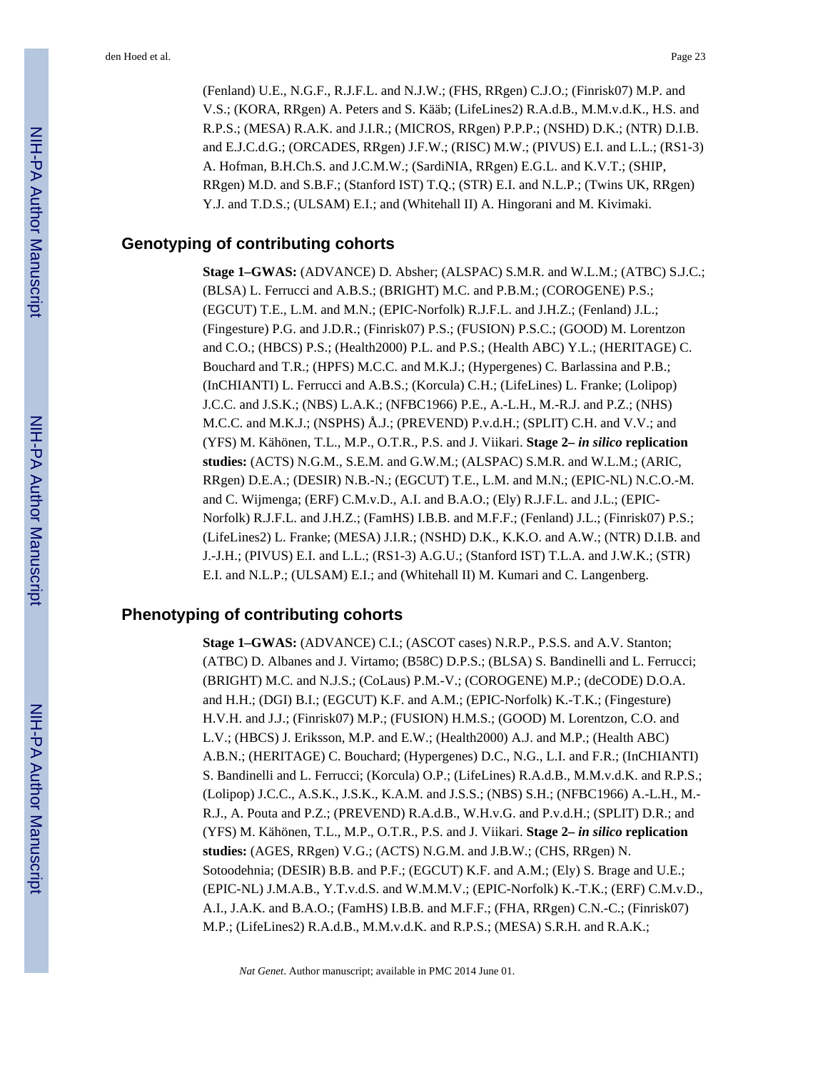(Fenland) U.E., N.G.F., R.J.F.L. and N.J.W.; (FHS, RRgen) C.J.O.; (Finrisk07) M.P. and V.S.; (KORA, RRgen) A. Peters and S. Kääb; (LifeLines2) R.A.d.B., M.M.v.d.K., H.S. and R.P.S.; (MESA) R.A.K. and J.I.R.; (MICROS, RRgen) P.P.P.; (NSHD) D.K.; (NTR) D.I.B. and E.J.C.d.G.; (ORCADES, RRgen) J.F.W.; (RISC) M.W.; (PIVUS) E.I. and L.L.; (RS1-3) A. Hofman, B.H.Ch.S. and J.C.M.W.; (SardiNIA, RRgen) E.G.L. and K.V.T.; (SHIP, RRgen) M.D. and S.B.F.; (Stanford IST) T.Q.; (STR) E.I. and N.L.P.; (Twins UK, RRgen) Y.J. and T.D.S.; (ULSAM) E.I.; and (Whitehall II) A. Hingorani and M. Kivimaki.

## Genotyping of contributing cohorts

**Stage 1–GWAS:** (ADVANCE) D. Absher; (ALSPAC) S.M.R. and W.L.M.; (ATBC) S.J.C.; (BLSA) L. Ferrucci and A.B.S.; (BRIGHT) M.C. and P.B.M.; (COROGENE) P.S.; (EGCUT) T.E., L.M. and M.N.; (EPIC-Norfolk) R.J.F.L. and J.H.Z.; (Fenland) J.L.; (Fingesture) P.G. and J.D.R.; (Finrisk07) P.S.; (FUSION) P.S.C.; (GOOD) M. Lorentzon and C.O.; (HBCS) P.S.; (Health2000) P.L. and P.S.; (Health ABC) Y.L.; (HERITAGE) C. Bouchard and T.R.; (HPFS) M.C.C. and M.K.J.; (Hypergenes) C. Barlassina and P.B.; (InCHIANTI) L. Ferrucci and A.B.S.; (Korcula) C.H.; (LifeLines) L. Franke; (Lolipop) J.C.C. and J.S.K.; (NBS) L.A.K.; (NFBC1966) P.E., A.-L.H., M.-R.J. and P.Z.; (NHS) M.C.C. and M.K.J.; (NSPHS) Å.J.; (PREVEND) P.v.d.H.; (SPLIT) C.H. and V.V.; and (YFS) M. Kähönen, T.L., M.P., O.T.R., P.S. and J. Viikari. **Stage 2–** ***in silico*** **replication studies:** (ACTS) N.G.M., S.E.M. and G.W.M.; (ALSPAC) S.M.R. and W.L.M.; (ARIC, RRgen) D.E.A.; (DESIR) N.B.-N.; (EGCUT) T.E., L.M. and M.N.; (EPIC-NL) N.C.O.-M. and C. Wijmenga; (ERF) C.M.v.D., A.I. and B.A.O.; (Ely) R.J.F.L. and J.L.; (EPIC-Norfolk) R.J.F.L. and J.H.Z.; (FamHS) I.B.B. and M.F.F.; (Fenland) J.L.; (Finrisk07) P.S.; (LifeLines2) L. Franke; (MESA) J.I.R.; (NSHD) D.K., K.K.O. and A.W.; (NTR) D.I.B. and J.-J.H.; (PIVUS) E.I. and L.L.; (RS1-3) A.G.U.; (Stanford IST) T.L.A. and J.W.K.; (STR) E.I. and N.L.P.; (ULSAM) E.I.; and (Whitehall II) M. Kumari and C. Langenberg.

## Phenotyping of contributing cohorts

**Stage 1–GWAS:** (ADVANCE) C.I.; (ASCOT cases) N.R.P., P.S.S. and A.V. Stanton; (ATBC) D. Albanes and J. Virtamo; (B58C) D.P.S.; (BLSA) S. Bandinelli and L. Ferrucci; (BRIGHT) M.C. and N.J.S.; (CoLaus) P.M.-V.; (COROGENE) M.P.; (deCODE) D.O.A. and H.H.; (DGI) B.I.; (EGCUT) K.F. and A.M.; (EPIC-Norfolk) K.-T.K.; (Fingesture) H.V.H. and J.J.; (Finrisk07) M.P.; (FUSION) H.M.S.; (GOOD) M. Lorentzon, C.O. and L.V.; (HBCS) J. Eriksson, M.P. and E.W.; (Health2000) A.J. and M.P.; (Health ABC) A.B.N.; (HERITAGE) C. Bouchard; (Hypergenes) D.C., N.G., L.I. and F.R.; (InCHIANTI) S. Bandinelli and L. Ferrucci; (Korcula) O.P.; (LifeLines) R.A.d.B., M.M.v.d.K. and R.P.S.; (Lolipop) J.C.C., A.S.K., J.S.K., K.A.M. and J.S.S.; (NBS) S.H.; (NFBC1966) A.-L.H., M.-R.J., A. Pouta and P.Z.; (PREVEND) R.A.d.B., W.H.v.G. and P.v.d.H.; (SPLIT) D.R.; and (YFS) M. Kähönen, T.L., M.P., O.T.R., P.S. and J. Viikari. **Stage 2–** ***in silico*** **replication studies:** (AGES, RRgen) V.G.; (ACTS) N.G.M. and J.B.W.; (CHS, RRgen) N. Sotoodehnia; (DESIR) B.B. and P.F.; (EGCUT) K.F. and A.M.; (Ely) S. Brage and U.E.; (EPIC-NL) J.M.A.B., Y.T.v.d.S. and W.M.M.V.; (EPIC-Norfolk) K.-T.K.; (ERF) C.M.v.D., A.I., J.A.K. and B.A.O.; (FamHS) I.B.B. and M.F.F.; (FHA, RRgen) C.N.-C.; (Finrisk07) M.P.; (LifeLines2) R.A.d.B., M.M.v.d.K. and R.P.S.; (MESA) S.R.H. and R.A.K.;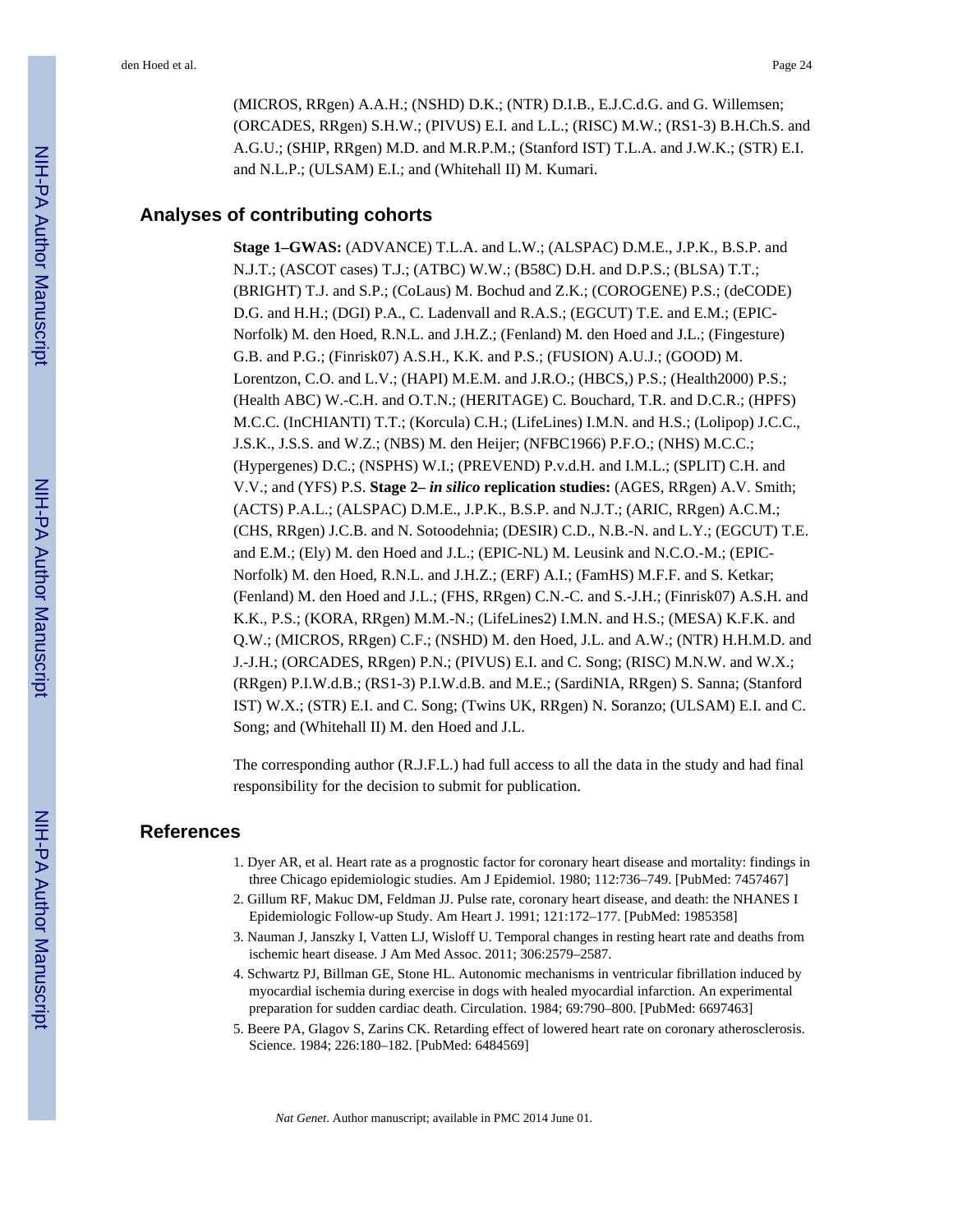(MICROS, RRgen) A.A.H.; (NSHD) D.K.; (NTR) D.I.B., E.J.C.d.G. and G. Willemsen; (ORCADES, RRgen) S.H.W.; (PIVUS) E.I. and L.L.; (RISC) M.W.; (RS1-3) B.H.Ch.S. and A.G.U.; (SHIP, RRgen) M.D. and M.R.P.M.; (Stanford IST) T.L.A. and J.W.K.; (STR) E.I. and N.L.P.; (ULSAM) E.I.; and (Whitehall II) M. Kumari.

## Analyses of contributing cohorts

**Stage 1–GWAS:** (ADVANCE) T.L.A. and L.W.; (ALSPAC) D.M.E., J.P.K., B.S.P. and N.J.T.; (ASCOT cases) T.J.; (ATBC) W.W.; (B58C) D.H. and D.P.S.; (BLSA) T.T.; (BRIGHT) T.J. and S.P.; (CoLaus) M. Bochud and Z.K.; (COROGENE) P.S.; (deCODE) D.G. and H.H.; (DGI) P.A., C. Ladenvall and R.A.S.; (EGCUT) T.E. and E.M.; (EPIC-Norfolk) M. den Hoed, R.N.L. and J.H.Z.; (Fenland) M. den Hoed and J.L.; (Fingesture) G.B. and P.G.; (Finrisk07) A.S.H., K.K. and P.S.; (FUSION) A.U.J.; (GOOD) M. Lorentzon, C.O. and L.V.; (HAPI) M.E.M. and J.R.O.; (HBCS,) P.S.; (Health2000) P.S.; (Health ABC) W.-C.H. and O.T.N.; (HERITAGE) C. Bouchard, T.R. and D.C.R.; (HPFS) M.C.C. (InCHIANTI) T.T.; (Korcula) C.H.; (LifeLines) I.M.N. and H.S.; (Lolipop) J.C.C., J.S.K., J.S.S. and W.Z.; (NBS) M. den Heijer; (NFBC1966) P.F.O.; (NHS) M.C.C.; (Hypergenes) D.C.; (NSPHS) W.I.; (PREVEND) P.v.d.H. and I.M.L.; (SPLIT) C.H. and V.V.; and (YFS) P.S. **Stage 2–** ***in silico*** **replication studies:** (AGES, RRgen) A.V. Smith; (ACTS) P.A.L.; (ALSPAC) D.M.E., J.P.K., B.S.P. and N.J.T.; (ARIC, RRgen) A.C.M.; (CHS, RRgen) J.C.B. and N. Sotoodehnia; (DESIR) C.D., N.B.-N. and L.Y.; (EGCUT) T.E. and E.M.; (Ely) M. den Hoed and J.L.; (EPIC-NL) M. Leusink and N.C.O.-M.; (EPIC-Norfolk) M. den Hoed, R.N.L. and J.H.Z.; (ERF) A.I.; (FamHS) M.F.F. and S. Ketkar; (Fenland) M. den Hoed and J.L.; (FHS, RRgen) C.N.-C. and S.-J.H.; (Finrisk07) A.S.H. and K.K., P.S.; (KORA, RRgen) M.M.-N.; (LifeLines2) I.M.N. and H.S.; (MESA) K.F.K. and Q.W.; (MICROS, RRgen) C.F.; (NSHD) M. den Hoed, J.L. and A.W.; (NTR) H.H.M.D. and J.-J.H.; (ORCADES, RRgen) P.N.; (PIVUS) E.I. and C. Song; (RISC) M.N.W. and W.X.; (RRgen) P.I.W.d.B.; (RS1-3) P.I.W.d.B. and M.E.; (SardiNIA, RRgen) S. Sanna; (Stanford IST) W.X.; (STR) E.I. and C. Song; (Twins UK, RRgen) N. Soranzo; (ULSAM) E.I. and C. Song; and (Whitehall II) M. den Hoed and J.L.

The corresponding author (R.J.F.L.) had full access to all the data in the study and had final responsibility for the decision to submit for publication.

## References

1. Dyer AR, et al. Heart rate as a prognostic factor for coronary heart disease and mortality: findings in three Chicago epidemiologic studies. Am J Epidemiol. 1980; 112:736–749. [PubMed: 7457467]
2. Gillum RF, Makuc DM, Feldman JJ. Pulse rate, coronary heart disease, and death: the NHANES I Epidemiologic Follow-up Study. Am Heart J. 1991; 121:172–177. [PubMed: 1985358]
3. Nauman J, Janszky I, Vatten LJ, Wisloff U. Temporal changes in resting heart rate and deaths from ischemic heart disease. J Am Med Assoc. 2011; 306:2579–2587.
4. Schwartz PJ, Billman GE, Stone HL. Autonomic mechanisms in ventricular fibrillation induced by myocardial ischemia during exercise in dogs with healed myocardial infarction. An experimental preparation for sudden cardiac death. Circulation. 1984; 69:790–800. [PubMed: 6697463]
5. Beere PA, Glagov S, Zarins CK. Retarding effect of lowered heart rate on coronary atherosclerosis. Science. 1984; 226:180–182. [PubMed: 6484569]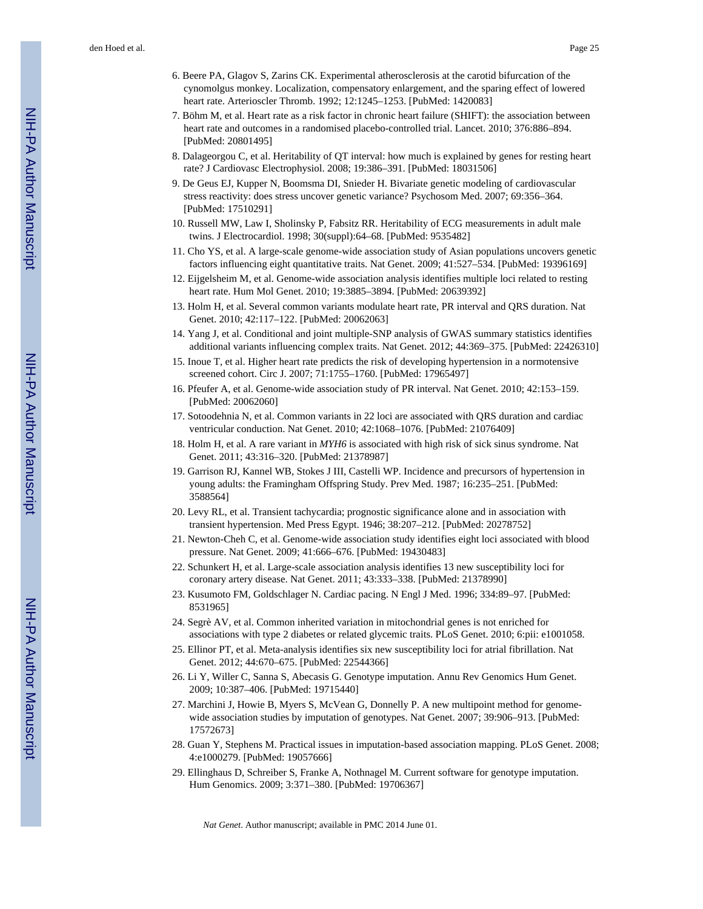6. Beere PA, Glagov S, Zarins CK. Experimental atherosclerosis at the carotid bifurcation of the cynomolgus monkey. Localization, compensatory enlargement, and the sparing effect of lowered heart rate. Arterioscler Thromb. 1992; 12:1245–1253. [PubMed: 1420083]
7. Böhm M, et al. Heart rate as a risk factor in chronic heart failure (SHIFT): the association between heart rate and outcomes in a randomised placebo-controlled trial. Lancet. 2010; 376:886–894. [PubMed: 20801495]
8. Dalageorgou C, et al. Heritability of QT interval: how much is explained by genes for resting heart rate? J Cardiovasc Electrophysiol. 2008; 19:386–391. [PubMed: 18031506]
9. De Geus EJ, Kupper N, Boomsma DI, Snieder H. Bivariate genetic modeling of cardiovascular stress reactivity: does stress uncover genetic variance? Psychosom Med. 2007; 69:356–364. [PubMed: 17510291]
10. Russell MW, Law I, Sholinsky P, Fabsitz RR. Heritability of ECG measurements in adult male twins. J Electrocardiol. 1998; 30(suppl):64–68. [PubMed: 9535482]
11. Cho YS, et al. A large-scale genome-wide association study of Asian populations uncovers genetic factors influencing eight quantitative traits. Nat Genet. 2009; 41:527–534. [PubMed: 19396169]
12. Eijgelsheim M, et al. Genome-wide association analysis identifies multiple loci related to resting heart rate. Hum Mol Genet. 2010; 19:3885–3894. [PubMed: 20639392]
13. Holm H, et al. Several common variants modulate heart rate, PR interval and QRS duration. Nat Genet. 2010; 42:117–122. [PubMed: 20062063]
14. Yang J, et al. Conditional and joint multiple-SNP analysis of GWAS summary statistics identifies additional variants influencing complex traits. Nat Genet. 2012; 44:369–375. [PubMed: 22426310]
15. Inoue T, et al. Higher heart rate predicts the risk of developing hypertension in a normotensive screened cohort. Circ J. 2007; 71:1755–1760. [PubMed: 17965497]
16. Pfeufer A, et al. Genome-wide association study of PR interval. Nat Genet. 2010; 42:153–159. [PubMed: 20062060]
17. Sotoodehnia N, et al. Common variants in 22 loci are associated with QRS duration and cardiac ventricular conduction. Nat Genet. 2010; 42:1068–1076. [PubMed: 21076409]
18. Holm H, et al. A rare variant in *MYH6* is associated with high risk of sick sinus syndrome. Nat Genet. 2011; 43:316–320. [PubMed: 21378987]
19. Garrison RJ, Kannel WB, Stokes J III, Castelli WP. Incidence and precursors of hypertension in young adults: the Framingham Offspring Study. Prev Med. 1987; 16:235–251. [PubMed: 3588564]
20. Levy RL, et al. Transient tachycardia; prognostic significance alone and in association with transient hypertension. Med Press Egypt. 1946; 38:207–212. [PubMed: 20278752]
21. Newton-Cheh C, et al. Genome-wide association study identifies eight loci associated with blood pressure. Nat Genet. 2009; 41:666–676. [PubMed: 19430483]
22. Schunkert H, et al. Large-scale association analysis identifies 13 new susceptibility loci for coronary artery disease. Nat Genet. 2011; 43:333–338. [PubMed: 21378990]
23. Kusumoto FM, Goldschlager N. Cardiac pacing. N Engl J Med. 1996; 334:89–97. [PubMed: 8531965]
24. Segrè AV, et al. Common inherited variation in mitochondrial genes is not enriched for associations with type 2 diabetes or related glycemic traits. PLoS Genet. 2010; 6:pii: e1001058.
25. Ellinor PT, et al. Meta-analysis identifies six new susceptibility loci for atrial fibrillation. Nat Genet. 2012; 44:670–675. [PubMed: 22544366]
26. Li Y, Willer C, Sanna S, Abecasis G. Genotype imputation. Annu Rev Genomics Hum Genet. 2009; 10:387–406. [PubMed: 19715440]
27. Marchini J, Howie B, Myers S, McVean G, Donnelly P. A new multipoint method for genome-wide association studies by imputation of genotypes. Nat Genet. 2007; 39:906–913. [PubMed: 17572673]
28. Guan Y, Stephens M. Practical issues in imputation-based association mapping. PLoS Genet. 2008; 4:e1000279. [PubMed: 19057666]
29. Ellinghaus D, Schreiber S, Franke A, Nothnagel M. Current software for genotype imputation. Hum Genomics. 2009; 3:371–380. [PubMed: 19706367]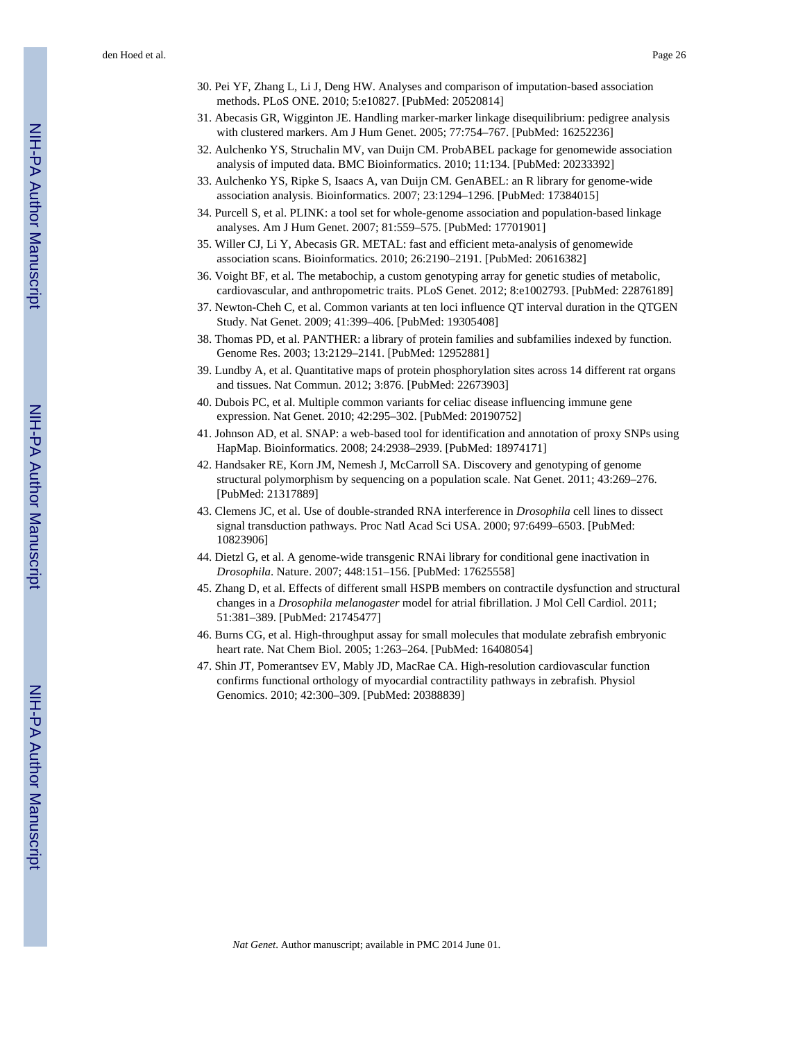30. Pei YF, Zhang L, Li J, Deng HW. Analyses and comparison of imputation-based association methods. PLoS ONE. 2010; 5:e10827. [PubMed: 20520814]
31. Abecasis GR, Wigginton JE. Handling marker-marker linkage disequilibrium: pedigree analysis with clustered markers. Am J Hum Genet. 2005; 77:754–767. [PubMed: 16252236]
32. Aulchenko YS, Struchalin MV, van Duijn CM. ProbABEL package for genomewide association analysis of imputed data. BMC Bioinformatics. 2010; 11:134. [PubMed: 20233392]
33. Aulchenko YS, Ripke S, Isaacs A, van Duijn CM. GenABEL: an R library for genome-wide association analysis. Bioinformatics. 2007; 23:1294–1296. [PubMed: 17384015]
34. Purcell S, et al. PLINK: a tool set for whole-genome association and population-based linkage analyses. Am J Hum Genet. 2007; 81:559–575. [PubMed: 17701901]
35. Willer CJ, Li Y, Abecasis GR. METAL: fast and efficient meta-analysis of genomewide association scans. Bioinformatics. 2010; 26:2190–2191. [PubMed: 20616382]
36. Voight BF, et al. The metabochip, a custom genotyping array for genetic studies of metabolic, cardiovascular, and anthropometric traits. PLoS Genet. 2012; 8:e1002793. [PubMed: 22876189]
37. Newton-Cheh C, et al. Common variants at ten loci influence QT interval duration in the QTGEN Study. Nat Genet. 2009; 41:399–406. [PubMed: 19305408]
38. Thomas PD, et al. PANTHER: a library of protein families and subfamilies indexed by function. Genome Res. 2003; 13:2129–2141. [PubMed: 12952881]
39. Lundby A, et al. Quantitative maps of protein phosphorylation sites across 14 different rat organs and tissues. Nat Commun. 2012; 3:876. [PubMed: 22673903]
40. Dubois PC, et al. Multiple common variants for celiac disease influencing immune gene expression. Nat Genet. 2010; 42:295–302. [PubMed: 20190752]
41. Johnson AD, et al. SNAP: a web-based tool for identification and annotation of proxy SNPs using HapMap. Bioinformatics. 2008; 24:2938–2939. [PubMed: 18974171]
42. Handsaker RE, Korn JM, Nemesh J, McCarroll SA. Discovery and genotyping of genome structural polymorphism by sequencing on a population scale. Nat Genet. 2011; 43:269–276. [PubMed: 21317889]
43. Clemens JC, et al. Use of double-stranded RNA interference in *Drosophila* cell lines to dissect signal transduction pathways. Proc Natl Acad Sci USA. 2000; 97:6499–6503. [PubMed: 10823906]
44. Dietzl G, et al. A genome-wide transgenic RNAi library for conditional gene inactivation in *Drosophila*. Nature. 2007; 448:151–156. [PubMed: 17625558]
45. Zhang D, et al. Effects of different small HSPB members on contractile dysfunction and structural changes in a *Drosophila melanogaster* model for atrial fibrillation. J Mol Cell Cardiol. 2011; 51:381–389. [PubMed: 21745477]
46. Burns CG, et al. High-throughput assay for small molecules that modulate zebrafish embryonic heart rate. Nat Chem Biol. 2005; 1:263–264. [PubMed: 16408054]
47. Shin JT, Pomerantsev EV, Mably JD, MacRae CA. High-resolution cardiovascular function confirms functional orthology of myocardial contractility pathways in zebrafish. Physiol Genomics. 2010; 42:300–309. [PubMed: 20388839]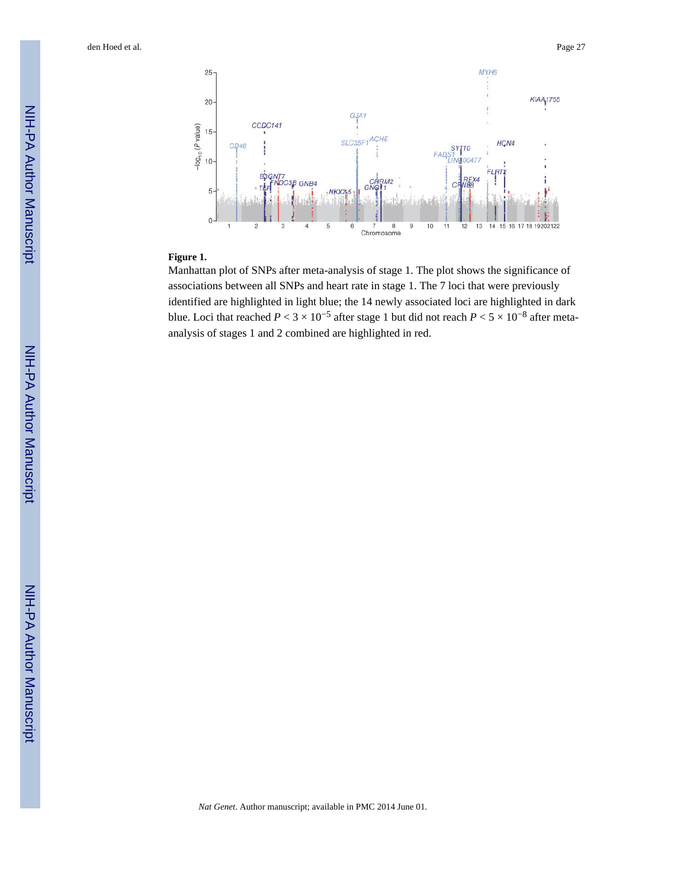**Figure 1.**

Manhattan plot of SNPs after meta-analysis of stage 1. The plot shows the significance of associations between all SNPs and heart rate in stage 1. The 7 loci that were previously identified are highlighted in light blue; the 14 newly associated loci are highlighted in dark blue. Loci that reached $P < 3 \times 10^{-5}$ after stage 1 but did not reach $P < 5 \times 10^{-8}$ after meta-analysis of stages 1 and 2 combined are highlighted in red.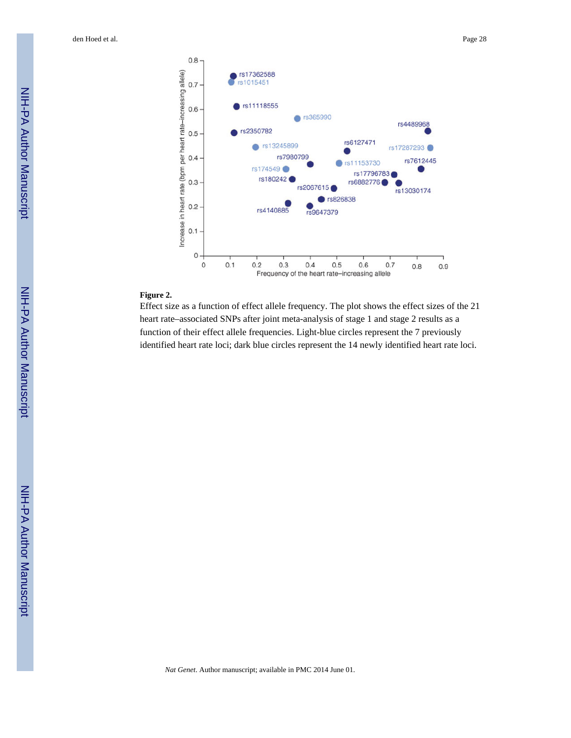**Figure 2.**

Effect size as a function of effect allele frequency. The plot shows the effect sizes of the 21 heart rate–associated SNPs after joint meta-analysis of stage 1 and stage 2 results as a function of their effect allele frequencies. Light-blue circles represent the 7 previously identified heart rate loci; dark blue circles represent the 14 newly identified heart rate loci.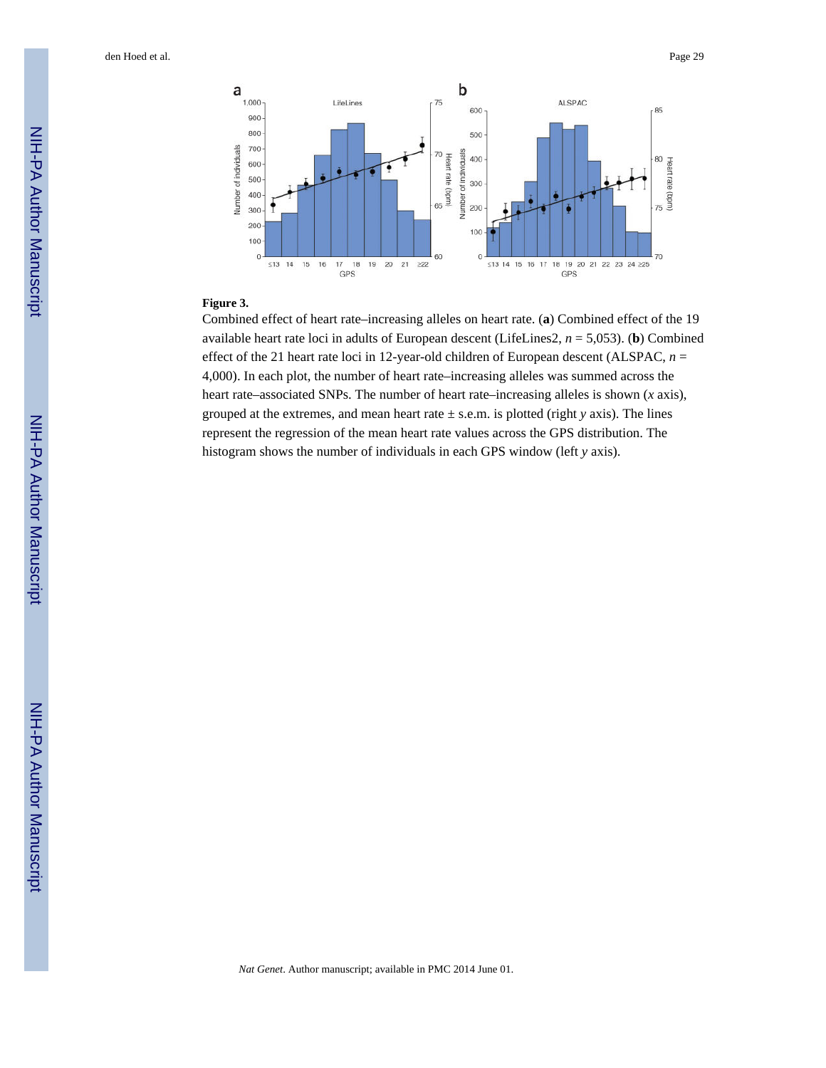**Figure 3.**

Combined effect of heart rate–increasing alleles on heart rate. (**a**) Combined effect of the 19 available heart rate loci in adults of European descent (LifeLines2, *n* = 5,053). (**b**) Combined effect of the 21 heart rate loci in 12-year-old children of European descent (ALSPAC, *n* = 4,000). In each plot, the number of heart rate–increasing alleles was summed across the heart rate–associated SNPs. The number of heart rate–increasing alleles is shown (*x* axis), grouped at the extremes, and mean heart rate ± s.e.m. is plotted (right *y* axis). The lines represent the regression of the mean heart rate values across the GPS distribution. The histogram shows the number of individuals in each GPS window (left *y* axis).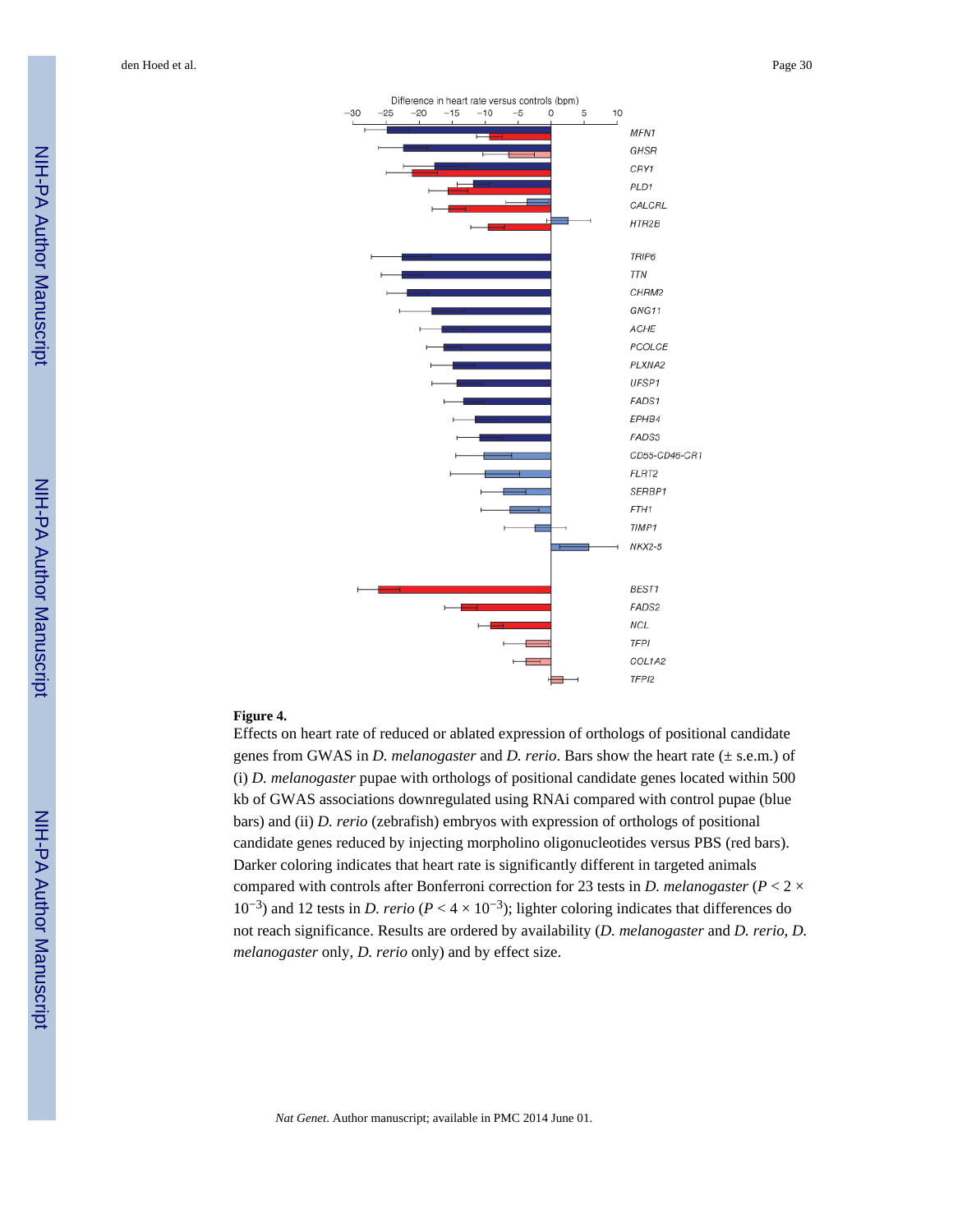**Figure 4.**

Effects on heart rate of reduced or ablated expression of orthologs of positional candidate genes from GWAS in *D. melanogaster* and *D. rerio*. Bars show the heart rate (± s.e.m.) of (i) *D. melanogaster* pupae with orthologs of positional candidate genes located within 500 kb of GWAS associations downregulated using RNAi compared with control pupae (blue bars) and (ii) *D. rerio* (zebrafish) embryos with expression of orthologs of positional candidate genes reduced by injecting morpholino oligonucleotides versus PBS (red bars). Darker coloring indicates that heart rate is significantly different in targeted animals compared with controls after Bonferroni correction for 23 tests in *D. melanogaster* ($P < 2 \times 10^{-3}$) and 12 tests in *D. rerio* ($P < 4 \times 10^{-3}$); lighter coloring indicates that differences do not reach significance. Results are ordered by availability (*D. melanogaster* and *D. rerio*, *D. melanogaster* only, *D. rerio* only) and by effect size.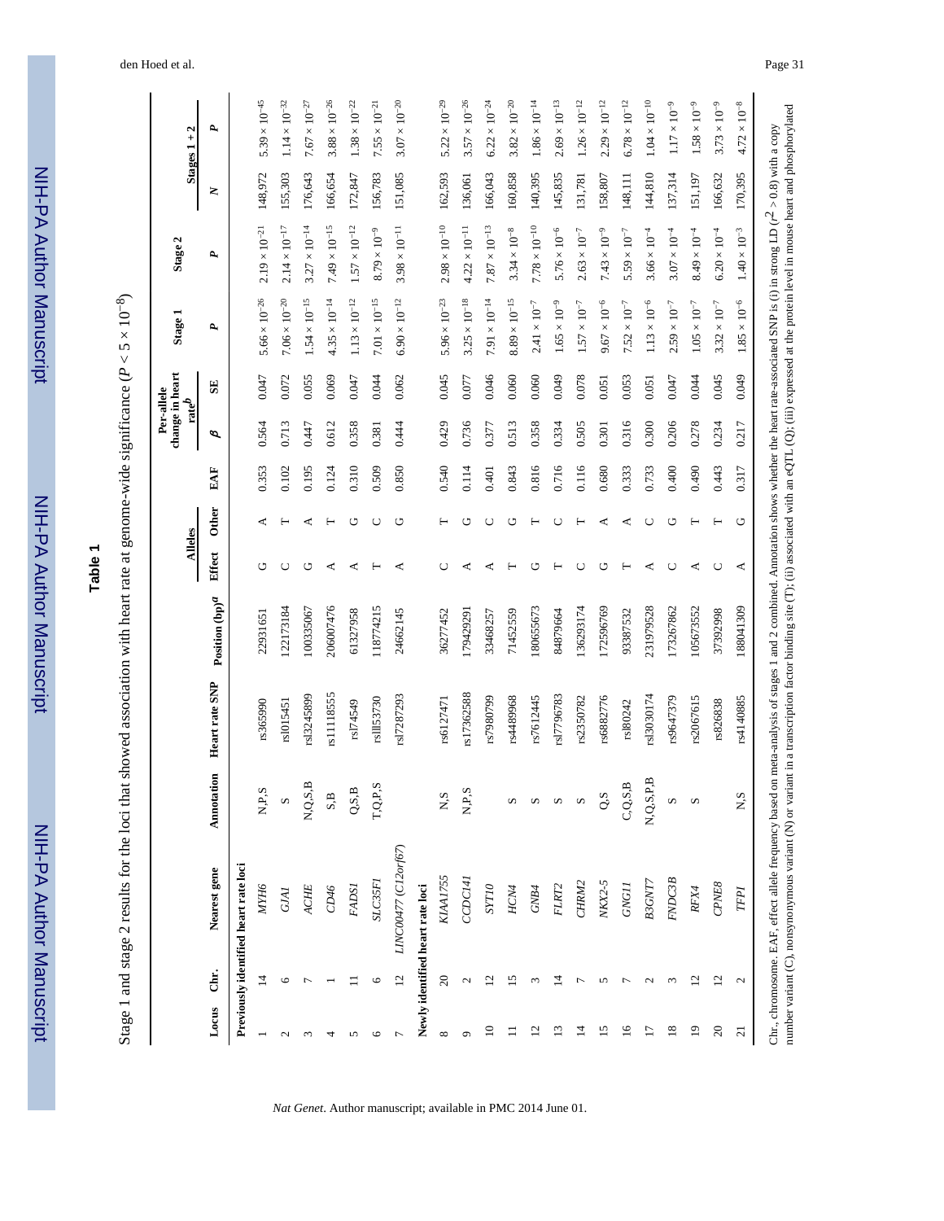# Table 1

Stage 1 and stage 2 results for the loci that showed association with heart rate at genome-wide significance ($P < 5 \times 10^{-8}$)

| Locus | Chr. | Nearest gene | Annotation | Heart rate SNP | Position (bp)[a] | Alleles | | EAF | Per-allele change in heart rate[b] | | Stage 1 | Stage 2 | Stages 1 + 2 | |
|---|---|---|---|---|---|---|---|---|---|---|---|---|---|---|
| | | | | | | Effect | Other | | β | SE | P | P | N | P |
| **Previously identified heart rate loci** | | | | | | | | | | | | | | |
| 1 | 14 | *MYH6* | N,P,S | rs365990 | 22931651 | G | A | 0.353 | 0.564 | 0.047 | $5.66 \times 10^{-26}$ | $2.19 \times 10^{-21}$ | 148,972 | $5.39 \times 10^{-45}$ |
| 2 | 6 | *GJA1* | S | rs1015451 | 122173184 | C | T | 0.102 | 0.713 | 0.072 | $7.06 \times 10^{-20}$ | $2.14 \times 10^{-17}$ | 155,303 | $1.14 \times 10^{-32}$ |
| 3 | 7 | *ACHE* | N,Q,S,B | rs13245899 | 100335067 | G | A | 0.195 | 0.447 | 0.055 | $1.54 \times 10^{-15}$ | $3.27 \times 10^{-14}$ | 176,643 | $7.67 \times 10^{-27}$ |
| 4 | 1 | *CD46* | S,B | rs11118555 | 206007476 | A | T | 0.124 | 0.612 | 0.069 | $4.35 \times 10^{-14}$ | $7.49 \times 10^{-15}$ | 166,654 | $3.88 \times 10^{-26}$ |
| 5 | 11 | *FADS1* | Q,S,B | rs174549 | 61327958 | A | G | 0.310 | 0.358 | 0.047 | $1.13 \times 10^{-12}$ | $1.57 \times 10^{-12}$ | 172,847 | $1.38 \times 10^{-22}$ |
| 6 | 6 | *SLC35F1* | T,Q,P,S | rs11153730 | 118774215 | T | C | 0.509 | 0.381 | 0.044 | $7.01 \times 10^{-15}$ | $8.79 \times 10^{-9}$ | 156,783 | $7.55 \times 10^{-21}$ |
| 7 | 12 | *LINC00477 (C12orf67)* | | rs17287293 | 24662145 | A | G | 0.850 | 0.444 | 0.062 | $6.90 \times 10^{-12}$ | $3.98 \times 10^{-11}$ | 151,085 | $3.07 \times 10^{-20}$ |
| **Newly identified heart rate loci** | | | | | | | | | | | | | | |
| 8 | 20 | *KIAA1755* | N,S | rs6127471 | 36277452 | C | T | 0.540 | 0.429 | 0.045 | $5.96 \times 10^{-23}$ | $2.98 \times 10^{-10}$ | 162,593 | $5.22 \times 10^{-29}$ |
| 9 | 2 | *CCDC141* | N,P,S | rs17362588 | 179429291 | A | G | 0.114 | 0.736 | 0.077 | $3.25 \times 10^{-18}$ | $4.22 \times 10^{-11}$ | 136,061 | $3.57 \times 10^{-26}$ |
| 10 | 12 | *SYT10* | | rs7980799 | 33468257 | A | C | 0.401 | 0.377 | 0.046 | $7.91 \times 10^{-14}$ | $7.87 \times 10^{-13}$ | 166,043 | $6.22 \times 10^{-24}$ |
| 11 | 15 | *HCN4* | S | rs4489968 | 71452559 | T | G | 0.843 | 0.513 | 0.060 | $8.89 \times 10^{-15}$ | $3.34 \times 10^{-8}$ | 160,858 | $3.82 \times 10^{-20}$ |
| 12 | 3 | *GNB4* | S | rs7612445 | 180655673 | G | T | 0.816 | 0.358 | 0.060 | $2.41 \times 10^{-7}$ | $7.78 \times 10^{-10}$ | 140,395 | $1.86 \times 10^{-14}$ |
| 13 | 14 | *FLRT2* | S | rs17796783 | 84879664 | T | C | 0.716 | 0.334 | 0.049 | $1.65 \times 10^{-9}$ | $5.76 \times 10^{-6}$ | 145,835 | $2.69 \times 10^{-13}$ |
| 14 | 7 | *CHRM2* | S | rs2350782 | 136293174 | C | T | 0.116 | 0.505 | 0.078 | $1.57 \times 10^{-7}$ | $2.63 \times 10^{-7}$ | 131,781 | $1.26 \times 10^{-12}$ |
| 15 | 5 | *NKX2-5* | Q,S | rs6882776 | 172596769 | G | A | 0.680 | 0.301 | 0.051 | $9.67 \times 10^{-6}$ | $7.43 \times 10^{-9}$ | 158,807 | $2.29 \times 10^{-12}$ |
| 16 | 7 | *GNG11* | C,Q,S,B | rs180242 | 93387532 | T | A | 0.333 | 0.316 | 0.053 | $7.52 \times 10^{-7}$ | $5.59 \times 10^{-7}$ | 148,111 | $6.78 \times 10^{-12}$ |
| 17 | 2 | *B3GNT7* | N,Q,S,P,B | rs13030174 | 231979528 | A | C | 0.733 | 0.300 | 0.051 | $1.13 \times 10^{-6}$ | $3.66 \times 10^{-4}$ | 144,810 | $1.04 \times 10^{-10}$ |
| 18 | 3 | *FNDC3B* | S | rs9647379 | 173267862 | C | G | 0.400 | 0.206 | 0.047 | $2.59 \times 10^{-7}$ | $3.07 \times 10^{-4}$ | 137,314 | $1.17 \times 10^{-9}$ |
| 19 | 12 | *RFX4* | S | rs2067615 | 105673552 | A | T | 0.490 | 0.278 | 0.044 | $1.05 \times 10^{-7}$ | $8.49 \times 10^{-4}$ | 151,197 | $1.58 \times 10^{-9}$ |
| 20 | 12 | *CPNE8* | | rs826838 | 37392998 | C | T | 0.443 | 0.234 | 0.045 | $3.32 \times 10^{-7}$ | $6.20 \times 10^{-4}$ | 166,632 | $3.73 \times 10^{-9}$ |
| 21 | 2 | *TFPI* | N,S | rs4140885 | 188041309 | A | G | 0.317 | 0.217 | 0.049 | $1.85 \times 10^{-6}$ | $1.40 \times 10^{-3}$ | 170,395 | $4.72 \times 10^{-8}$ |

Chr., chromosome. EAF, effect allele frequency based on meta-analysis of stages 1 and 2 combined. Annotation shows whether the heart rate–associated SNP is (i) in strong LD ($r^2 > 0.8$) with a copy number variant (C), nonsynonymous variant (N) or variant in a transcription factor binding site (T); (ii) associated with an eQTL (Q); (iii) expressed at the protein level in mouse heart and phosphorylated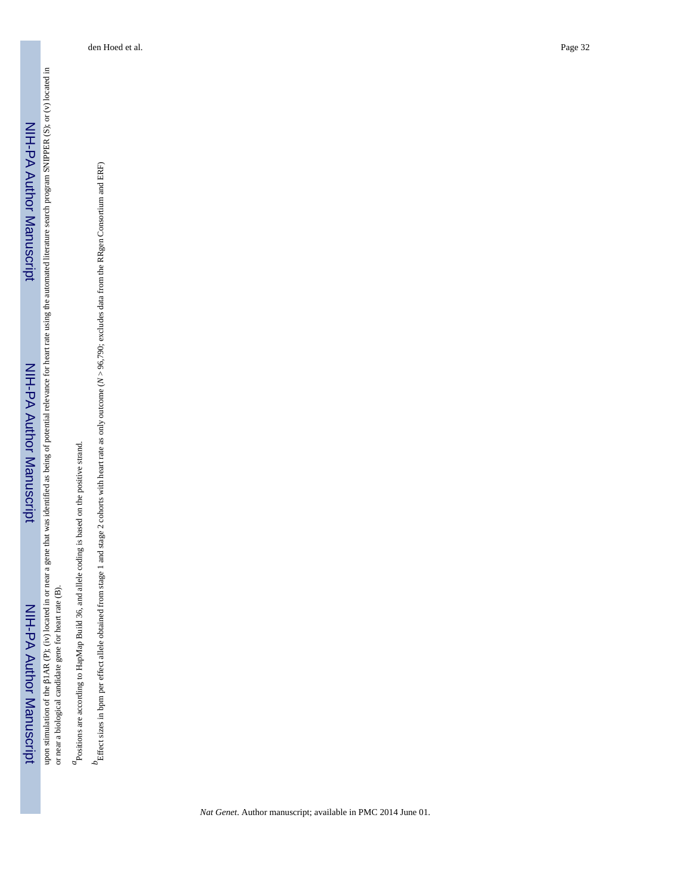upon stimulation of the β1AR (P); (iv) located in or near a gene that was identified as being of potential relevance for heart rate using the automated literature search program SNIPPER (S); or (v) located in or near a biological candidate gene for heart rate (B).

[a]Positions are according to HapMap Build 36, and allele coding is based on the positive strand.

[b]Effect sizes in bpm per effect allele obtained from stage 1 and stage 2 cohorts with heart rate as only outcome ($N$ > 96,790; excludes data from the RRgen Consortium and ERF)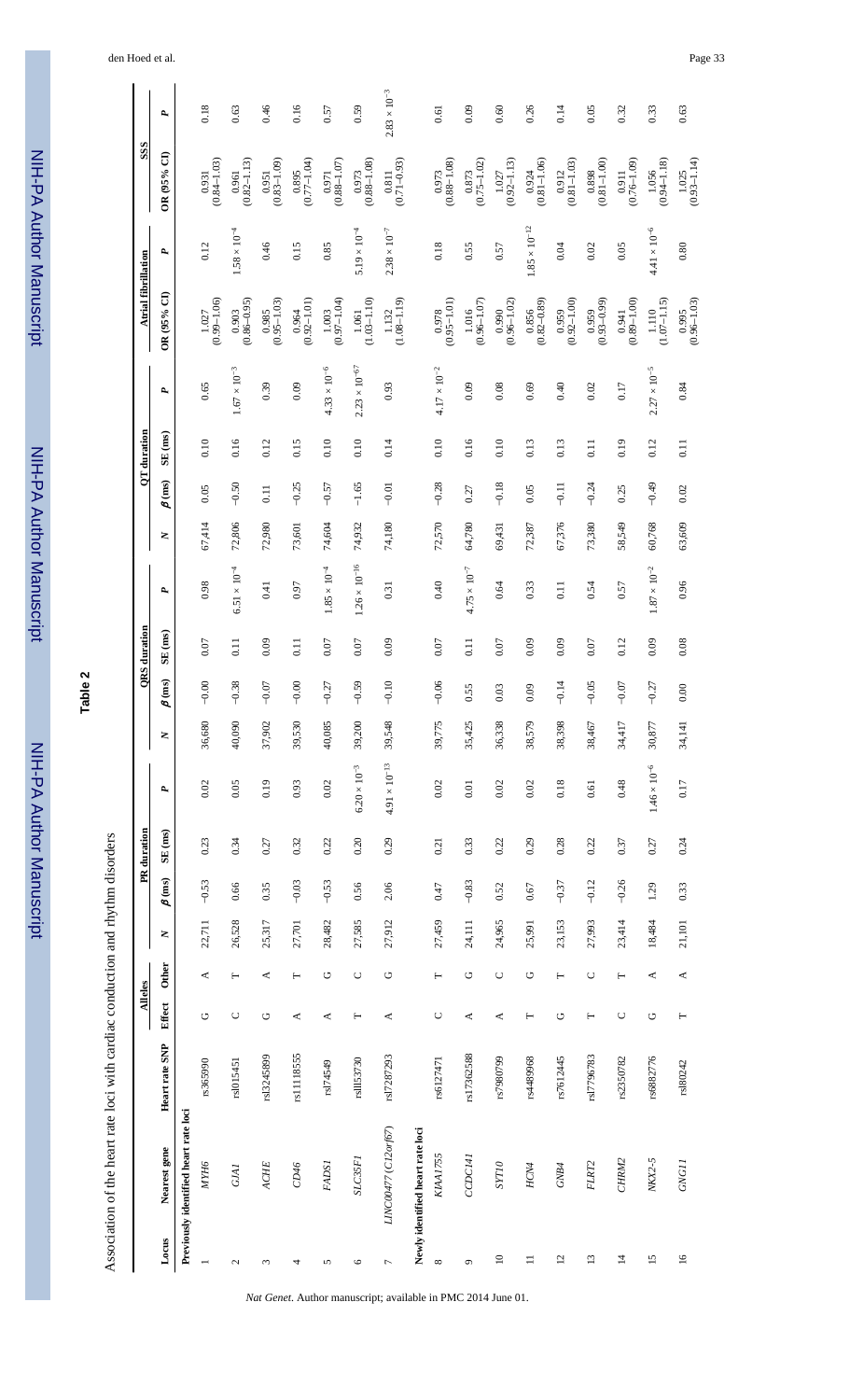# Table 2

Association of the heart rate loci with cardiac conduction and rhythm disorders

| Locus | Nearest gene | Heart rate SNP | Alleles | | PR duration | | | | QRS duration | | | | QT duration | | | | Atrial fibrillation | | SSS | |
|---|---|---|---|---|---|---|---|---|---|---|---|---|---|---|---|---|---|---|---|---|
| | | | Effect | Other | N | β (ms) | SE (ms) | P | N | β (ms) | SE (ms) | P | N | β (ms) | SE (ms) | P | OR (95% CI) | P | OR (95% CI) | P |
| **Previously identified heart rate loci** | | | | | | | | | | | | | | | | | | | | |
| 1 | *MYH6* | rs365990 | G | A | 22,711 | −0.53 | 0.23 | 0.02 | 36,680 | −0.00 | 0.07 | 0.98 | 67,414 | 0.05 | 0.10 | 0.65 | 1.027 (0.99–1.06) | 0.12 | 0.931 (0.84–1.03) | 0.18 |
| 2 | *GJA1* | rs1015451 | C | T | 26,528 | 0.66 | 0.34 | 0.05 | 40,090 | −0.38 | 0.11 | $6.51 \times 10^{-4}$ | 72,806 | −0.50 | 0.16 | $1.67 \times 10^{-3}$ | 0.903 (0.86–0.95) | $1.58 \times 10^{-4}$ | 0.961 (0.82–1.13) | 0.63 |
| 3 | *ACHE* | rs13245899 | G | A | 25,317 | 0.35 | 0.27 | 0.19 | 37,902 | −0.07 | 0.09 | 0.41 | 72,980 | 0.11 | 0.12 | 0.39 | 0.985 (0.95–1.03) | 0.46 | 0.951 (0.83–1.09) | 0.46 |
| 4 | *CD46* | rs11118555 | A | T | 27,701 | −0.03 | 0.32 | 0.93 | 39,530 | −0.00 | 0.11 | 0.97 | 73,601 | −0.25 | 0.15 | 0.09 | 0.964 (0.92–1.01) | 0.15 | 0.895 (0.77–1.04) | 0.16 |
| 5 | *FADS1* | rs174549 | A | G | 28,482 | −0.53 | 0.22 | 0.02 | 40,085 | −0.27 | 0.07 | $1.85 \times 10^{-4}$ | 74,604 | −0.57 | 0.10 | $4.33 \times 10^{-6}$ | 1.003 (0.97–1.04) | 0.85 | 0.971 (0.88–1.07) | 0.57 |
| 6 | *SLC35F1* | rs11153730 | T | C | 27,585 | 0.56 | 0.20 | $6.20 \times 10^{-3}$ | 39,200 | −0.59 | 0.07 | $1.26 \times 10^{-16}$ | 74,932 | −1.65 | 0.10 | $2.23 \times 10^{-67}$ | 1.061 (1.03–1.10) | $5.19 \times 10^{-4}$ | 0.973 (0.88–1.08) | 0.59 |
| 7 | *LINC00477 (C12orf67)* | rs17287293 | A | G | 27,912 | 2.06 | 0.29 | $4.91 \times 10^{-13}$ | 39,548 | −0.10 | 0.09 | 0.31 | 74,180 | −0.01 | 0.14 | 0.93 | 1.132 (1.08–1.19) | $2.38 \times 10^{-7}$ | 0.811 (0.71–0.93) | $2.83 \times 10^{-3}$ |
| **Newly identified heart rate loci** | | | | | | | | | | | | | | | | | | | | |
| 8 | *KIAA1755* | rs6127471 | C | T | 27,459 | 0.47 | 0.21 | 0.02 | 39,775 | −0.06 | 0.07 | 0.40 | 72,570 | −0.28 | 0.10 | $4.17 \times 10^{-2}$ | 0.978 (0.95–1.01) | 0.18 | 0.973 (0.88–1.08) | 0.61 |
| 9 | *CCDC141* | rs17362588 | A | G | 24,111 | −0.83 | 0.33 | 0.01 | 35,425 | 0.55 | 0.11 | $4.75 \times 10^{-7}$ | 64,780 | 0.27 | 0.16 | 0.09 | 1.016 (0.96–1.07) | 0.55 | 0.873 (0.75–1.02) | 0.09 |
| 10 | *SYT10* | rs7980799 | A | C | 24,965 | 0.52 | 0.22 | 0.02 | 36,338 | 0.03 | 0.07 | 0.64 | 69,431 | −0.18 | 0.10 | 0.08 | 0.990 (0.96–1.02) | 0.57 | 1.027 (0.92–1.13) | 0.60 |
| 11 | *HCN4* | rs4489968 | T | G | 25,991 | 0.67 | 0.29 | 0.02 | 38,579 | 0.09 | 0.09 | 0.33 | 72,387 | 0.05 | 0.13 | 0.69 | 0.856 (0.82–0.89) | $1.85 \times 10^{-12}$ | 0.924 (0.81–1.06) | 0.26 |
| 12 | *GNB4* | rs7612445 | G | T | 23,153 | −0.37 | 0.28 | 0.18 | 38,398 | −0.14 | 0.09 | 0.11 | 67,376 | −0.11 | 0.13 | 0.40 | 0.959 (0.92–1.00) | 0.04 | 0.912 (0.81–1.03) | 0.14 |
| 13 | *FLRT2* | rs17796783 | T | C | 27,993 | −0.12 | 0.22 | 0.61 | 38,467 | −0.05 | 0.07 | 0.54 | 73,380 | −0.24 | 0.11 | 0.02 | 0.959 (0.93–0.99) | 0.02 | 0.898 (0.81–1.00) | 0.05 |
| 14 | *CHRM2* | rs2350782 | C | T | 23,414 | −0.26 | 0.37 | 0.48 | 34,417 | −0.07 | 0.12 | 0.57 | 58,549 | 0.25 | 0.19 | 0.17 | 0.941 (0.89–1.00) | 0.05 | 0.911 (0.76–1.09) | 0.32 |
| 15 | *NKX2-5* | rs6882776 | G | A | 18,484 | 1.29 | 0.27 | $1.46 \times 10^{-6}$ | 30,877 | −0.27 | 0.09 | $1.87 \times 10^{-2}$ | 60,768 | −0.49 | 0.12 | $2.27 \times 10^{-5}$ | 1.110 (1.07–1.15) | $4.41 \times 10^{-6}$ | 1.056 (0.94–1.18) | 0.33 |
| 16 | *GNG11* | rs180242 | T | A | 21,101 | 0.33 | 0.24 | 0.17 | 34,141 | 0.00 | 0.08 | 0.96 | 63,609 | 0.02 | 0.11 | 0.84 | 0.995 (0.96–1.03) | 0.80 | 1.025 (0.93–1.14) | 0.63 |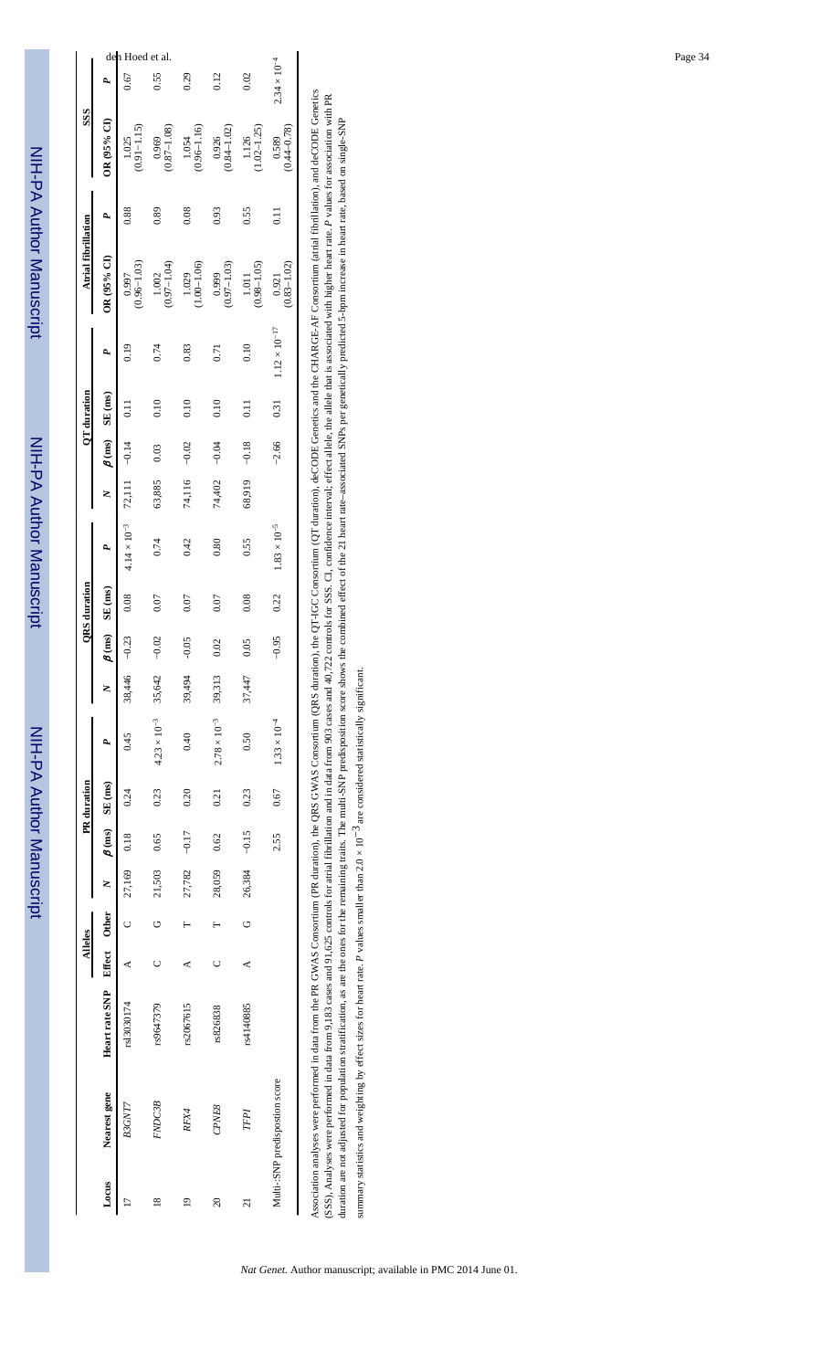| Locus | Nearest gene | Heart rate SNP | Alleles | | PR duration | | | | QRS duration | | | | QT duration | | | | Atrial fibrillation | | SSS | |
|---|---|---|---|---|---|---|---|---|---|---|---|---|---|---|---|---|---|---|---|---|
| | | | Effect | Other | *N* | *β* (ms) | SE (ms) | *P* | *N* | *β* (ms) | SE (ms) | *P* | *N* | *β* (ms) | SE (ms) | *P* | OR (95% CI) | *P* | OR (95% CI) | *P* |
| 17 | *B3GNT7* | rs13030174 | A | C | 27,169 | 0.18 | 0.24 | 0.45 | 38,446 | −0.23 | 0.08 | $4.14 \times 10^{-3}$ | 72,111 | −0.14 | 0.11 | 0.19 | 0.997 (0.96–1.03) | 0.88 | 1.025 (0.91–1.15) | 0.67 |
| 18 | *FNDC3B* | rs9647379 | C | G | 21,503 | 0.65 | 0.23 | $4.23 \times 10^{-3}$ | 35,642 | −0.02 | 0.07 | 0.74 | 63,885 | 0.03 | 0.10 | 0.74 | 1.002 (0.97–1.04) | 0.89 | 0.969 (0.87–1.08) | 0.55 |
| 19 | *RFX4* | rs2067615 | A | T | 27,782 | −0.17 | 0.20 | 0.40 | 39,494 | −0.05 | 0.07 | 0.42 | 74,116 | −0.02 | 0.10 | 0.83 | 1.029 (1.00–1.06) | 0.08 | 1.054 (0.96–1.16) | 0.29 |
| 20 | *CPNE8* | rs826838 | C | T | 28,059 | 0.62 | 0.21 | $2.78 \times 10^{-3}$ | 39,313 | 0.02 | 0.07 | 0.80 | 74,402 | −0.04 | 0.10 | 0.71 | 0.999 (0.97–1.03) | 0.93 | 0.926 (0.84–1.02) | 0.12 |
| 21 | *TFPI* | rs4140885 | A | G | 26,384 | −0.15 | 0.23 | 0.50 | 37,447 | 0.05 | 0.08 | 0.55 | 68,919 | −0.18 | 0.11 | 0.10 | 1.011 (0.98–1.05) | 0.55 | 1.126 (1.02–1.25) | 0.02 |
| Multi-SNP predisposition score | | | | | | 2.55 | 0.67 | $1.33 \times 10^{-4}$ | | −0.95 | 0.22 | $1.83 \times 10^{-5}$ | | −2.66 | 0.31 | $1.12 \times 10^{-17}$ | 0.921 (0.83–1.02) | 0.11 | 0.589 (0.44–0.78) | $2.34 \times 10^{-4}$ |

Association analyses were performed in data from the PR GWAS Consortium (PR duration), the QRS GWAS Consortium (QRS duration), the QT-IGC Consortium (QT duration), deCODE Genetics and the CHARGE-AF Consortium (atrial fibrillation), and deCODE Genetics (SSS). Analyses were performed in data from 9,183 cases and 91,625 controls for atrial fibrillation and in data from 903 cases and 40,722 controls for SSS. CI, confidence interval; effect allele, the allele that is associated with higher heart rate. *P* values for association with PR duration are not adjusted for population stratification, as are the ones for the remaining traits. The multi-SNP predisposition score shows the combined effect of the 21 heart rate–associated SNPs per genetically predicted 5-bpm increase in heart rate, based on single-SNP summary statistics and weighting by effect sizes for heart rate. *P* values smaller than $2.0 \times 10^{-3}$ are considered statistically significant.